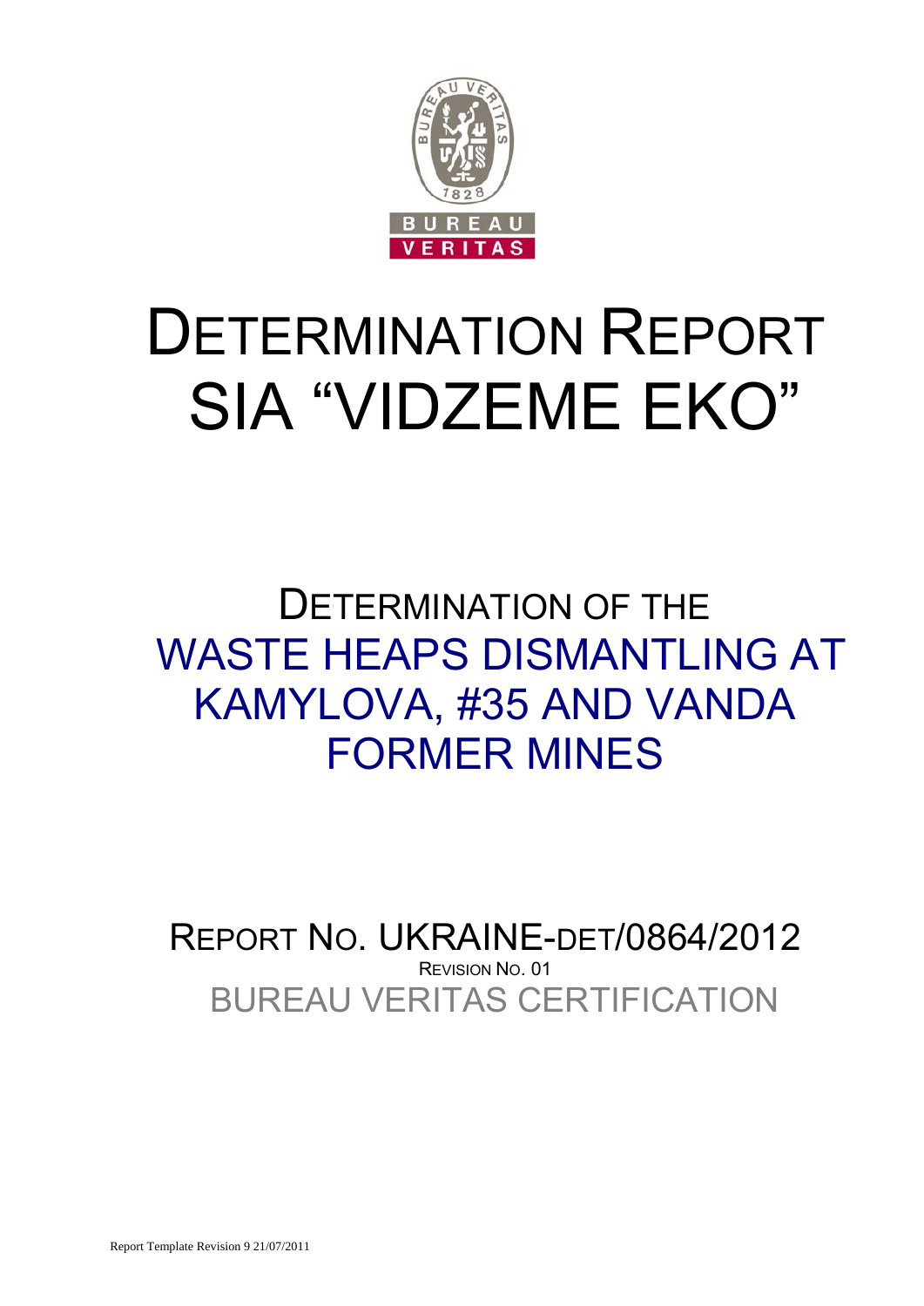# DETERMINATION REPORT SIA "VIDZEME EKO"

## DETERMINATION OF THE WASTE HEAPS DISMANTLING AT KAMYLOVA, #35 AND VANDA FORMER MINES

REPORT NO. UKRAINE-DET/0864/2012

REVISION NO. 01

BUREAU VERITAS CERTIFICATION

Report Template Revision 9 21/07/2011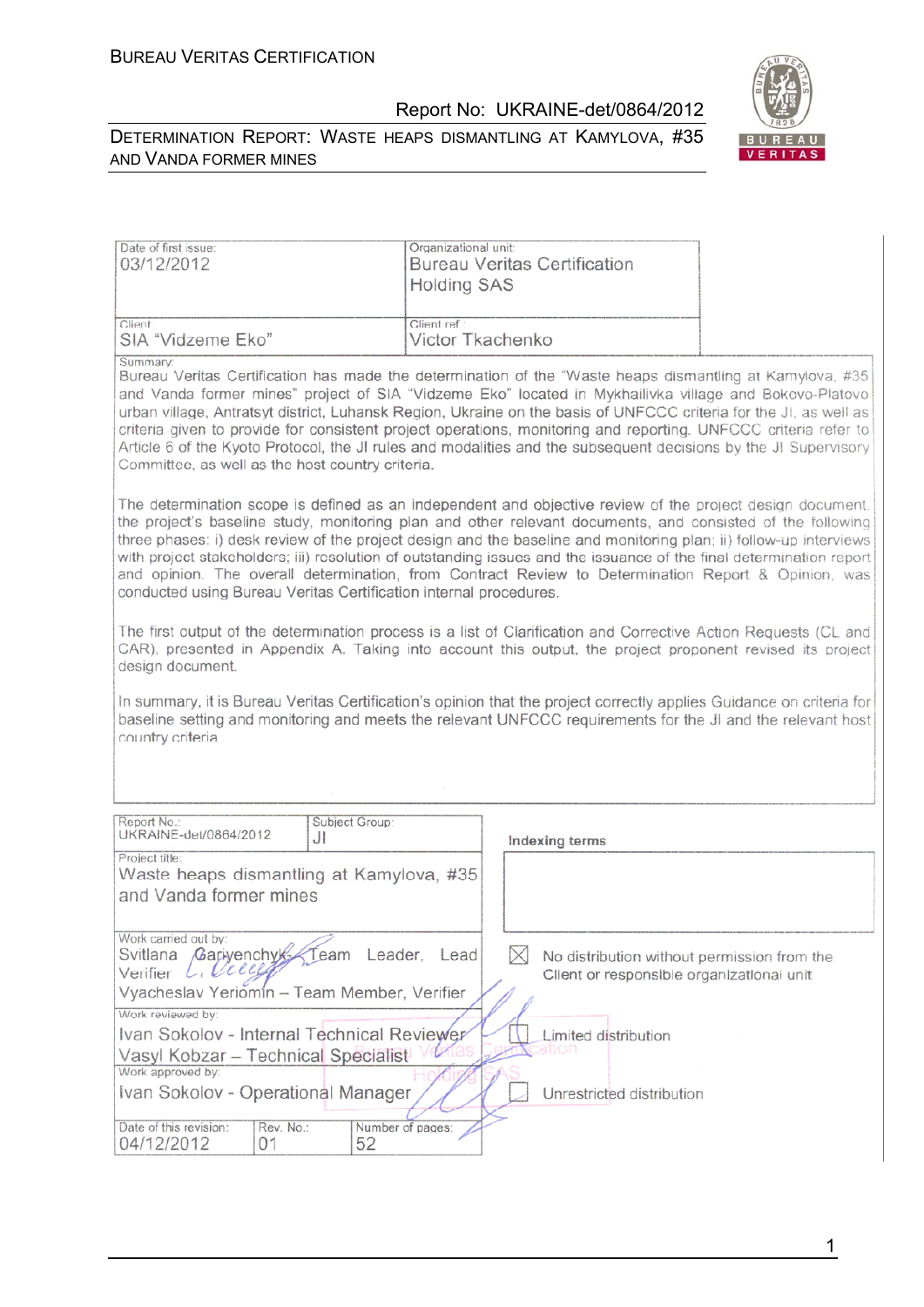| Date of first issue: | Organizational unit: |
| --- | --- |
| 03/12/2012 | Bureau Veritas Certification Holding SAS |
| Client: SIA "Vidzeme Eko" | Client ref.: Victor Tkachenko |

Summary:

Bureau Veritas Certification has made the determination of the "Waste heaps dismantling at Kamylova, #35 and Vanda former mines" project of SIA "Vidzeme Eko" located in Mykhailivka village and Bokovo-Platovo urban village, Antratsyt district, Luhansk Region, Ukraine on the basis of UNFCCC criteria for the JI, as well as criteria given to provide for consistent project operations, monitoring and reporting. UNFCCC criteria refer to Article 6 of the Kyoto Protocol, the JI rules and modalities and the subsequent decisions by the JI Supervisory Committee, as well as the host country criteria.

The determination scope is defined as an independent and objective review of the project design document, the project's baseline study, monitoring plan and other relevant documents, and consisted of the following three phases: i) desk review of the project design and the baseline and monitoring plan; ii) follow-up interviews with project stakeholders; iii) resolution of outstanding issues and the issuance of the final determination report and opinion. The overall determination, from Contract Review to Determination Report & Opinion, was conducted using Bureau Veritas Certification internal procedures.

The first output of the determination process is a list of Clarification and Corrective Action Requests (CL and CAR), presented in Appendix A. Taking into account this output, the project proponent revised its project design document.

In summary, it is Bureau Veritas Certification's opinion that the project correctly applies Guidance on criteria for baseline setting and monitoring and meets the relevant UNFCCC requirements for the JI and the relevant host country criteria.

| Report No.: UKRAINE-det/0864/2012 | Subject Group: JI | Indexing terms |
| --- | --- | --- |
| Project title: Waste heaps dismantling at Kamylova, #35 and Vanda former mines | | |
| Work carried out by: Svitlana Gariyenchyk – Team Leader, Lead Verifier; Vyacheslav Yeriomin – Team Member, Verifier | | ☒ No distribution without permission from the Client or responsible organizational unit |
| Work reviewed by: Ivan Sokolov - Internal Technical Reviewer; Vasyl Kobzar – Technical Specialist | | ☐ Limited distribution |
| Work approved by: Ivan Sokolov - Operational Manager | | ☐ Unrestricted distribution |
| Date of this revision: 04/12/2012 | Rev. No.: 01 | Number of pages: 52 |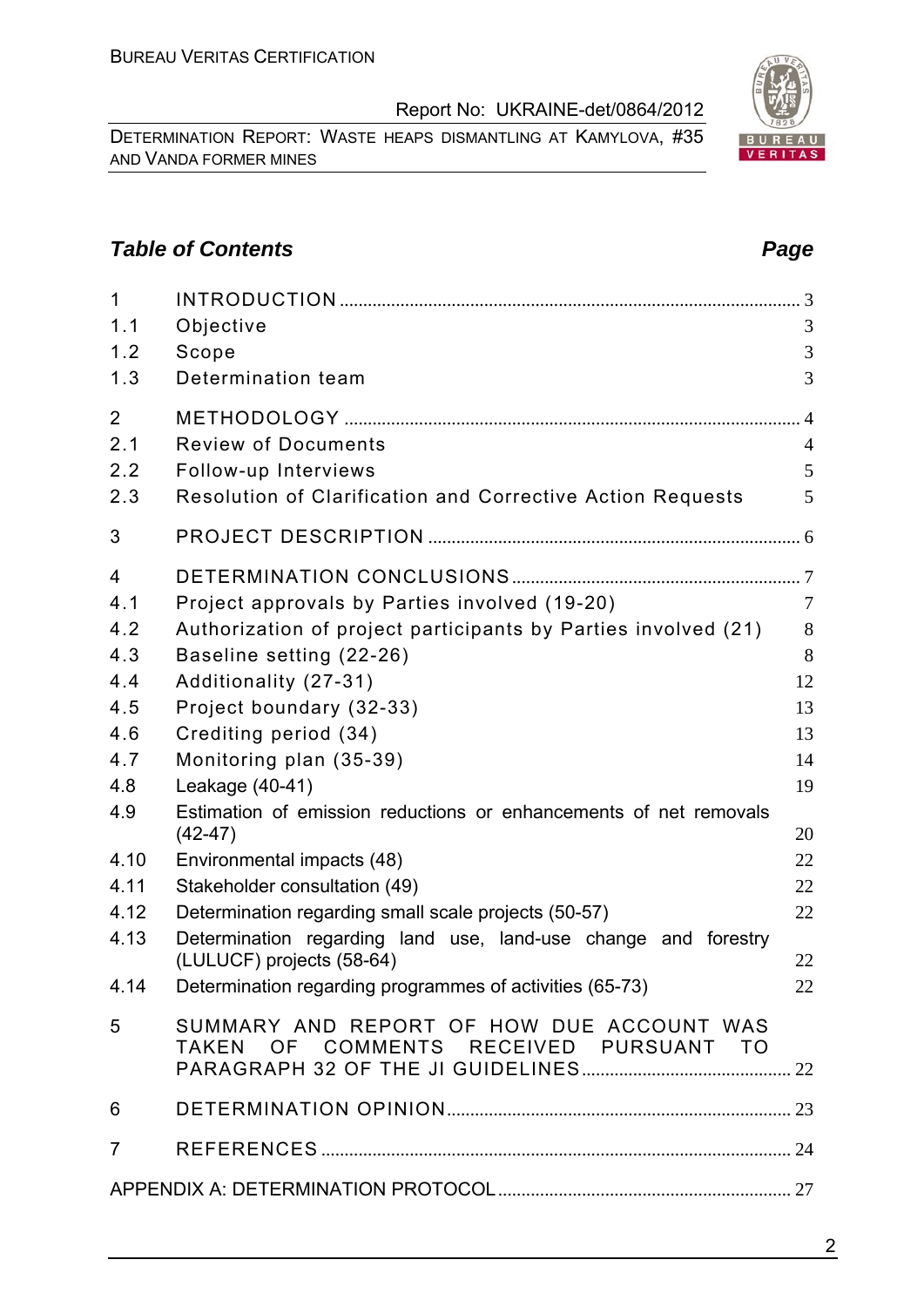## *Table of Contents* *Page*

| | | |
|---|---|---|
| 1 | INTRODUCTION | 3 |
| 1.1 | Objective | 3 |
| 1.2 | Scope | 3 |
| 1.3 | Determination team | 3 |
| 2 | METHODOLOGY | 4 |
| 2.1 | Review of Documents | 4 |
| 2.2 | Follow-up Interviews | 5 |
| 2.3 | Resolution of Clarification and Corrective Action Requests | 5 |
| 3 | PROJECT DESCRIPTION | 6 |
| 4 | DETERMINATION CONCLUSIONS | 7 |
| 4.1 | Project approvals by Parties involved (19-20) | 7 |
| 4.2 | Authorization of project participants by Parties involved (21) | 8 |
| 4.3 | Baseline setting (22-26) | 8 |
| 4.4 | Additionality (27-31) | 12 |
| 4.5 | Project boundary (32-33) | 13 |
| 4.6 | Crediting period (34) | 13 |
| 4.7 | Monitoring plan (35-39) | 14 |
| 4.8 | Leakage (40-41) | 19 |
| 4.9 | Estimation of emission reductions or enhancements of net removals (42-47) | 20 |
| 4.10 | Environmental impacts (48) | 22 |
| 4.11 | Stakeholder consultation (49) | 22 |
| 4.12 | Determination regarding small scale projects (50-57) | 22 |
| 4.13 | Determination regarding land use, land-use change and forestry (LULUCF) projects (58-64) | 22 |
| 4.14 | Determination regarding programmes of activities (65-73) | 22 |
| 5 | SUMMARY AND REPORT OF HOW DUE ACCOUNT WAS TAKEN OF COMMENTS RECEIVED PURSUANT TO PARAGRAPH 32 OF THE JI GUIDELINES | 22 |
| 6 | DETERMINATION OPINION | 23 |
| 7 | REFERENCES | 24 |
| | APPENDIX A: DETERMINATION PROTOCOL | 27 |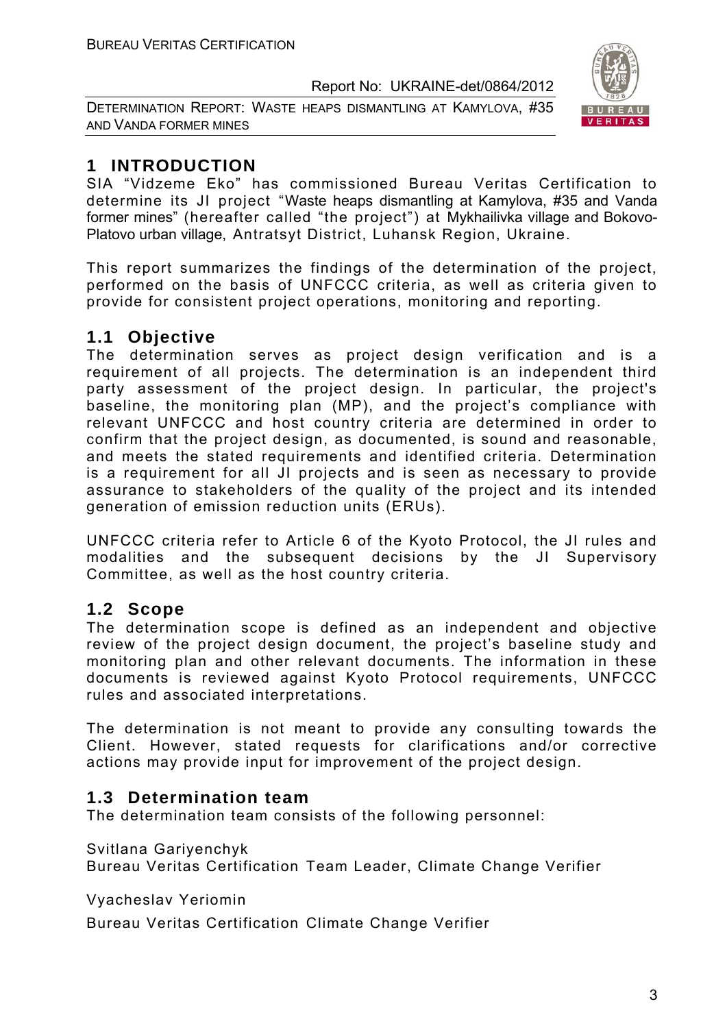# 1 INTRODUCTION

SIA "Vidzeme Eko" has commissioned Bureau Veritas Certification to determine its JI project "Waste heaps dismantling at Kamylova, #35 and Vanda former mines" (hereafter called "the project") at Mykhailivka village and Bokovo-Platovo urban village, Antratsyt District, Luhansk Region, Ukraine.

This report summarizes the findings of the determination of the project, performed on the basis of UNFCCC criteria, as well as criteria given to provide for consistent project operations, monitoring and reporting.

## 1.1 Objective

The determination serves as project design verification and is a requirement of all projects. The determination is an independent third party assessment of the project design. In particular, the project's baseline, the monitoring plan (MP), and the project's compliance with relevant UNFCCC and host country criteria are determined in order to confirm that the project design, as documented, is sound and reasonable, and meets the stated requirements and identified criteria. Determination is a requirement for all JI projects and is seen as necessary to provide assurance to stakeholders of the quality of the project and its intended generation of emission reduction units (ERUs).

UNFCCC criteria refer to Article 6 of the Kyoto Protocol, the JI rules and modalities and the subsequent decisions by the JI Supervisory Committee, as well as the host country criteria.

## 1.2 Scope

The determination scope is defined as an independent and objective review of the project design document, the project's baseline study and monitoring plan and other relevant documents. The information in these documents is reviewed against Kyoto Protocol requirements, UNFCCC rules and associated interpretations.

The determination is not meant to provide any consulting towards the Client. However, stated requests for clarifications and/or corrective actions may provide input for improvement of the project design.

## 1.3 Determination team

The determination team consists of the following personnel:

Svitlana Gariyenchyk
Bureau Veritas Certification Team Leader, Climate Change Verifier

Vyacheslav Yeriomin
Bureau Veritas Certification Climate Change Verifier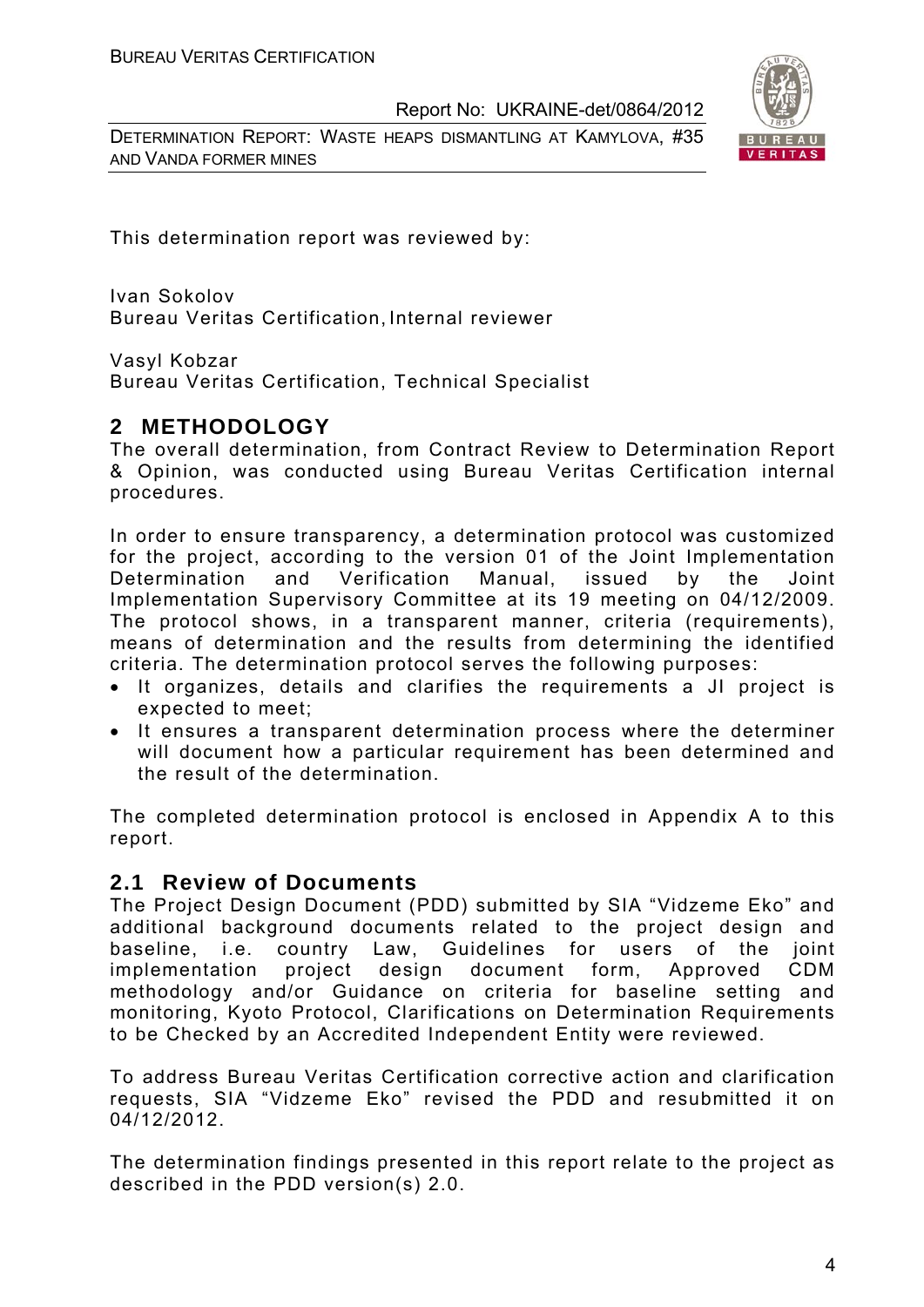This determination report was reviewed by:

Ivan Sokolov
Bureau Veritas Certification, Internal reviewer

Vasyl Kobzar
Bureau Veritas Certification, Technical Specialist

## 2 METHODOLOGY

The overall determination, from Contract Review to Determination Report & Opinion, was conducted using Bureau Veritas Certification internal procedures.

In order to ensure transparency, a determination protocol was customized for the project, according to the version 01 of the Joint Implementation Determination and Verification Manual, issued by the Joint Implementation Supervisory Committee at its 19 meeting on 04/12/2009. The protocol shows, in a transparent manner, criteria (requirements), means of determination and the results from determining the identified criteria. The determination protocol serves the following purposes:

- It organizes, details and clarifies the requirements a JI project is expected to meet;
- It ensures a transparent determination process where the determiner will document how a particular requirement has been determined and the result of the determination.

The completed determination protocol is enclosed in Appendix A to this report.

### 2.1 Review of Documents

The Project Design Document (PDD) submitted by SIA "Vidzeme Eko" and additional background documents related to the project design and baseline, i.e. country Law, Guidelines for users of the joint implementation project design document form, Approved CDM methodology and/or Guidance on criteria for baseline setting and monitoring, Kyoto Protocol, Clarifications on Determination Requirements to be Checked by an Accredited Independent Entity were reviewed.

To address Bureau Veritas Certification corrective action and clarification requests, SIA "Vidzeme Eko" revised the PDD and resubmitted it on 04/12/2012.

The determination findings presented in this report relate to the project as described in the PDD version(s) 2.0.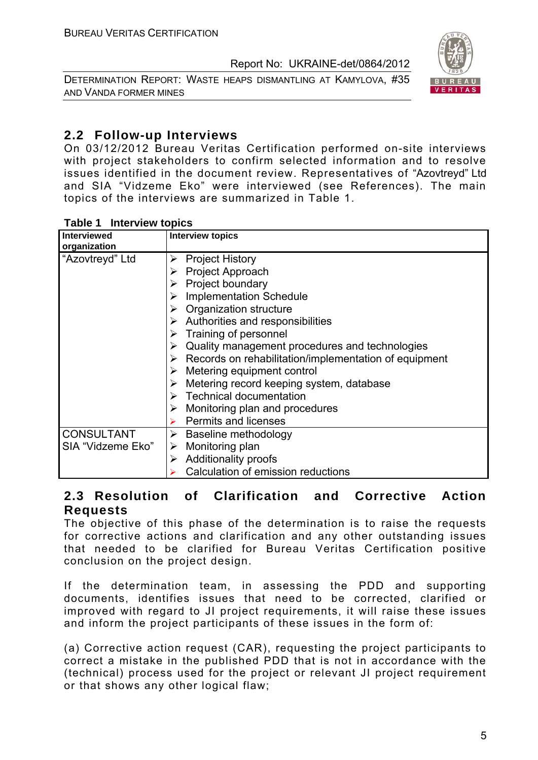## 2.2 Follow-up Interviews

On 03/12/2012 Bureau Veritas Certification performed on-site interviews with project stakeholders to confirm selected information and to resolve issues identified in the document review. Representatives of "Azovtreyd" Ltd and SIA "Vidzeme Eko" were interviewed (see References). The main topics of the interviews are summarized in Table 1.

**Table 1 Interview topics**

| Interviewed organization | Interview topics |
|---|---|
| "Azovtreyd" Ltd | ➢ Project History<br>➢ Project Approach<br>➢ Project boundary<br>➢ Implementation Schedule<br>➢ Organization structure<br>➢ Authorities and responsibilities<br>➢ Training of personnel<br>➢ Quality management procedures and technologies<br>➢ Records on rehabilitation/implementation of equipment<br>➢ Metering equipment control<br>➢ Metering record keeping system, database<br>➢ Technical documentation<br>➢ Monitoring plan and procedures<br>➢ Permits and licenses |
| CONSULTANT SIA "Vidzeme Eko" | ➢ Baseline methodology<br>➢ Monitoring plan<br>➢ Additionality proofs<br>➢ Calculation of emission reductions |

## 2.3 Resolution of Clarification and Corrective Action Requests

The objective of this phase of the determination is to raise the requests for corrective actions and clarification and any other outstanding issues that needed to be clarified for Bureau Veritas Certification positive conclusion on the project design.

If the determination team, in assessing the PDD and supporting documents, identifies issues that need to be corrected, clarified or improved with regard to JI project requirements, it will raise these issues and inform the project participants of these issues in the form of:

(a) Corrective action request (CAR), requesting the project participants to correct a mistake in the published PDD that is not in accordance with the (technical) process used for the project or relevant JI project requirement or that shows any other logical flaw;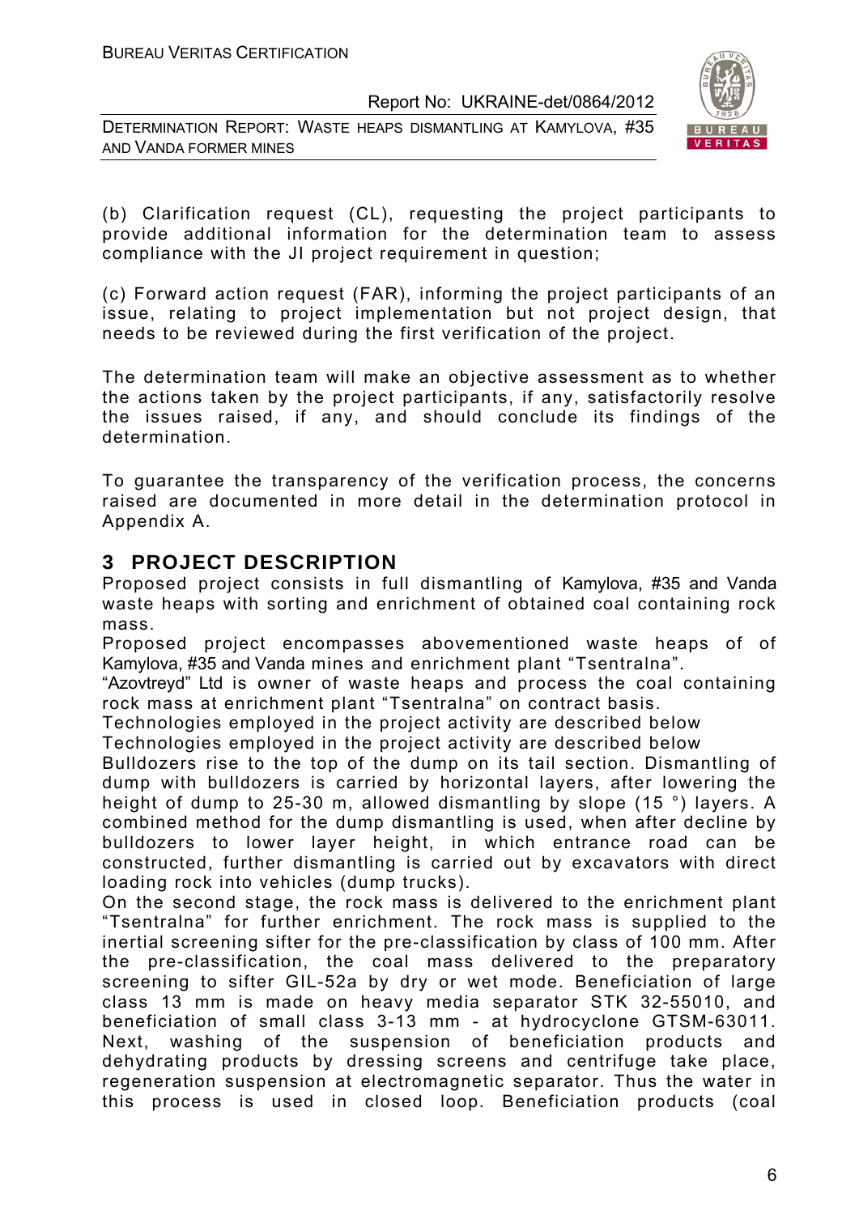(b) Clarification request (CL), requesting the project participants to provide additional information for the determination team to assess compliance with the JI project requirement in question;

(c) Forward action request (FAR), informing the project participants of an issue, relating to project implementation but not project design, that needs to be reviewed during the first verification of the project.

The determination team will make an objective assessment as to whether the actions taken by the project participants, if any, satisfactorily resolve the issues raised, if any, and should conclude its findings of the determination.

To guarantee the transparency of the verification process, the concerns raised are documented in more detail in the determination protocol in Appendix A.

## 3 PROJECT DESCRIPTION

Proposed project consists in full dismantling of Kamylova, #35 and Vanda waste heaps with sorting and enrichment of obtained coal containing rock mass.

Proposed project encompasses abovementioned waste heaps of of Kamylova, #35 and Vanda mines and enrichment plant "Tsentralna".

"Azovtreyd" Ltd is owner of waste heaps and process the coal containing rock mass at enrichment plant "Tsentralna" on contract basis.

Technologies employed in the project activity are described below

Technologies employed in the project activity are described below

Bulldozers rise to the top of the dump on its tail section. Dismantling of dump with bulldozers is carried by horizontal layers, after lowering the height of dump to 25-30 m, allowed dismantling by slope (15 °) layers. A combined method for the dump dismantling is used, when after decline by bulldozers to lower layer height, in which entrance road can be constructed, further dismantling is carried out by excavators with direct loading rock into vehicles (dump trucks).

On the second stage, the rock mass is delivered to the enrichment plant "Tsentralna" for further enrichment. The rock mass is supplied to the inertial screening sifter for the pre-classification by class of 100 mm. After the pre-classification, the coal mass delivered to the preparatory screening to sifter GIL-52a by dry or wet mode. Beneficiation of large class 13 mm is made on heavy media separator STK 32-55010, and beneficiation of small class 3-13 mm - at hydrocyclone GTSM-63011. Next, washing of the suspension of beneficiation products and dehydrating products by dressing screens and centrifuge take place, regeneration suspension at electromagnetic separator. Thus the water in this process is used in closed loop. Beneficiation products (coal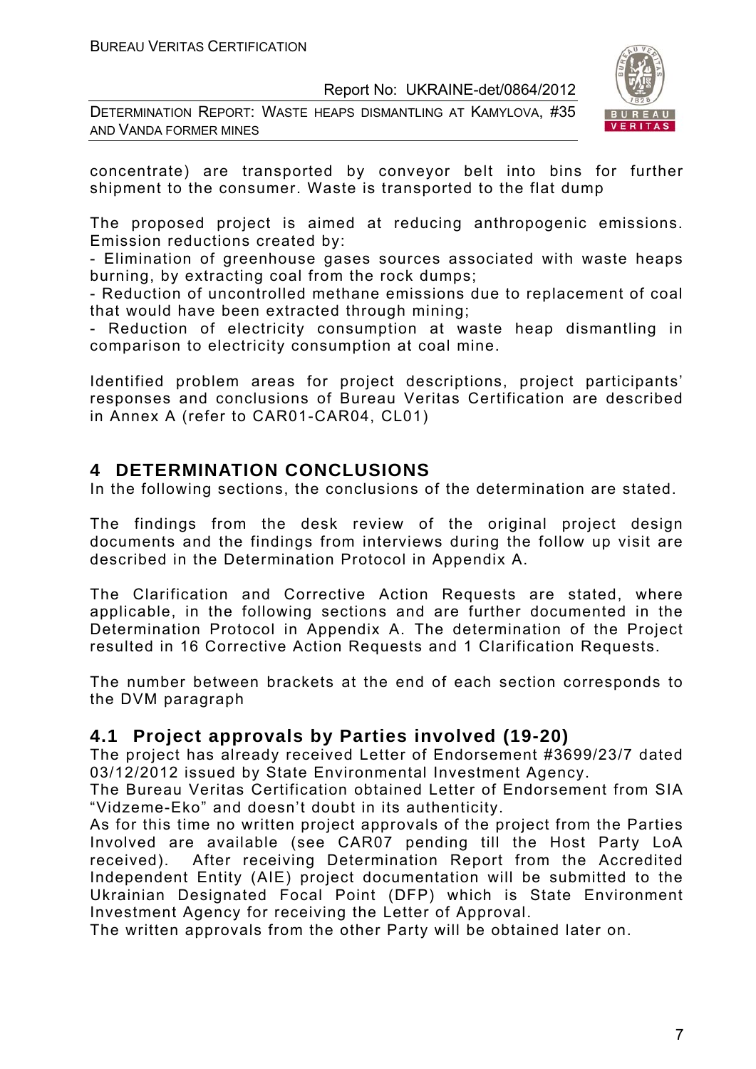concentrate) are transported by conveyor belt into bins for further shipment to the consumer. Waste is transported to the flat dump

The proposed project is aimed at reducing anthropogenic emissions. Emission reductions created by:

- Elimination of greenhouse gases sources associated with waste heaps burning, by extracting coal from the rock dumps;
- Reduction of uncontrolled methane emissions due to replacement of coal that would have been extracted through mining;
- Reduction of electricity consumption at waste heap dismantling in comparison to electricity consumption at coal mine.

Identified problem areas for project descriptions, project participants' responses and conclusions of Bureau Veritas Certification are described in Annex A (refer to CAR01-CAR04, CL01)

# 4 DETERMINATION CONCLUSIONS

In the following sections, the conclusions of the determination are stated.

The findings from the desk review of the original project design documents and the findings from interviews during the follow up visit are described in the Determination Protocol in Appendix A.

The Clarification and Corrective Action Requests are stated, where applicable, in the following sections and are further documented in the Determination Protocol in Appendix A. The determination of the Project resulted in 16 Corrective Action Requests and 1 Clarification Requests.

The number between brackets at the end of each section corresponds to the DVM paragraph

## 4.1 Project approvals by Parties involved (19-20)

The project has already received Letter of Endorsement #3699/23/7 dated 03/12/2012 issued by State Environmental Investment Agency.

The Bureau Veritas Certification obtained Letter of Endorsement from SIA "Vidzeme-Eko" and doesn't doubt in its authenticity.

As for this time no written project approvals of the project from the Parties Involved are available (see CAR07 pending till the Host Party LoA received). After receiving Determination Report from the Accredited Independent Entity (AIE) project documentation will be submitted to the Ukrainian Designated Focal Point (DFP) which is State Environment Investment Agency for receiving the Letter of Approval.

The written approvals from the other Party will be obtained later on.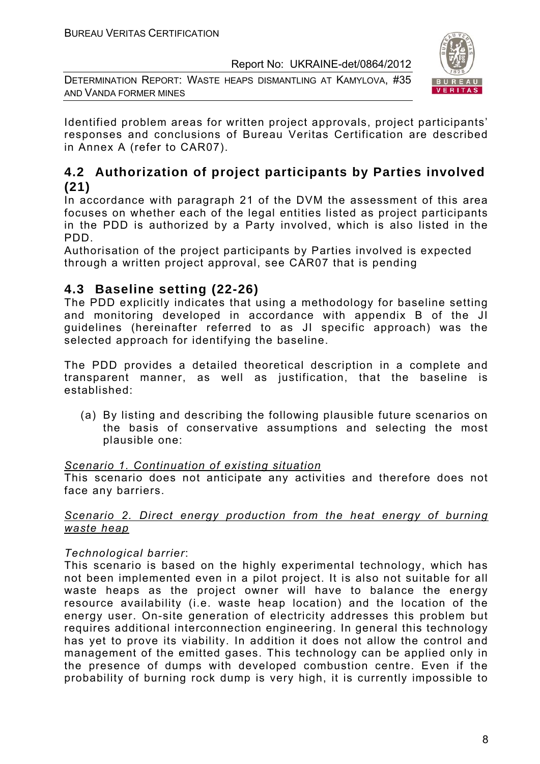Identified problem areas for written project approvals, project participants' responses and conclusions of Bureau Veritas Certification are described in Annex A (refer to CAR07).

## 4.2 Authorization of project participants by Parties involved (21)

In accordance with paragraph 21 of the DVM the assessment of this area focuses on whether each of the legal entities listed as project participants in the PDD is authorized by a Party involved, which is also listed in the PDD.

Authorisation of the project participants by Parties involved is expected through a written project approval, see CAR07 that is pending

## 4.3 Baseline setting (22-26)

The PDD explicitly indicates that using a methodology for baseline setting and monitoring developed in accordance with appendix B of the JI guidelines (hereinafter referred to as JI specific approach) was the selected approach for identifying the baseline.

The PDD provides a detailed theoretical description in a complete and transparent manner, as well as justification, that the baseline is established:

(a) By listing and describing the following plausible future scenarios on the basis of conservative assumptions and selecting the most plausible one:

<u>*Scenario 1. Continuation of existing situation*</u>

This scenario does not anticipate any activities and therefore does not face any barriers.

<u>*Scenario 2. Direct energy production from the heat energy of burning waste heap*</u>

*Technological barrier*:

This scenario is based on the highly experimental technology, which has not been implemented even in a pilot project. It is also not suitable for all waste heaps as the project owner will have to balance the energy resource availability (i.e. waste heap location) and the location of the energy user. On-site generation of electricity addresses this problem but requires additional interconnection engineering. In general this technology has yet to prove its viability. In addition it does not allow the control and management of the emitted gases. This technology can be applied only in the presence of dumps with developed combustion centre. Even if the probability of burning rock dump is very high, it is currently impossible to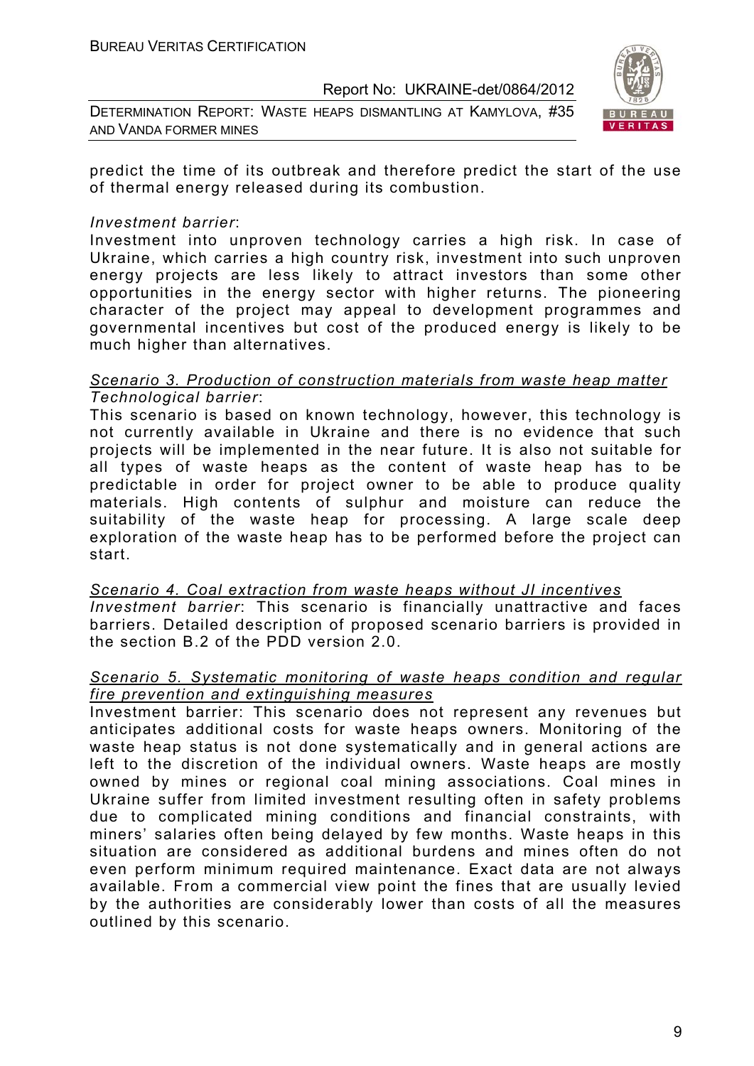predict the time of its outbreak and therefore predict the start of the use of thermal energy released during its combustion.

*Investment barrier*:
Investment into unproven technology carries a high risk. In case of Ukraine, which carries a high country risk, investment into such unproven energy projects are less likely to attract investors than some other opportunities in the energy sector with higher returns. The pioneering character of the project may appeal to development programmes and governmental incentives but cost of the produced energy is likely to be much higher than alternatives.

<u>*Scenario 3. Production of construction materials from waste heap matter*</u>
*Technological barrier*:
This scenario is based on known technology, however, this technology is not currently available in Ukraine and there is no evidence that such projects will be implemented in the near future. It is also not suitable for all types of waste heaps as the content of waste heap has to be predictable in order for project owner to be able to produce quality materials. High contents of sulphur and moisture can reduce the suitability of the waste heap for processing. A large scale deep exploration of the waste heap has to be performed before the project can start.

<u>*Scenario 4. Coal extraction from waste heaps without JI incentives*</u>
*Investment barrier*: This scenario is financially unattractive and faces barriers. Detailed description of proposed scenario barriers is provided in the section B.2 of the PDD version 2.0.

<u>*Scenario 5. Systematic monitoring of waste heaps condition and regular fire prevention and extinguishing measures*</u>
Investment barrier: This scenario does not represent any revenues but anticipates additional costs for waste heaps owners. Monitoring of the waste heap status is not done systematically and in general actions are left to the discretion of the individual owners. Waste heaps are mostly owned by mines or regional coal mining associations. Coal mines in Ukraine suffer from limited investment resulting often in safety problems due to complicated mining conditions and financial constraints, with miners' salaries often being delayed by few months. Waste heaps in this situation are considered as additional burdens and mines often do not even perform minimum required maintenance. Exact data are not always available. From a commercial view point the fines that are usually levied by the authorities are considerably lower than costs of all the measures outlined by this scenario.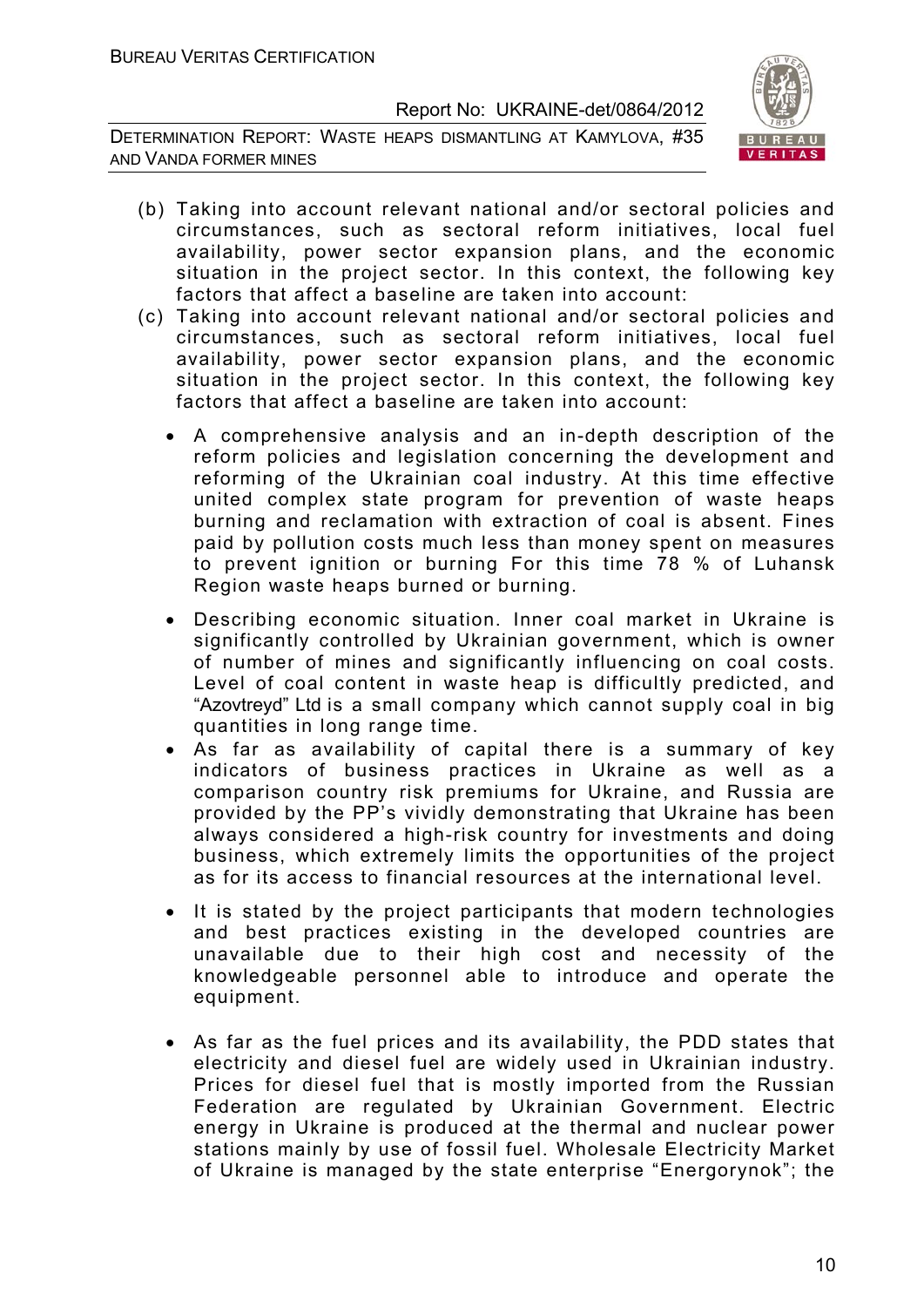(b) Taking into account relevant national and/or sectoral policies and circumstances, such as sectoral reform initiatives, local fuel availability, power sector expansion plans, and the economic situation in the project sector. In this context, the following key factors that affect a baseline are taken into account:

(c) Taking into account relevant national and/or sectoral policies and circumstances, such as sectoral reform initiatives, local fuel availability, power sector expansion plans, and the economic situation in the project sector. In this context, the following key factors that affect a baseline are taken into account:

- A comprehensive analysis and an in-depth description of the reform policies and legislation concerning the development and reforming of the Ukrainian coal industry. At this time effective united complex state program for prevention of waste heaps burning and reclamation with extraction of coal is absent. Fines paid by pollution costs much less than money spent on measures to prevent ignition or burning For this time 78 % of Luhansk Region waste heaps burned or burning.

- Describing economic situation. Inner coal market in Ukraine is significantly controlled by Ukrainian government, which is owner of number of mines and significantly influencing on coal costs. Level of coal content in waste heap is difficultly predicted, and "Azovtreyd" Ltd is a small company which cannot supply coal in big quantities in long range time.

- As far as availability of capital there is a summary of key indicators of business practices in Ukraine as well as a comparison country risk premiums for Ukraine, and Russia are provided by the PP's vividly demonstrating that Ukraine has been always considered a high-risk country for investments and doing business, which extremely limits the opportunities of the project as for its access to financial resources at the international level.

- It is stated by the project participants that modern technologies and best practices existing in the developed countries are unavailable due to their high cost and necessity of the knowledgeable personnel able to introduce and operate the equipment.

- As far as the fuel prices and its availability, the PDD states that electricity and diesel fuel are widely used in Ukrainian industry. Prices for diesel fuel that is mostly imported from the Russian Federation are regulated by Ukrainian Government. Electric energy in Ukraine is produced at the thermal and nuclear power stations mainly by use of fossil fuel. Wholesale Electricity Market of Ukraine is managed by the state enterprise "Energorynok"; the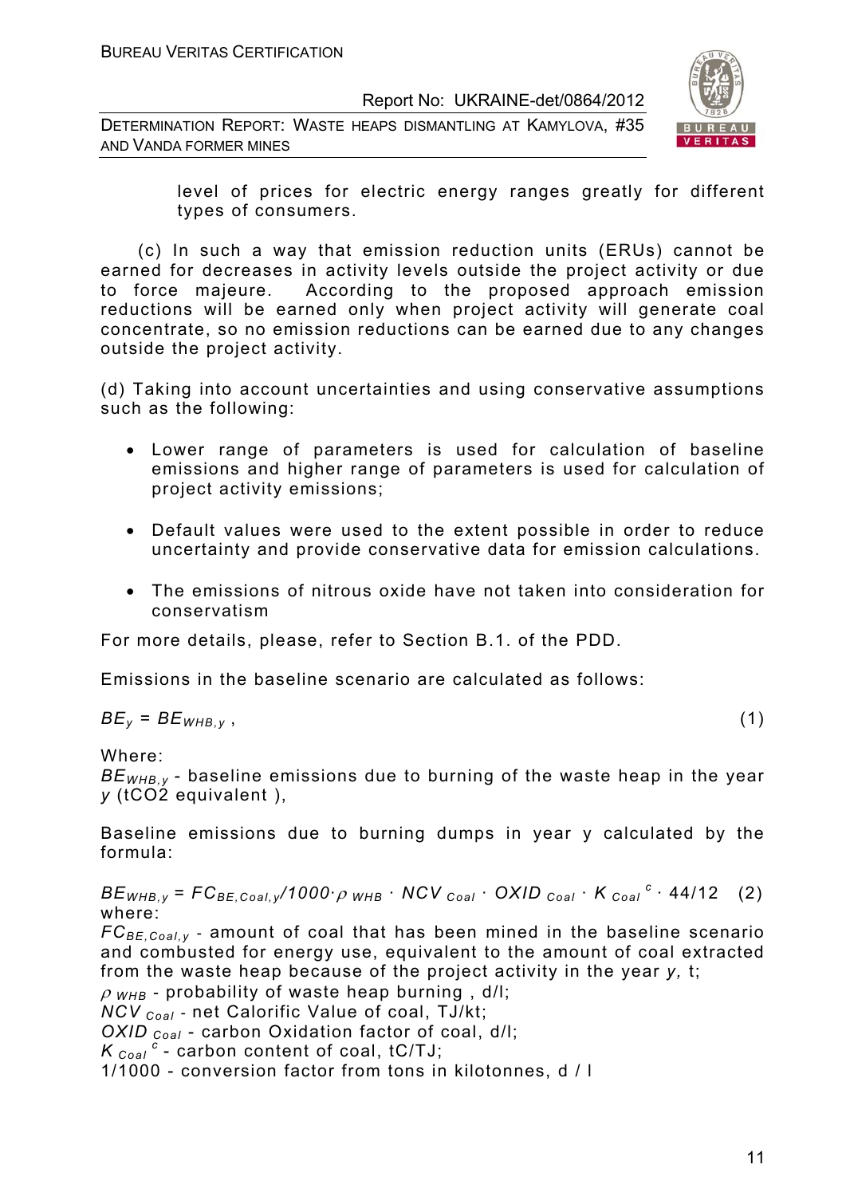level of prices for electric energy ranges greatly for different types of consumers.

(c) In such a way that emission reduction units (ERUs) cannot be earned for decreases in activity levels outside the project activity or due to force majeure. According to the proposed approach emission reductions will be earned only when project activity will generate coal concentrate, so no emission reductions can be earned due to any changes outside the project activity.

(d) Taking into account uncertainties and using conservative assumptions such as the following:

- Lower range of parameters is used for calculation of baseline emissions and higher range of parameters is used for calculation of project activity emissions;
- Default values were used to the extent possible in order to reduce uncertainty and provide conservative data for emission calculations.
- The emissions of nitrous oxide have not taken into consideration for conservatism

For more details, please, refer to Section B.1. of the PDD.

Emissions in the baseline scenario are calculated as follows:

$$BE_y = BE_{WHB,y} \, , \qquad (1)$$

Where:
$BE_{WHB,y}$ - baseline emissions due to burning of the waste heap in the year *y* (tCO2 equivalent ),

Baseline emissions due to burning dumps in year y calculated by the formula:

$$BE_{WHB,y} = FC_{BE,Coal,y}/1000 \cdot \rho_{WHB} \cdot NCV_{Coal} \cdot OXID_{Coal} \cdot K_{Coal}^{c} \cdot 44/12 \qquad (2)$$

where:
$FC_{BE,Coal,y}$ - amount of coal that has been mined in the baseline scenario and combusted for energy use, equivalent to the amount of coal extracted from the waste heap because of the project activity in the year *y,* t;
$\rho_{WHB}$ - probability of waste heap burning , d/l;
$NCV_{Coal}$ - net Calorific Value of coal, TJ/kt;
$OXID_{Coal}$ - carbon Oxidation factor of coal, d/l;
$K_{Coal}^{c}$ - carbon content of coal, tC/TJ;
1/1000 - conversion factor from tons in kilotonnes, d / l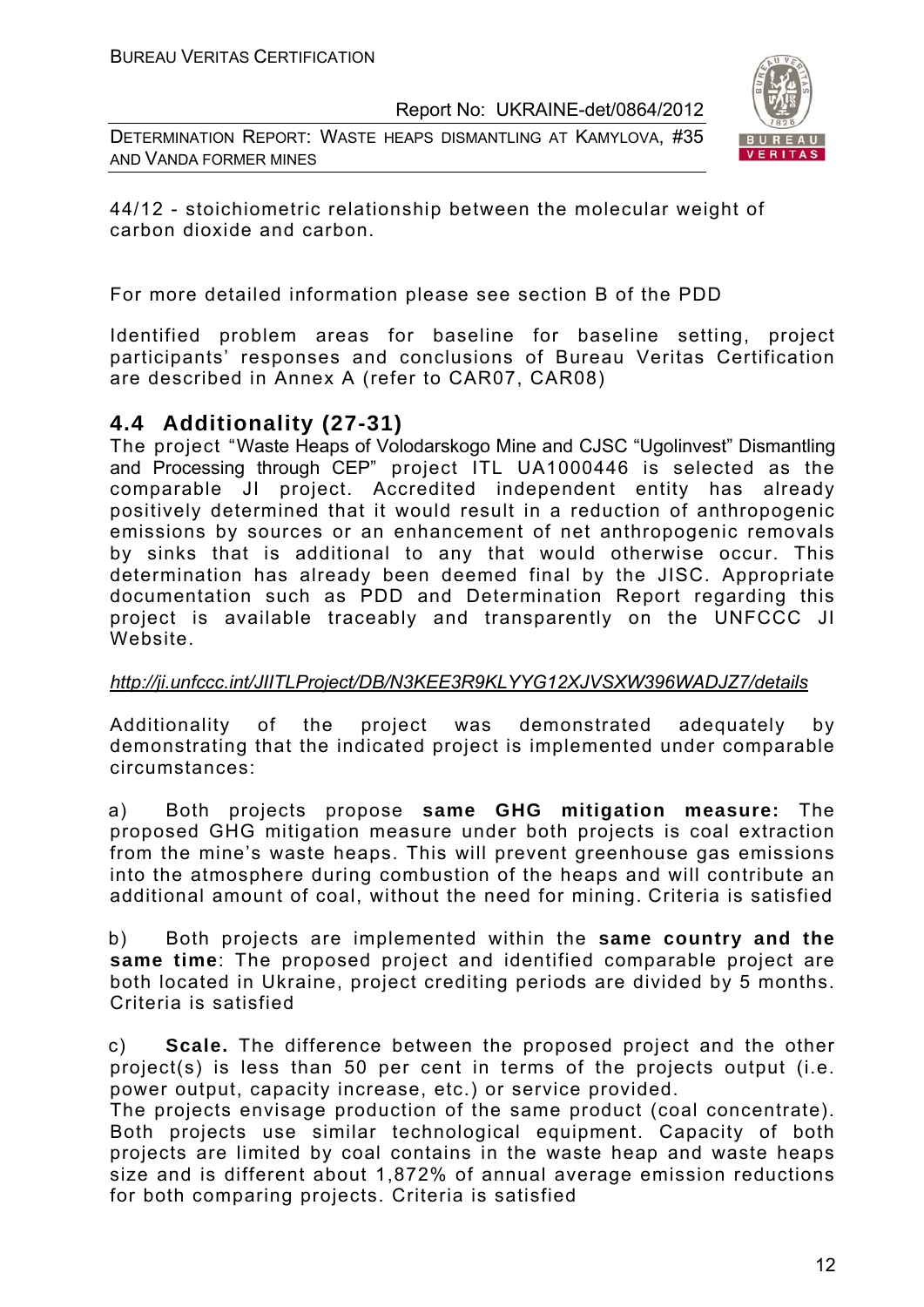44/12 - stoichiometric relationship between the molecular weight of carbon dioxide and carbon.

For more detailed information please see section B of the PDD

Identified problem areas for baseline for baseline setting, project participants' responses and conclusions of Bureau Veritas Certification are described in Annex A (refer to CAR07, CAR08)

## 4.4 Additionality (27-31)

The project "Waste Heaps of Volodarskogo Mine and CJSC "Ugolinvest" Dismantling and Processing through CEP" project ITL UA1000446 is selected as the comparable JI project. Accredited independent entity has already positively determined that it would result in a reduction of anthropogenic emissions by sources or an enhancement of net anthropogenic removals by sinks that is additional to any that would otherwise occur. This determination has already been deemed final by the JISC. Appropriate documentation such as PDD and Determination Report regarding this project is available traceably and transparently on the UNFCCC JI Website.

*http://ji.unfccc.int/JIITLProject/DB/N3KEE3R9KLYYG12XJVSXW396WADJZ7/details*

Additionality of the project was demonstrated adequately by demonstrating that the indicated project is implemented under comparable circumstances:

a) Both projects propose **same GHG mitigation measure:** The proposed GHG mitigation measure under both projects is coal extraction from the mine's waste heaps. This will prevent greenhouse gas emissions into the atmosphere during combustion of the heaps and will contribute an additional amount of coal, without the need for mining. Criteria is satisfied

b) Both projects are implemented within the **same country and the same time**: The proposed project and identified comparable project are both located in Ukraine, project crediting periods are divided by 5 months. Criteria is satisfied

c) **Scale.** The difference between the proposed project and the other project(s) is less than 50 per cent in terms of the projects output (i.e. power output, capacity increase, etc.) or service provided.
The projects envisage production of the same product (coal concentrate). Both projects use similar technological equipment. Capacity of both projects are limited by coal contains in the waste heap and waste heaps size and is different about 1,872% of annual average emission reductions for both comparing projects. Criteria is satisfied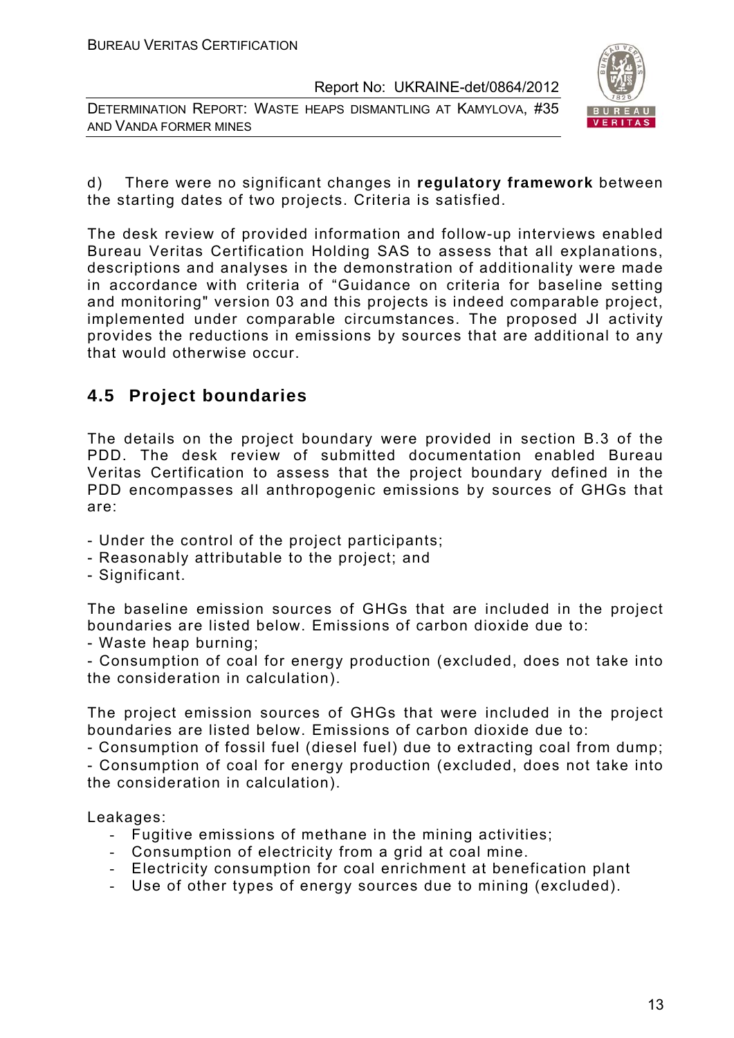d) There were no significant changes in **regulatory framework** between the starting dates of two projects. Criteria is satisfied.

The desk review of provided information and follow-up interviews enabled Bureau Veritas Certification Holding SAS to assess that all explanations, descriptions and analyses in the demonstration of additionality were made in accordance with criteria of "Guidance on criteria for baseline setting and monitoring" version 03 and this projects is indeed comparable project, implemented under comparable circumstances. The proposed JI activity provides the reductions in emissions by sources that are additional to any that would otherwise occur.

## 4.5 Project boundaries

The details on the project boundary were provided in section B.3 of the PDD. The desk review of submitted documentation enabled Bureau Veritas Certification to assess that the project boundary defined in the PDD encompasses all anthropogenic emissions by sources of GHGs that are:

- Under the control of the project participants;
- Reasonably attributable to the project; and
- Significant.

The baseline emission sources of GHGs that are included in the project boundaries are listed below. Emissions of carbon dioxide due to:

- Waste heap burning;
- Consumption of coal for energy production (excluded, does not take into the consideration in calculation).

The project emission sources of GHGs that were included in the project boundaries are listed below. Emissions of carbon dioxide due to:

- Consumption of fossil fuel (diesel fuel) due to extracting coal from dump;
- Consumption of coal for energy production (excluded, does not take into the consideration in calculation).

Leakages:

- Fugitive emissions of methane in the mining activities;
- Consumption of electricity from a grid at coal mine.
- Electricity consumption for coal enrichment at benefication plant
- Use of other types of energy sources due to mining (excluded).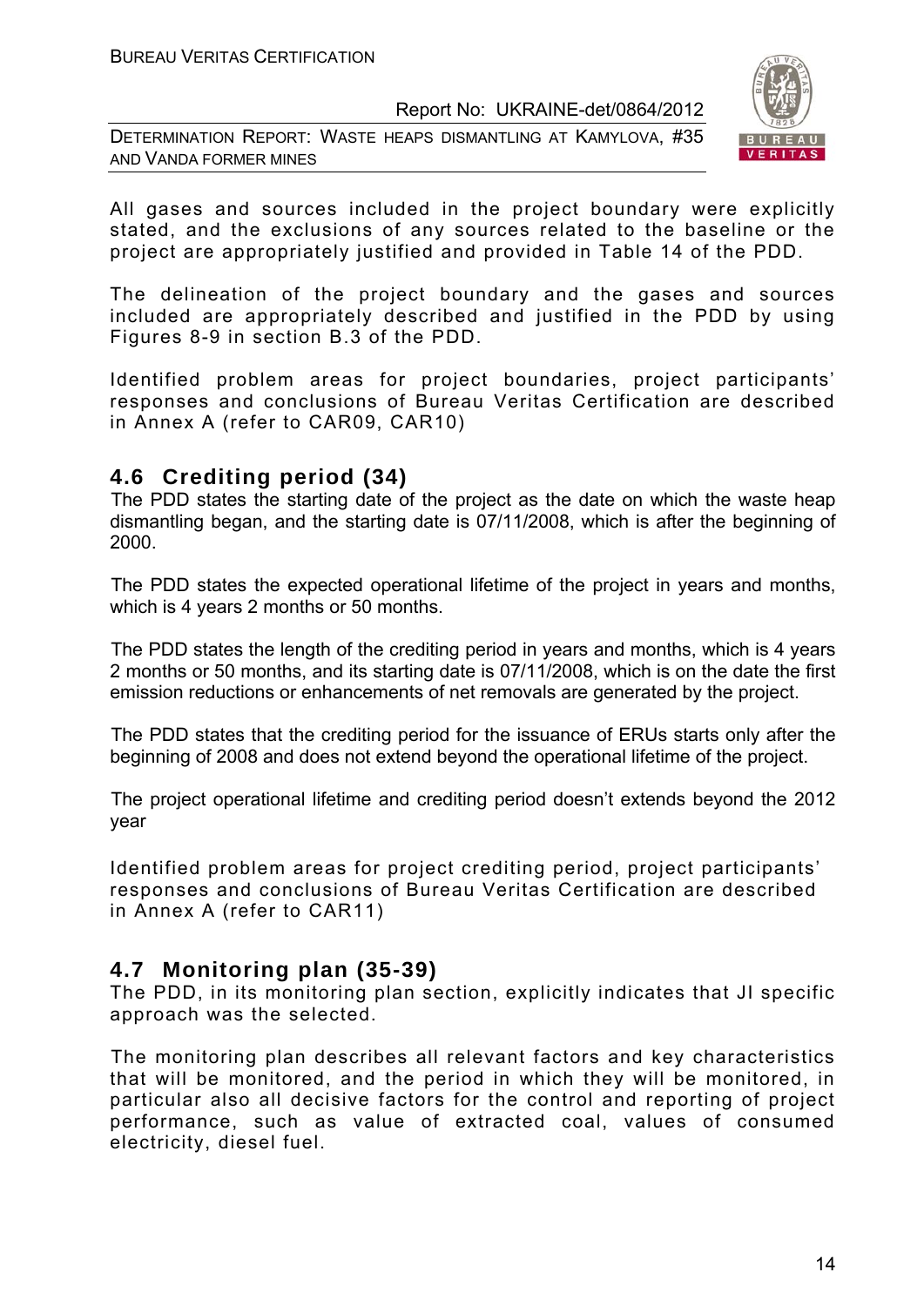All gases and sources included in the project boundary were explicitly stated, and the exclusions of any sources related to the baseline or the project are appropriately justified and provided in Table 14 of the PDD.

The delineation of the project boundary and the gases and sources included are appropriately described and justified in the PDD by using Figures 8-9 in section B.3 of the PDD.

Identified problem areas for project boundaries, project participants' responses and conclusions of Bureau Veritas Certification are described in Annex A (refer to CAR09, CAR10)

## 4.6 Crediting period (34)

The PDD states the starting date of the project as the date on which the waste heap dismantling began, and the starting date is 07/11/2008, which is after the beginning of 2000.

The PDD states the expected operational lifetime of the project in years and months, which is 4 years 2 months or 50 months.

The PDD states the length of the crediting period in years and months, which is 4 years 2 months or 50 months, and its starting date is 07/11/2008, which is on the date the first emission reductions or enhancements of net removals are generated by the project.

The PDD states that the crediting period for the issuance of ERUs starts only after the beginning of 2008 and does not extend beyond the operational lifetime of the project.

The project operational lifetime and crediting period doesn't extends beyond the 2012 year

Identified problem areas for project crediting period, project participants' responses and conclusions of Bureau Veritas Certification are described in Annex A (refer to CAR11)

## 4.7 Monitoring plan (35-39)

The PDD, in its monitoring plan section, explicitly indicates that JI specific approach was the selected.

The monitoring plan describes all relevant factors and key characteristics that will be monitored, and the period in which they will be monitored, in particular also all decisive factors for the control and reporting of project performance, such as value of extracted coal, values of consumed electricity, diesel fuel.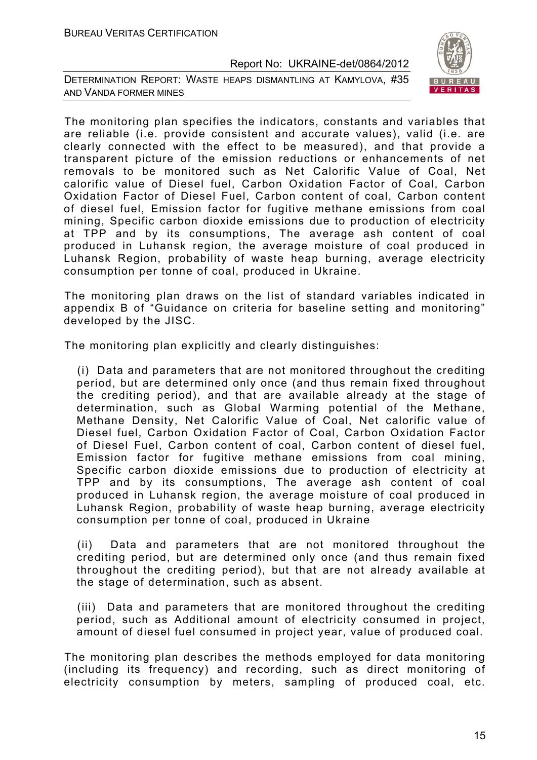The monitoring plan specifies the indicators, constants and variables that are reliable (i.e. provide consistent and accurate values), valid (i.e. are clearly connected with the effect to be measured), and that provide a transparent picture of the emission reductions or enhancements of net removals to be monitored such as Net Calorific Value of Coal, Net calorific value of Diesel fuel, Carbon Oxidation Factor of Coal, Carbon Oxidation Factor of Diesel Fuel, Carbon content of coal, Carbon content of diesel fuel, Emission factor for fugitive methane emissions from coal mining, Specific carbon dioxide emissions due to production of electricity at TPP and by its consumptions, The average ash content of coal produced in Luhansk region, the average moisture of coal produced in Luhansk Region, probability of waste heap burning, average electricity consumption per tonne of coal, produced in Ukraine.

The monitoring plan draws on the list of standard variables indicated in appendix B of "Guidance on criteria for baseline setting and monitoring" developed by the JISC.

The monitoring plan explicitly and clearly distinguishes:

(i) Data and parameters that are not monitored throughout the crediting period, but are determined only once (and thus remain fixed throughout the crediting period), and that are available already at the stage of determination, such as Global Warming potential of the Methane, Methane Density, Net Calorific Value of Coal, Net calorific value of Diesel fuel, Carbon Oxidation Factor of Coal, Carbon Oxidation Factor of Diesel Fuel, Carbon content of coal, Carbon content of diesel fuel, Emission factor for fugitive methane emissions from coal mining, Specific carbon dioxide emissions due to production of electricity at TPP and by its consumptions, The average ash content of coal produced in Luhansk region, the average moisture of coal produced in Luhansk Region, probability of waste heap burning, average electricity consumption per tonne of coal, produced in Ukraine

(ii) Data and parameters that are not monitored throughout the crediting period, but are determined only once (and thus remain fixed throughout the crediting period), but that are not already available at the stage of determination, such as absent.

(iii) Data and parameters that are monitored throughout the crediting period, such as Additional amount of electricity consumed in project, amount of diesel fuel consumed in project year, value of produced coal.

The monitoring plan describes the methods employed for data monitoring (including its frequency) and recording, such as direct monitoring of electricity consumption by meters, sampling of produced coal, etc.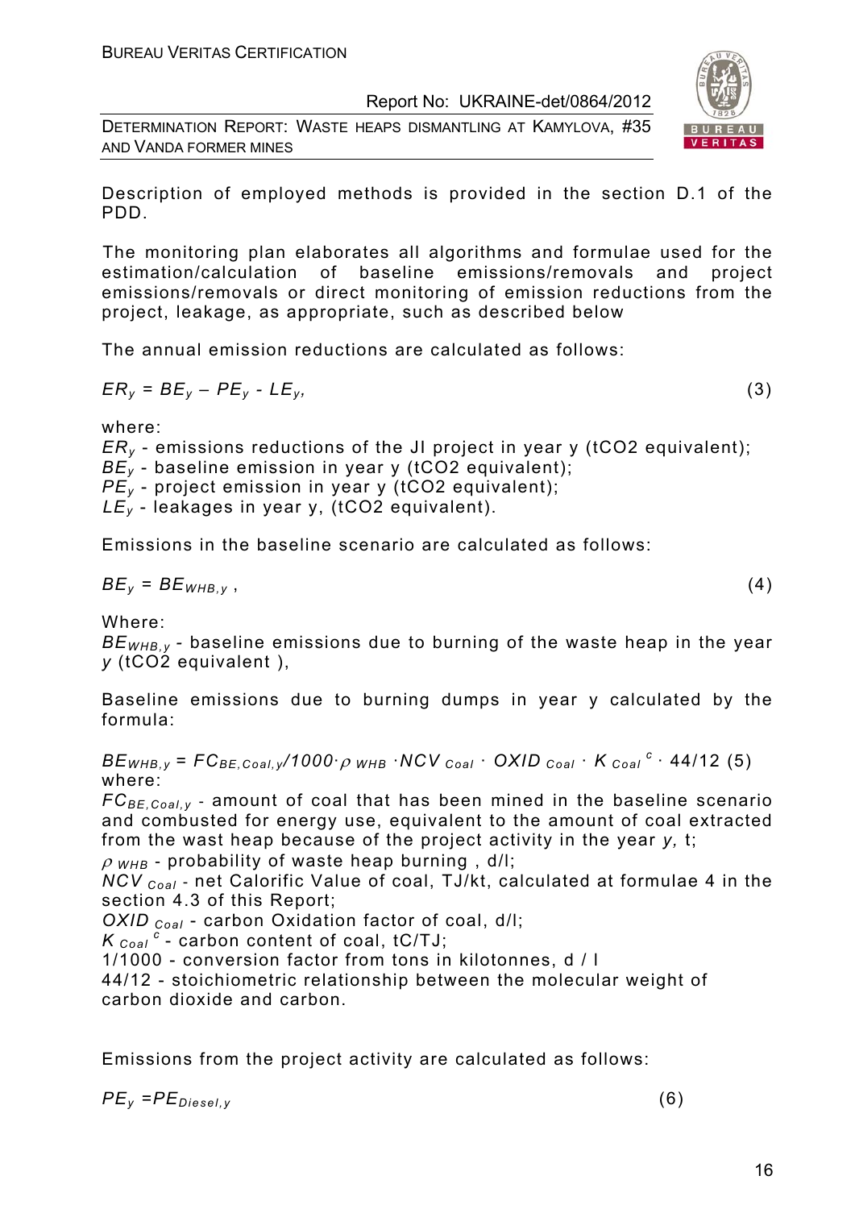Description of employed methods is provided in the section D.1 of the PDD.

The monitoring plan elaborates all algorithms and formulae used for the estimation/calculation of baseline emissions/removals and project emissions/removals or direct monitoring of emission reductions from the project, leakage, as appropriate, such as described below

The annual emission reductions are calculated as follows:

$$ER_y = BE_y – PE_y - LE_y, \quad (3)$$

where:
$ER_y$ - emissions reductions of the JI project in year y (tCO2 equivalent);
$BE_y$ - baseline emission in year y (tCO2 equivalent);
$PE_y$ - project emission in year y (tCO2 equivalent);
$LE_y$ - leakages in year y, (tCO2 equivalent).

Emissions in the baseline scenario are calculated as follows:

$$BE_y = BE_{WHB,y}\ , \quad (4)$$

Where:
$BE_{WHB,y}$ - baseline emissions due to burning of the waste heap in the year *y* (tCO2 equivalent ),

Baseline emissions due to burning dumps in year y calculated by the formula:

$$BE_{WHB,y} = FC_{BE,Coal,y}/1000 \cdot \rho_{WHB} \cdot NCV_{Coal} \cdot OXID_{Coal} \cdot K_{Coal}^{c} \cdot 44/12 \quad (5)$$

where:
$FC_{BE,Coal,y}$ - amount of coal that has been mined in the baseline scenario and combusted for energy use, equivalent to the amount of coal extracted from the wast heap because of the project activity in the year *y,* t;
$\rho_{WHB}$ - probability of waste heap burning , d/l;
$NCV_{Coal}$ - net Calorific Value of coal, TJ/kt, calculated at formulae 4 in the section 4.3 of this Report;
$OXID_{Coal}$ - carbon Oxidation factor of coal, d/l;
$K_{Coal}^{c}$ - carbon content of coal, tC/TJ;
1/1000 - conversion factor from tons in kilotonnes, d / l
44/12 - stoichiometric relationship between the molecular weight of carbon dioxide and carbon.

Emissions from the project activity are calculated as follows:

$$PE_y = PE_{Diesel,y} \quad (6)$$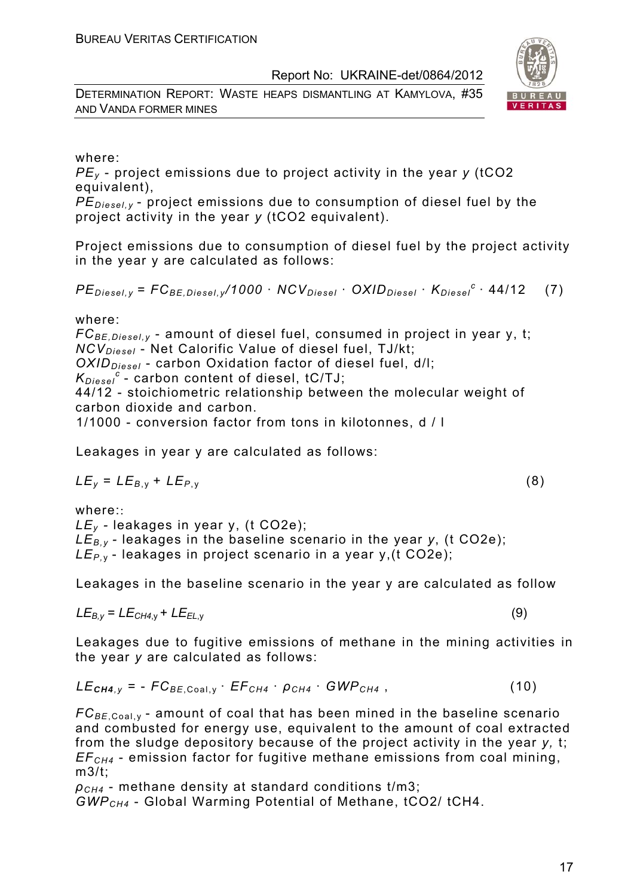where:
$PE_y$ - project emissions due to project activity in the year $y$ (tCO2 equivalent),
$PE_{Diesel,y}$ - project emissions due to consumption of diesel fuel by the project activity in the year $y$ (tCO2 equivalent).

Project emissions due to consumption of diesel fuel by the project activity in the year y are calculated as follows:

$$PE_{Diesel,y} = FC_{BE,Diesel,y}/1000 \cdot NCV_{Diesel} \cdot OXID_{Diesel} \cdot K_{Diesel}^{c} \cdot 44/12 \quad (7)$$

where:
$FC_{BE,Diesel,y}$ - amount of diesel fuel, consumed in project in year y, t;
$NCV_{Diesel}$ - Net Calorific Value of diesel fuel, TJ/kt;
$OXID_{Diesel}$ - carbon Oxidation factor of diesel fuel, d/l;
$K_{Diesel}^{c}$ - carbon content of diesel, tC/TJ;
44/12 - stoichiometric relationship between the molecular weight of carbon dioxide and carbon.
1/1000 - conversion factor from tons in kilotonnes, d / l

Leakages in year y are calculated as follows:

$$LE_y = LE_{B,y} + LE_{P,y} \quad (8)$$

where::
$LE_y$ - leakages in year y, (t CO2e);
$LE_{B,y}$ - leakages in the baseline scenario in the year $y$, (t CO2e);
$LE_{P,y}$ - leakages in project scenario in a year y,(t CO2e);

Leakages in the baseline scenario in the year y are calculated as follow

$$LE_{B,y} = LE_{CH4,y} + LE_{EL,y} \quad (9)$$

Leakages due to fugitive emissions of methane in the mining activities in the year $y$ are calculated as follows:

$$LE_{CH4,y} = - FC_{BE,Coal,y} \cdot EF_{CH4} \cdot \rho_{CH4} \cdot GWP_{CH4} \,, \quad (10)$$

$FC_{BE,Coal,y}$ - amount of coal that has been mined in the baseline scenario and combusted for energy use, equivalent to the amount of coal extracted from the sludge depository because of the project activity in the year $y$, t;
$EF_{CH4}$ - emission factor for fugitive methane emissions from coal mining, m3/t;
$\rho_{CH4}$ - methane density at standard conditions t/m3;
$GWP_{CH4}$ - Global Warming Potential of Methane, tCO2/ tCH4.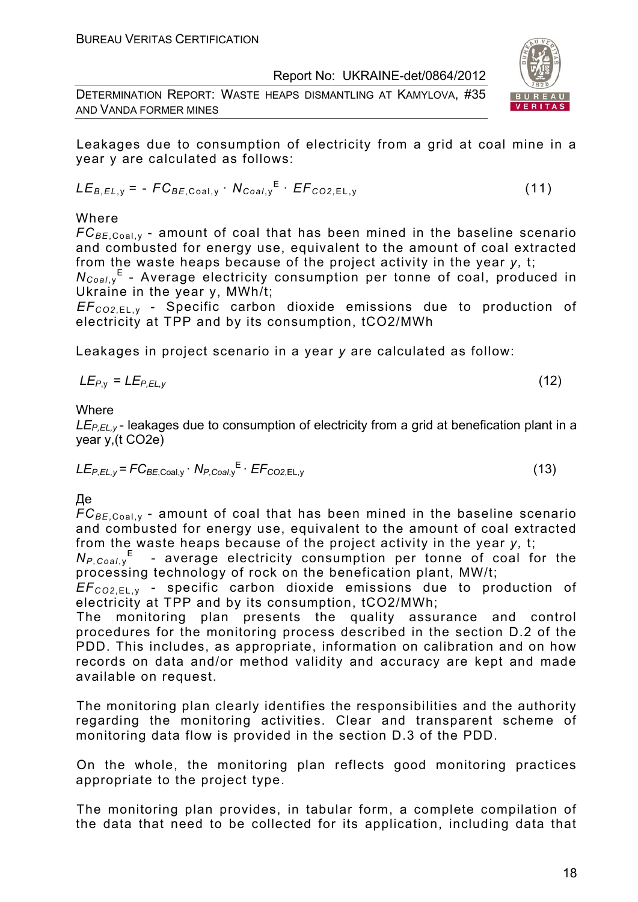Leakages due to consumption of electricity from a grid at coal mine in a year y are calculated as follows:

$$LE_{B,EL,y} = - FC_{BE,\text{Coal},y} \cdot N_{Coal,y}^{E} \cdot EF_{CO2,\text{EL},y} \qquad (11)$$

Where

$FC_{BE,\text{Coal},y}$ - amount of coal that has been mined in the baseline scenario and combusted for energy use, equivalent to the amount of coal extracted from the waste heaps because of the project activity in the year *y,* t;

$N_{Coal,y}^{E}$ - Average electricity consumption per tonne of coal, produced in Ukraine in the year y, MWh/t;

$EF_{CO2,\text{EL},y}$ - Specific carbon dioxide emissions due to production of electricity at TPP and by its consumption, tCO2/MWh

Leakages in project scenario in a year *y* are calculated as follow:

$$LE_{P,y} = LE_{P,EL,y} \qquad (12)$$

Where

$LE_{P,EL,y}$ - leakages due to consumption of electricity from a grid at benefication plant in a year y,(t CO2e)

$$LE_{P,EL,y} = FC_{BE,\text{Coal},y} \cdot N_{P,Coal,y}^{E} \cdot EF_{CO2,\text{EL},y} \qquad (13)$$

Де

$FC_{BE,\text{Coal},y}$ - amount of coal that has been mined in the baseline scenario and combusted for energy use, equivalent to the amount of coal extracted from the waste heaps because of the project activity in the year *y,* t;

$N_{P,Coal,y}^{E}$ - average electricity consumption per tonne of coal for the processing technology of rock on the benefication plant, MW/t;

$EF_{CO2,\text{EL},y}$ - specific carbon dioxide emissions due to production of electricity at TPP and by its consumption, tCO2/MWh;

The monitoring plan presents the quality assurance and control procedures for the monitoring process described in the section D.2 of the PDD. This includes, as appropriate, information on calibration and on how records on data and/or method validity and accuracy are kept and made available on request.

The monitoring plan clearly identifies the responsibilities and the authority regarding the monitoring activities. Clear and transparent scheme of monitoring data flow is provided in the section D.3 of the PDD.

On the whole, the monitoring plan reflects good monitoring practices appropriate to the project type.

The monitoring plan provides, in tabular form, a complete compilation of the data that need to be collected for its application, including data that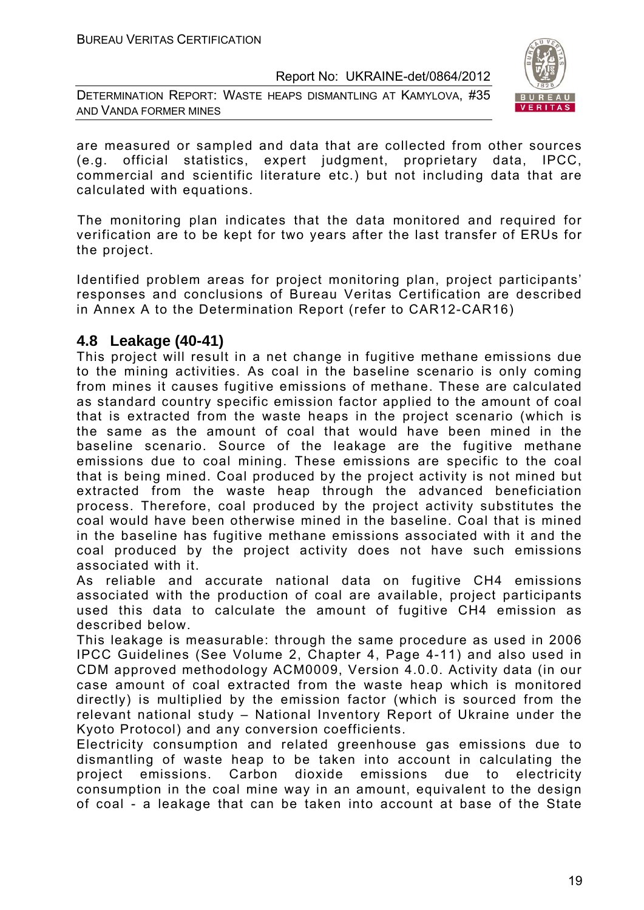are measured or sampled and data that are collected from other sources (e.g. official statistics, expert judgment, proprietary data, IPCC, commercial and scientific literature etc.) but not including data that are calculated with equations.

The monitoring plan indicates that the data monitored and required for verification are to be kept for two years after the last transfer of ERUs for the project.

Identified problem areas for project monitoring plan, project participants' responses and conclusions of Bureau Veritas Certification are described in Annex A to the Determination Report (refer to CAR12-CAR16)

## 4.8 Leakage (40-41)

This project will result in a net change in fugitive methane emissions due to the mining activities. As coal in the baseline scenario is only coming from mines it causes fugitive emissions of methane. These are calculated as standard country specific emission factor applied to the amount of coal that is extracted from the waste heaps in the project scenario (which is the same as the amount of coal that would have been mined in the baseline scenario. Source of the leakage are the fugitive methane emissions due to coal mining. These emissions are specific to the coal that is being mined. Coal produced by the project activity is not mined but extracted from the waste heap through the advanced beneficiation process. Therefore, coal produced by the project activity substitutes the coal would have been otherwise mined in the baseline. Coal that is mined in the baseline has fugitive methane emissions associated with it and the coal produced by the project activity does not have such emissions associated with it.

As reliable and accurate national data on fugitive $CH_4$ emissions associated with the production of coal are available, project participants used this data to calculate the amount of fugitive $CH_4$ emission as described below.

This leakage is measurable: through the same procedure as used in 2006 IPCC Guidelines (See Volume 2, Chapter 4, Page 4-11) and also used in CDM approved methodology ACM0009, Version 4.0.0. Activity data (in our case amount of coal extracted from the waste heap which is monitored directly) is multiplied by the emission factor (which is sourced from the relevant national study – National Inventory Report of Ukraine under the Kyoto Protocol) and any conversion coefficients.

Electricity consumption and related greenhouse gas emissions due to dismantling of waste heap to be taken into account in calculating the project emissions. Carbon dioxide emissions due to electricity consumption in the coal mine way in an amount, equivalent to the design of coal - a leakage that can be taken into account at base of the State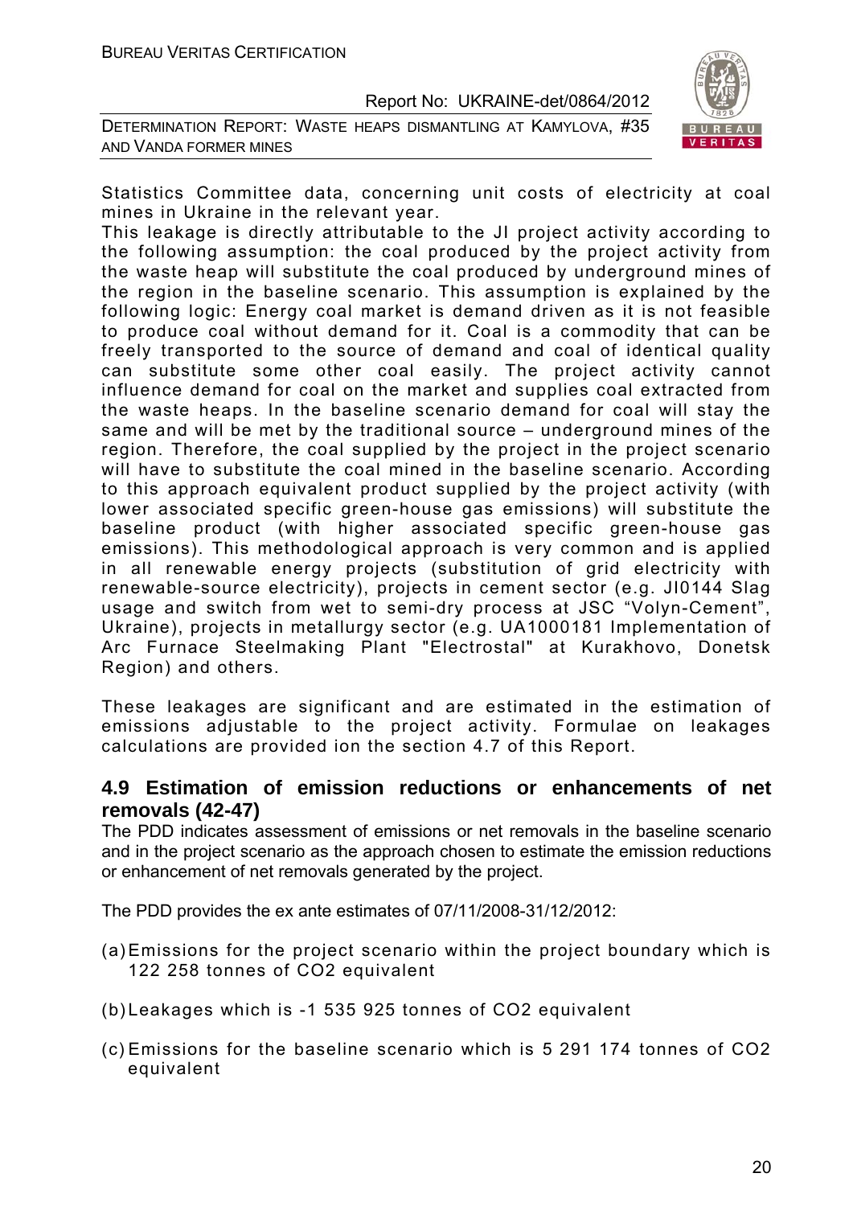Statistics Committee data, concerning unit costs of electricity at coal mines in Ukraine in the relevant year.

This leakage is directly attributable to the JI project activity according to the following assumption: the coal produced by the project activity from the waste heap will substitute the coal produced by underground mines of the region in the baseline scenario. This assumption is explained by the following logic: Energy coal market is demand driven as it is not feasible to produce coal without demand for it. Coal is a commodity that can be freely transported to the source of demand and coal of identical quality can substitute some other coal easily. The project activity cannot influence demand for coal on the market and supplies coal extracted from the waste heaps. In the baseline scenario demand for coal will stay the same and will be met by the traditional source – underground mines of the region. Therefore, the coal supplied by the project in the project scenario will have to substitute the coal mined in the baseline scenario. According to this approach equivalent product supplied by the project activity (with lower associated specific green-house gas emissions) will substitute the baseline product (with higher associated specific green-house gas emissions). This methodological approach is very common and is applied in all renewable energy projects (substitution of grid electricity with renewable-source electricity), projects in cement sector (e.g. JI0144 Slag usage and switch from wet to semi-dry process at JSC "Volyn-Cement", Ukraine), projects in metallurgy sector (e.g. UA1000181 Implementation of Arc Furnace Steelmaking Plant "Electrostal" at Kurakhovo, Donetsk Region) and others.

These leakages are significant and are estimated in the estimation of emissions adjustable to the project activity. Formulae on leakages calculations are provided ion the section 4.7 of this Report.

## 4.9 Estimation of emission reductions or enhancements of net removals (42-47)

The PDD indicates assessment of emissions or net removals in the baseline scenario and in the project scenario as the approach chosen to estimate the emission reductions or enhancement of net removals generated by the project.

The PDD provides the ex ante estimates of 07/11/2008-31/12/2012:

(a) Emissions for the project scenario within the project boundary which is 122 258 tonnes of CO2 equivalent

(b) Leakages which is -1 535 925 tonnes of CO2 equivalent

(c) Emissions for the baseline scenario which is 5 291 174 tonnes of CO2 equivalent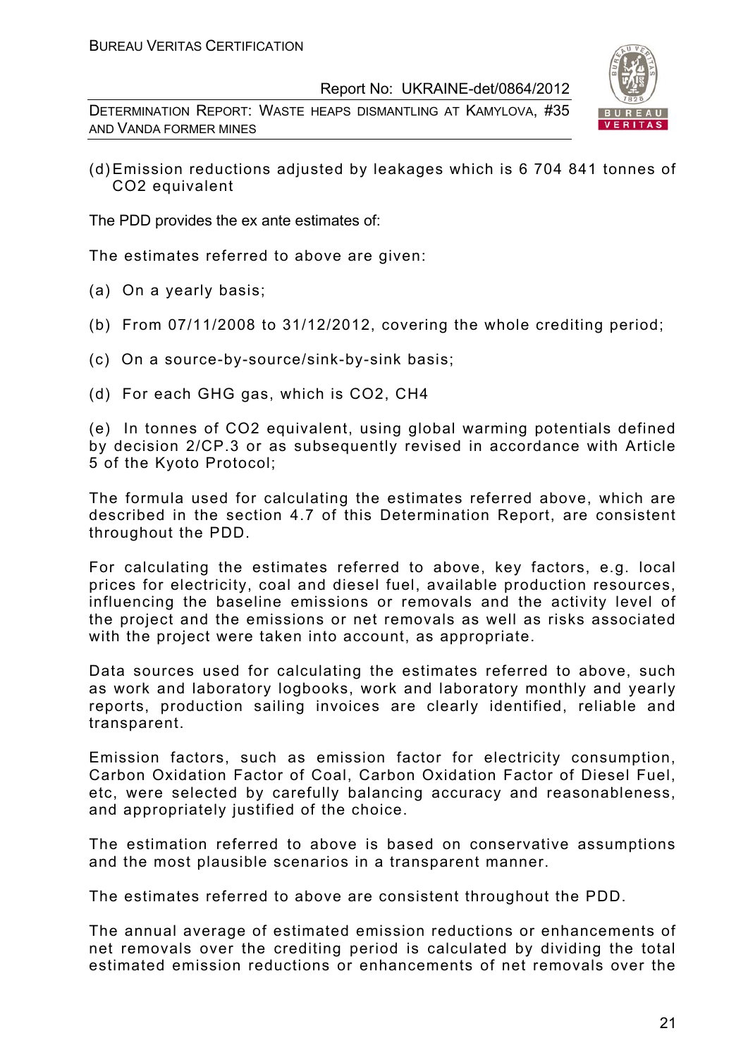(d) Emission reductions adjusted by leakages which is 6 704 841 tonnes of $CO_2$ equivalent

The PDD provides the ex ante estimates of:

The estimates referred to above are given:

(a) On a yearly basis;

(b) From 07/11/2008 to 31/12/2012, covering the whole crediting period;

(c) On a source-by-source/sink-by-sink basis;

(d) For each GHG gas, which is $CO_2$, $CH_4$

(e) In tonnes of $CO_2$ equivalent, using global warming potentials defined by decision 2/CP.3 or as subsequently revised in accordance with Article 5 of the Kyoto Protocol;

The formula used for calculating the estimates referred above, which are described in the section 4.7 of this Determination Report, are consistent throughout the PDD.

For calculating the estimates referred to above, key factors, e.g. local prices for electricity, coal and diesel fuel, available production resources, influencing the baseline emissions or removals and the activity level of the project and the emissions or net removals as well as risks associated with the project were taken into account, as appropriate.

Data sources used for calculating the estimates referred to above, such as work and laboratory logbooks, work and laboratory monthly and yearly reports, production sailing invoices are clearly identified, reliable and transparent.

Emission factors, such as emission factor for electricity consumption, Carbon Oxidation Factor of Coal, Carbon Oxidation Factor of Diesel Fuel, etc, were selected by carefully balancing accuracy and reasonableness, and appropriately justified of the choice.

The estimation referred to above is based on conservative assumptions and the most plausible scenarios in a transparent manner.

The estimates referred to above are consistent throughout the PDD.

The annual average of estimated emission reductions or enhancements of net removals over the crediting period is calculated by dividing the total estimated emission reductions or enhancements of net removals over the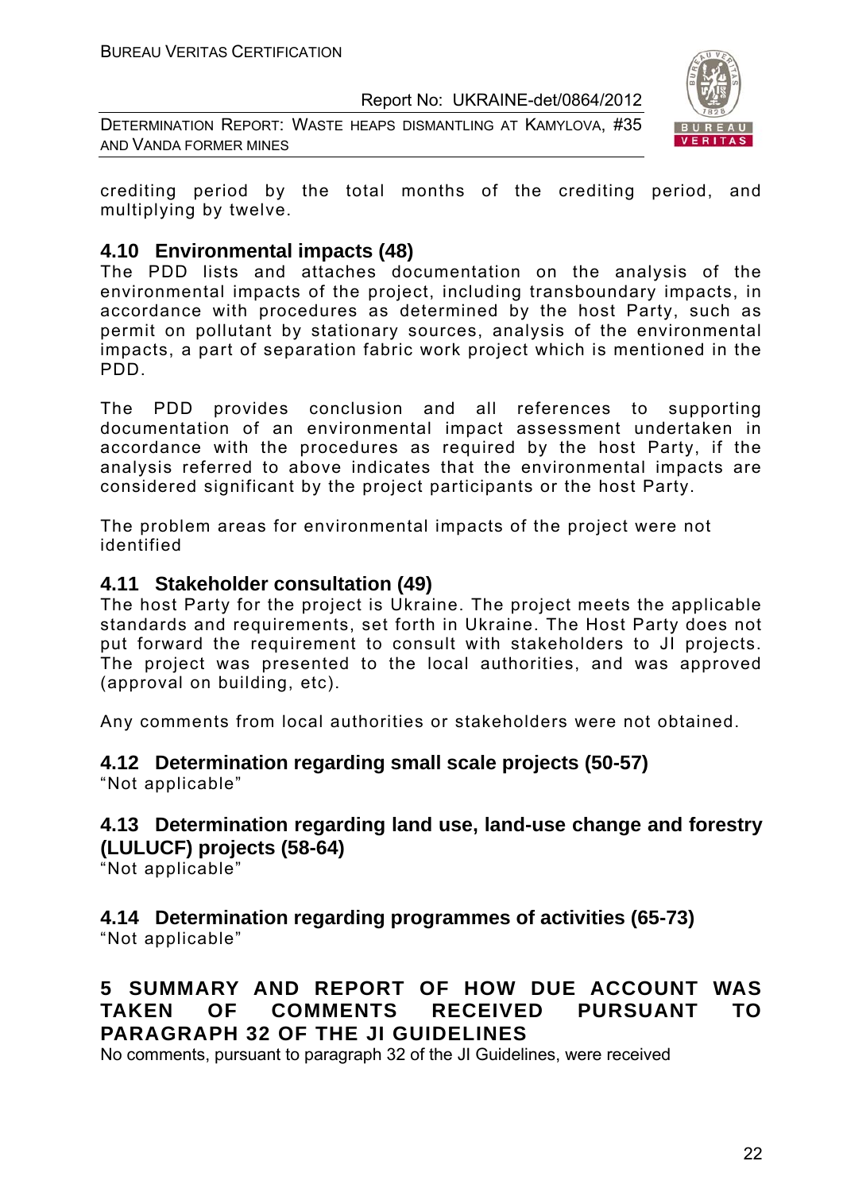crediting period by the total months of the crediting period, and multiplying by twelve.

## 4.10 Environmental impacts (48)

The PDD lists and attaches documentation on the analysis of the environmental impacts of the project, including transboundary impacts, in accordance with procedures as determined by the host Party, such as permit on pollutant by stationary sources, analysis of the environmental impacts, a part of separation fabric work project which is mentioned in the PDD.

The PDD provides conclusion and all references to supporting documentation of an environmental impact assessment undertaken in accordance with the procedures as required by the host Party, if the analysis referred to above indicates that the environmental impacts are considered significant by the project participants or the host Party.

The problem areas for environmental impacts of the project were not identified

## 4.11 Stakeholder consultation (49)

The host Party for the project is Ukraine. The project meets the applicable standards and requirements, set forth in Ukraine. The Host Party does not put forward the requirement to consult with stakeholders to JI projects. The project was presented to the local authorities, and was approved (approval on building, etc).

Any comments from local authorities or stakeholders were not obtained.

## 4.12 Determination regarding small scale projects (50-57)

"Not applicable"

## 4.13 Determination regarding land use, land-use change and forestry (LULUCF) projects (58-64)

"Not applicable"

## 4.14 Determination regarding programmes of activities (65-73)

"Not applicable"

# 5 SUMMARY AND REPORT OF HOW DUE ACCOUNT WAS TAKEN OF COMMENTS RECEIVED PURSUANT TO PARAGRAPH 32 OF THE JI GUIDELINES

No comments, pursuant to paragraph 32 of the JI Guidelines, were received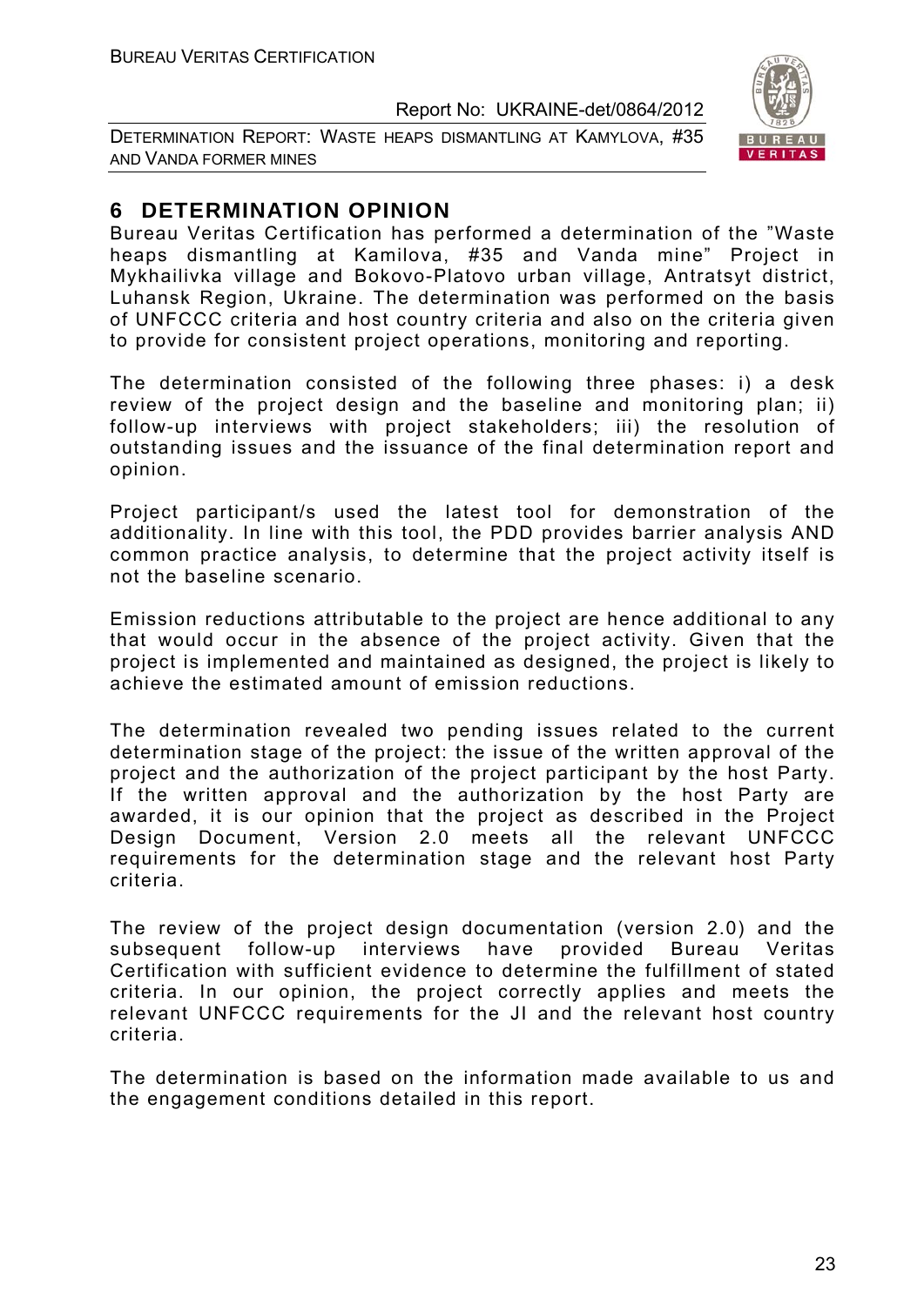## 6 DETERMINATION OPINION

Bureau Veritas Certification has performed a determination of the "Waste heaps dismantling at Kamilova, #35 and Vanda mine" Project in Mykhailivka village and Bokovo-Platovo urban village, Antratsyt district, Luhansk Region, Ukraine. The determination was performed on the basis of UNFCCC criteria and host country criteria and also on the criteria given to provide for consistent project operations, monitoring and reporting.

The determination consisted of the following three phases: i) a desk review of the project design and the baseline and monitoring plan; ii) follow-up interviews with project stakeholders; iii) the resolution of outstanding issues and the issuance of the final determination report and opinion.

Project participant/s used the latest tool for demonstration of the additionality. In line with this tool, the PDD provides barrier analysis AND common practice analysis, to determine that the project activity itself is not the baseline scenario.

Emission reductions attributable to the project are hence additional to any that would occur in the absence of the project activity. Given that the project is implemented and maintained as designed, the project is likely to achieve the estimated amount of emission reductions.

The determination revealed two pending issues related to the current determination stage of the project: the issue of the written approval of the project and the authorization of the project participant by the host Party. If the written approval and the authorization by the host Party are awarded, it is our opinion that the project as described in the Project Design Document, Version 2.0 meets all the relevant UNFCCC requirements for the determination stage and the relevant host Party criteria.

The review of the project design documentation (version 2.0) and the subsequent follow-up interviews have provided Bureau Veritas Certification with sufficient evidence to determine the fulfillment of stated criteria. In our opinion, the project correctly applies and meets the relevant UNFCCC requirements for the JI and the relevant host country criteria.

The determination is based on the information made available to us and the engagement conditions detailed in this report.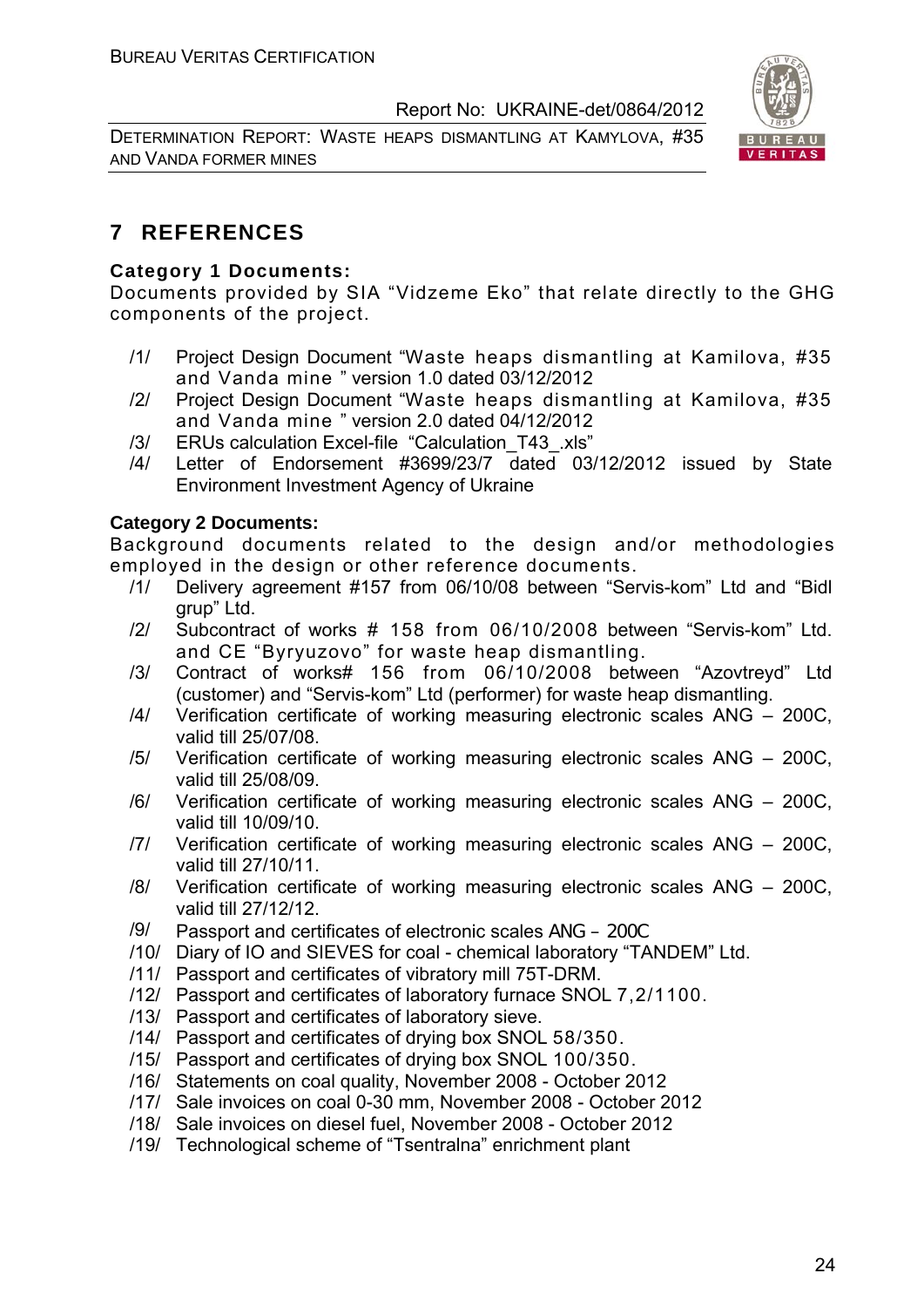# 7 REFERENCES

**Category 1 Documents:**

Documents provided by SIA "Vidzeme Eko" that relate directly to the GHG components of the project.

/1/ Project Design Document "Waste heaps dismantling at Kamilova, #35 and Vanda mine " version 1.0 dated 03/12/2012

/2/ Project Design Document "Waste heaps dismantling at Kamilova, #35 and Vanda mine " version 2.0 dated 04/12/2012

/3/ ERUs calculation Excel-file "Calculation_T43_.xls"

/4/ Letter of Endorsement #3699/23/7 dated 03/12/2012 issued by State Environment Investment Agency of Ukraine

**Category 2 Documents:**

Background documents related to the design and/or methodologies employed in the design or other reference documents.

/1/ Delivery agreement #157 from 06/10/08 between "Servis-kom" Ltd and "Bidl grup" Ltd.

/2/ Subcontract of works # 158 from 06/10/2008 between "Servis-kom" Ltd. and CE "Byryuzovo" for waste heap dismantling.

/3/ Contract of works# 156 from 06/10/2008 between "Azovtreyd" Ltd (customer) and "Servis-kom" Ltd (performer) for waste heap dismantling.

/4/ Verification certificate of working measuring electronic scales ANG – 200C, valid till 25/07/08.

/5/ Verification certificate of working measuring electronic scales ANG – 200C, valid till 25/08/09.

/6/ Verification certificate of working measuring electronic scales ANG – 200C, valid till 10/09/10.

/7/ Verification certificate of working measuring electronic scales ANG – 200C, valid till 27/10/11.

/8/ Verification certificate of working measuring electronic scales ANG – 200C, valid till 27/12/12.

/9/ Passport and certificates of electronic scales ANG – 200C

/10/ Diary of IO and SIEVES for coal - chemical laboratory "TANDEM" Ltd.

/11/ Passport and certificates of vibratory mill 75T-DRM.

/12/ Passport and certificates of laboratory furnace SNOL 7,2/1100.

/13/ Passport and certificates of laboratory sieve.

/14/ Passport and certificates of drying box SNOL 58/350.

/15/ Passport and certificates of drying box SNOL 100/350.

/16/ Statements on coal quality, November 2008 - October 2012

/17/ Sale invoices on coal 0-30 mm, November 2008 - October 2012

/18/ Sale invoices on diesel fuel, November 2008 - October 2012

/19/ Technological scheme of "Tsentralna" enrichment plant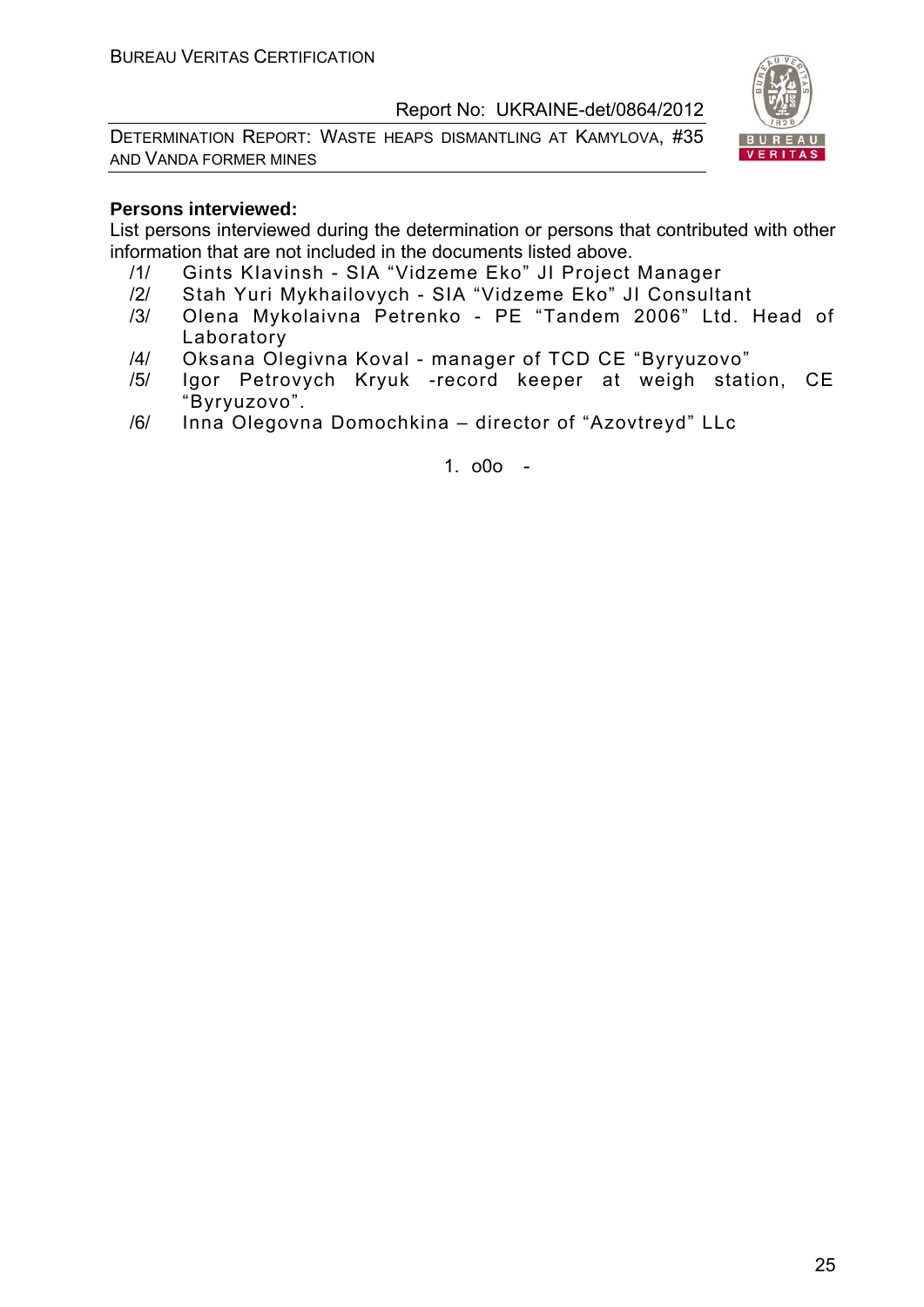**Persons interviewed:**

List persons interviewed during the determination or persons that contributed with other information that are not included in the documents listed above.

/1/ Gints Klavinsh - SIA “Vidzeme Eko” JI Project Manager

/2/ Stah Yuri Mykhailovych - SIA “Vidzeme Eko” JI Consultant

/3/ Olena Mykolaivna Petrenko - PE “Tandem 2006” Ltd. Head of Laboratory

/4/ Oksana Olegivna Koval - manager of TCD CE “Byryuzovo”

/5/ Igor Petrovych Kryuk -record keeper at weigh station, CE “Byryuzovo”.

/6/ Inna Olegovna Domochkina – director of “Azovtreyd” LLc

1. o0o -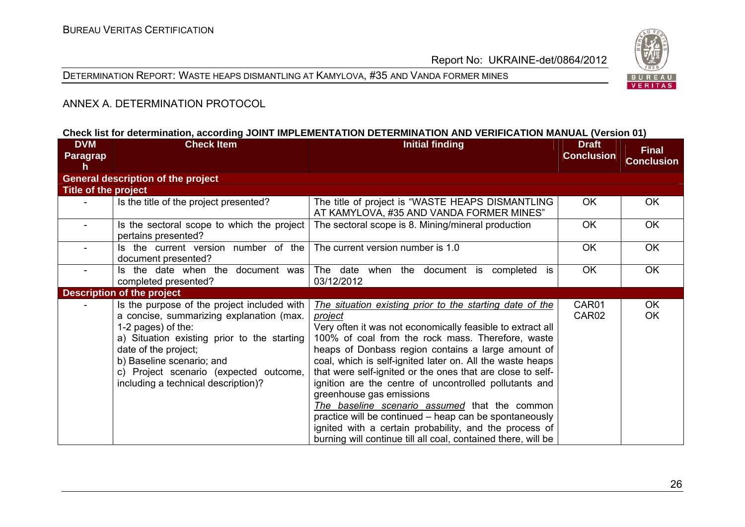## ANNEX A. DETERMINATION PROTOCOL

**Check list for determination, according JOINT IMPLEMENTATION DETERMINATION AND VERIFICATION MANUAL (Version 01)**

| DVM Paragraph | Check Item | Initial finding | Draft Conclusion | Final Conclusion |
|---|---|---|---|---|
| **General description of the project** | | | | |
| **Title of the project** | | | | |
| - | Is the title of the project presented? | The title of project is "WASTE HEAPS DISMANTLING AT KAMYLOVA, #35 AND VANDA FORMER MINES" | OK | OK |
| - | Is the sectoral scope to which the project pertains presented? | The sectoral scope is 8. Mining/mineral production | OK | OK |
| - | Is the current version number of the document presented? | The current version number is 1.0 | OK | OK |
| - | Is the date when the document was completed presented? | The date when the document is completed is 03/12/2012 | OK | OK |
| **Description of the project** | | | | |
| - | Is the purpose of the project included with a concise, summarizing explanation (max. 1-2 pages) of the:<br>a) Situation existing prior to the starting date of the project;<br>b) Baseline scenario; and<br>c) Project scenario (expected outcome, including a technical description)? | <u>*The situation existing prior to the starting date of the project*</u><br>Very often it was not economically feasible to extract all 100% of coal from the rock mass. Therefore, waste heaps of Donbass region contains a large amount of coal, which is self-ignited later on. All the waste heaps that were self-ignited or the ones that are close to self-ignition are the centre of uncontrolled pollutants and greenhouse gas emissions<br><u>*The baseline scenario assumed*</u> that the common practice will be continued – heap can be spontaneously ignited with a certain probability, and the process of burning will continue till all coal, contained there, will be | CAR01<br>CAR02 | OK<br>OK |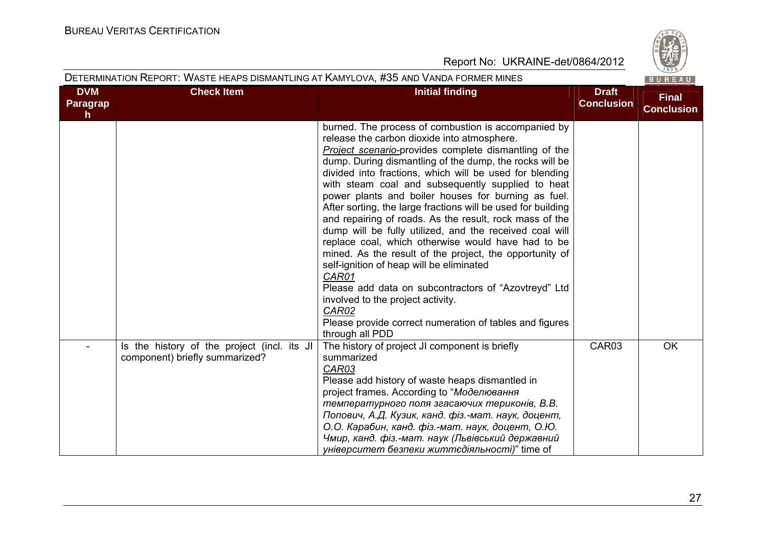| DVM Paragraph | Check Item | Initial finding | Draft Conclusion | Final Conclusion |
|---|---|---|---|---|
| | | burned. The process of combustion is accompanied by release the carbon dioxide into atmosphere.<br>*Project scenario*-provides complete dismantling of the dump. During dismantling of the dump, the rocks will be divided into fractions, which will be used for blending with steam coal and subsequently supplied to heat power plants and boiler houses for burning as fuel. After sorting, the large fractions will be used for building and repairing of roads. As the result, rock mass of the dump will be fully utilized, and the received coal will replace coal, which otherwise would have had to be mined. As the result of the project, the opportunity of self-ignition of heap will be eliminated<br>*CAR01*<br>Please add data on subcontractors of "Azovtreyd" Ltd involved to the project activity.<br>*CAR02*<br>Please provide correct numeration of tables and figures through all PDD | | |
| - | Is the history of the project (incl. its JI component) briefly summarized? | The history of project JI component is briefly summarized<br>*CAR03*<br>Please add history of waste heaps dismantled in project frames. According to "*Моделювання температурного поля згасаючих териконів, В.В. Попович, А.Д. Кузик, канд. фіз.-мат. наук, доцент, О.О. Карабин, канд. фіз.-мат. наук, доцент, О.Ю. Чмир, канд. фіз.-мат. наук (Львівський державний університет безпеки життєдіяльності)*" time of | CAR03 | OK |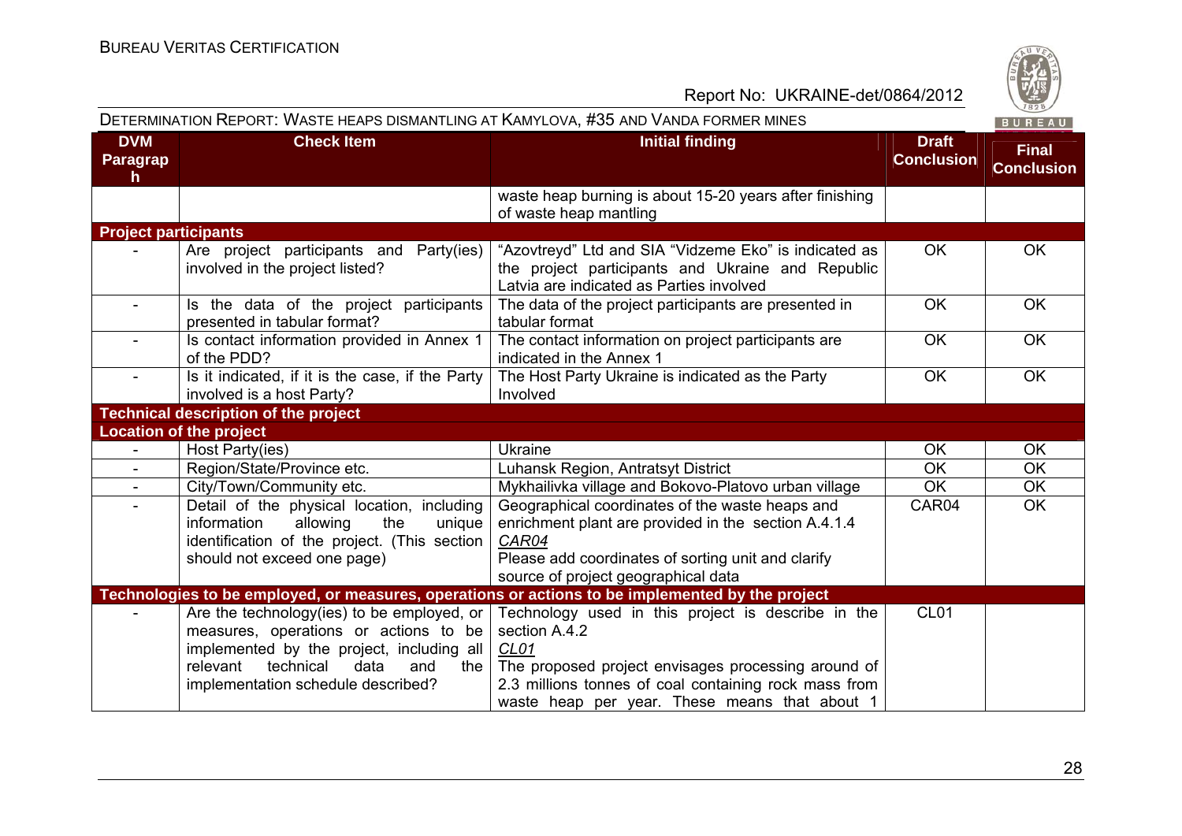DETERMINATION REPORT: WASTE HEAPS DISMANTLING AT KAMYLOVA, #35 AND VANDA FORMER MINES

| DVM Paragraph | Check Item | Initial finding | Draft Conclusion | Final Conclusion |
|---|---|---|---|---|
| | | waste heap burning is about 15-20 years after finishing of waste heap mantling | | |
| **Project participants** | | | | |
| - | Are project participants and Party(ies) involved in the project listed? | "Azovtreyd" Ltd and SIA "Vidzeme Eko" is indicated as the project participants and Ukraine and Republic Latvia are indicated as Parties involved | OK | OK |
| - | Is the data of the project participants presented in tabular format? | The data of the project participants are presented in tabular format | OK | OK |
| - | Is contact information provided in Annex 1 of the PDD? | The contact information on project participants are indicated in the Annex 1 | OK | OK |
| - | Is it indicated, if it is the case, if the Party involved is a host Party? | The Host Party Ukraine is indicated as the Party Involved | OK | OK |
| **Technical description of the project** | | | | |
| **Location of the project** | | | | |
| - | Host Party(ies) | Ukraine | OK | OK |
| - | Region/State/Province etc. | Luhansk Region, Antratsyt District | OK | OK |
| - | City/Town/Community etc. | Mykhailivka village and Bokovo-Platovo urban village | OK | OK |
| - | Detail of the physical location, including information allowing the unique identification of the project. (This section should not exceed one page) | Geographical coordinates of the waste heaps and enrichment plant are provided in the section A.4.1.4<br>*CAR04*<br>Please add coordinates of sorting unit and clarify source of project geographical data | CAR04 | OK |
| **Technologies to be employed, or measures, operations or actions to be implemented by the project** | | | | |
| - | Are the technology(ies) to be employed, or measures, operations or actions to be implemented by the project, including all relevant technical data and the implementation schedule described? | Technology used in this project is describe in the section A.4.2<br>*CL01*<br>The proposed project envisages processing around of 2.3 millions tonnes of coal containing rock mass from waste heap per year. These means that about 1 | CL01 | |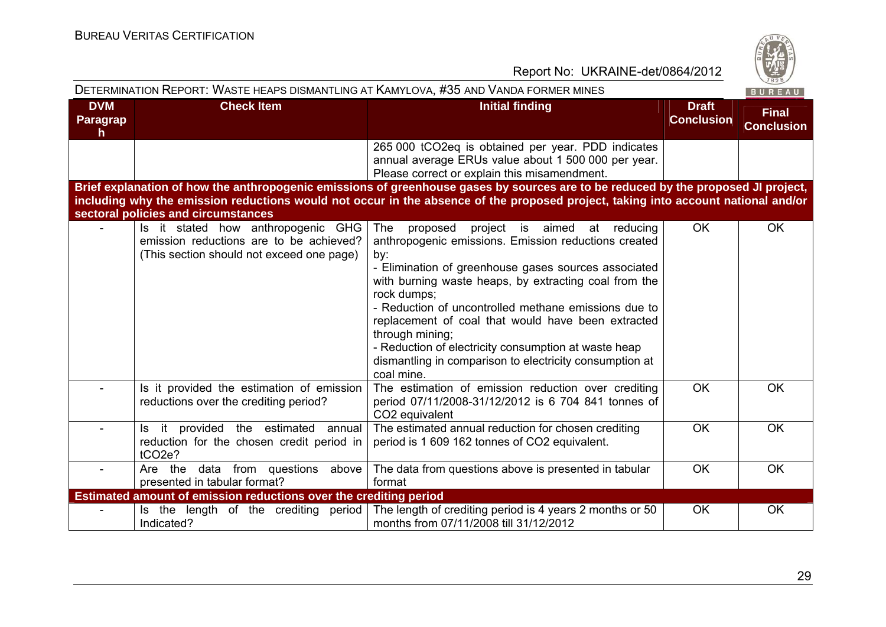| DVM Paragraph | Check Item | Initial finding | Draft Conclusion | Final Conclusion |
|---|---|---|---|---|
| | | 265 000 tCO2eq is obtained per year. PDD indicates annual average ERUs value about 1 500 000 per year. Please correct or explain this misamendment. | | |
| **Brief explanation of how the anthropogenic emissions of greenhouse gases by sources are to be reduced by the proposed JI project, including why the emission reductions would not occur in the absence of the proposed project, taking into account national and/or sectoral policies and circumstances** | | | | |
| - | Is it stated how anthropogenic GHG emission reductions are to be achieved? (This section should not exceed one page) | The proposed project is aimed at reducing anthropogenic emissions. Emission reductions created by:<br>- Elimination of greenhouse gases sources associated with burning waste heaps, by extracting coal from the rock dumps;<br>- Reduction of uncontrolled methane emissions due to replacement of coal that would have been extracted through mining;<br>- Reduction of electricity consumption at waste heap dismantling in comparison to electricity consumption at coal mine. | OK | OK |
| - | Is it provided the estimation of emission reductions over the crediting period? | The estimation of emission reduction over crediting period 07/11/2008-31/12/2012 is 6 704 841 tonnes of CO2 equivalent | OK | OK |
| - | Is it provided the estimated annual reduction for the chosen credit period in tCO2e? | The estimated annual reduction for chosen crediting period is 1 609 162 tonnes of CO2 equivalent. | OK | OK |
| - | Are the data from questions above presented in tabular format? | The data from questions above is presented in tabular format | OK | OK |
| **Estimated amount of emission reductions over the crediting period** | | | | |
| - | Is the length of the crediting period Indicated? | The length of crediting period is 4 years 2 months or 50 months from 07/11/2008 till 31/12/2012 | OK | OK |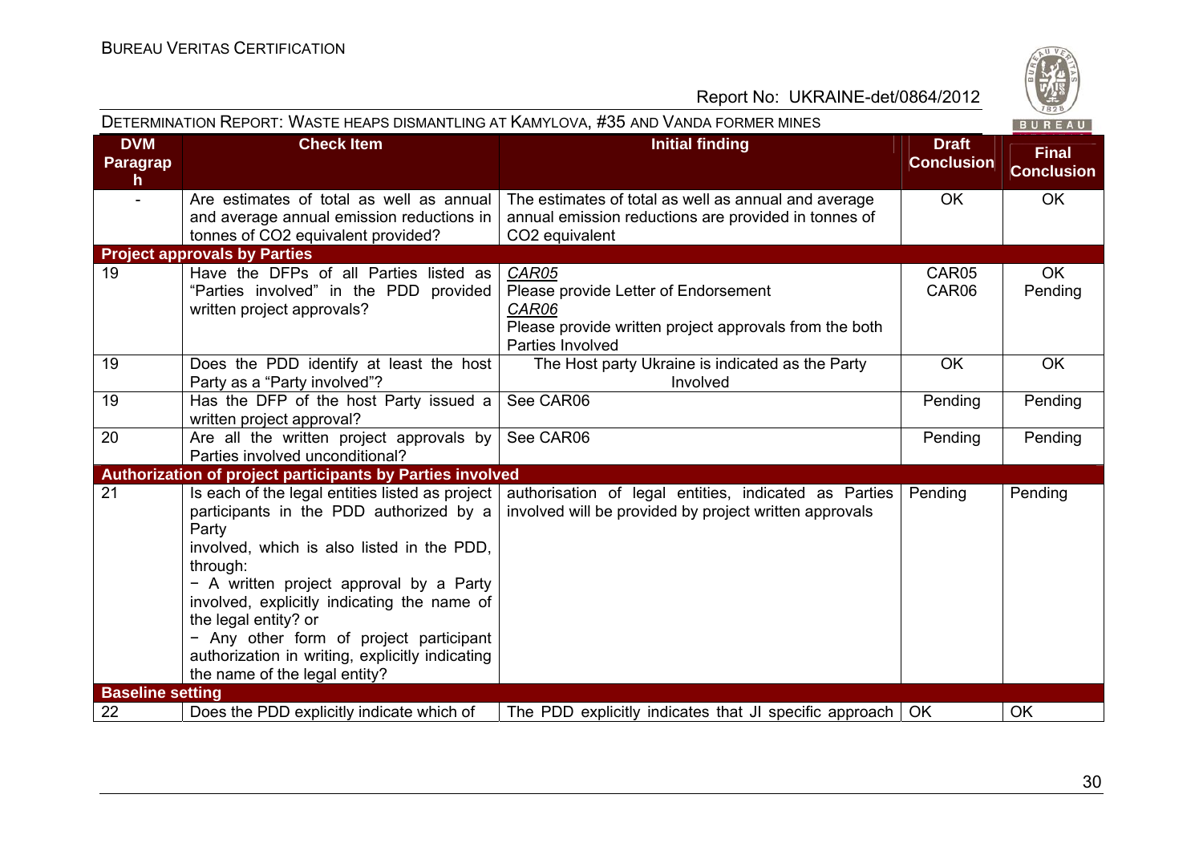DETERMINATION REPORT: WASTE HEAPS DISMANTLING AT KAMYLOVA, #35 AND VANDA FORMER MINES

| DVM Paragraph | Check Item | Initial finding | Draft Conclusion | Final Conclusion |
|---|---|---|---|---|
| - | Are estimates of total as well as annual and average annual emission reductions in tonnes of CO2 equivalent provided? | The estimates of total as well as annual and average annual emission reductions are provided in tonnes of CO2 equivalent | OK | OK |
| **Project approvals by Parties** | | | | |
| 19 | Have the DFPs of all Parties listed as "Parties involved" in the PDD provided written project approvals? | *CAR05* Please provide Letter of Endorsement *CAR06* Please provide written project approvals from the both Parties Involved | CAR05 CAR06 | OK Pending |
| 19 | Does the PDD identify at least the host Party as a "Party involved"? | The Host party Ukraine is indicated as the Party Involved | OK | OK |
| 19 | Has the DFP of the host Party issued a written project approval? | See CAR06 | Pending | Pending |
| 20 | Are all the written project approvals by Parties involved unconditional? | See CAR06 | Pending | Pending |
| **Authorization of project participants by Parties involved** | | | | |
| 21 | Is each of the legal entities listed as project participants in the PDD authorized by a Party involved, which is also listed in the PDD, through: − A written project approval by a Party involved, explicitly indicating the name of the legal entity? or − Any other form of project participant authorization in writing, explicitly indicating the name of the legal entity? | authorisation of legal entities, indicated as Parties involved will be provided by project written approvals | Pending | Pending |
| **Baseline setting** | | | | |
| 22 | Does the PDD explicitly indicate which of | The PDD explicitly indicates that JI specific approach | OK | OK |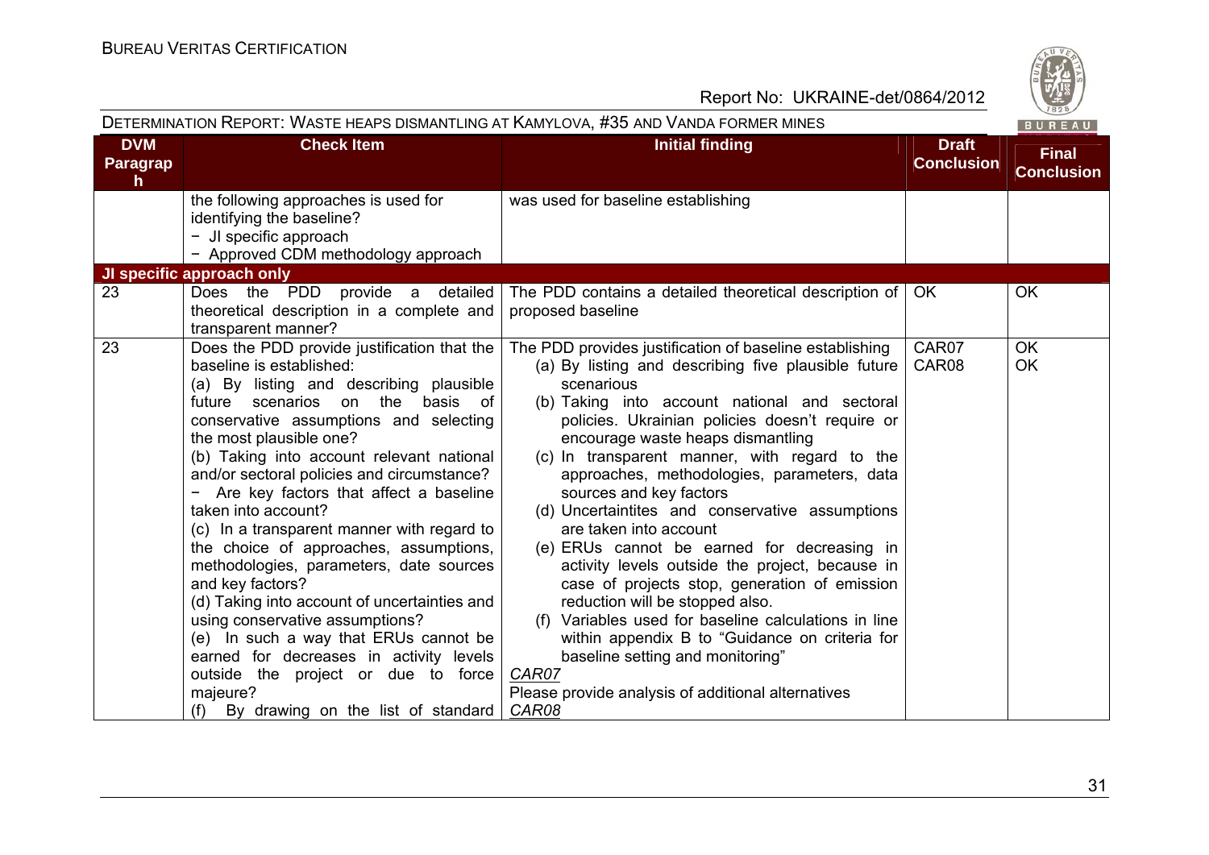| DVM Paragraph | Check Item | Initial finding | Draft Conclusion | Final Conclusion |
|---|---|---|---|---|
| | the following approaches is used for identifying the baseline?<br>− JI specific approach<br>− Approved CDM methodology approach | was used for baseline establishing | | |
| **JI specific approach only** | | | | |
| 23 | Does the PDD provide a detailed theoretical description in a complete and transparent manner? | The PDD contains a detailed theoretical description of proposed baseline | OK | OK |
| 23 | Does the PDD provide justification that the baseline is established:<br>(a) By listing and describing plausible future scenarios on the basis of conservative assumptions and selecting the most plausible one?<br>(b) Taking into account relevant national and/or sectoral policies and circumstance?<br>− Are key factors that affect a baseline taken into account?<br>(c) In a transparent manner with regard to the choice of approaches, assumptions, methodologies, parameters, date sources and key factors?<br>(d) Taking into account of uncertainties and using conservative assumptions?<br>(e) In such a way that ERUs cannot be earned for decreases in activity levels outside the project or due to force majeure?<br>(f) By drawing on the list of standard | The PDD provides justification of baseline establishing<br>(a) By listing and describing five plausible future scenarious<br>(b) Taking into account national and sectoral policies. Ukrainian policies doesn't require or encourage waste heaps dismantling<br>(c) In transparent manner, with regard to the approaches, methodologies, parameters, data sources and key factors<br>(d) Uncertaintites and conservative assumptions are taken into account<br>(e) ERUs cannot be earned for decreasing in activity levels outside the project, because in case of projects stop, generation of emission reduction will be stopped also.<br>(f) Variables used for baseline calculations in line within appendix B to "Guidance on criteria for baseline setting and monitoring"<br>*CAR07*<br>Please provide analysis of additional alternatives<br>*CAR08* | CAR07<br>CAR08 | OK<br>OK |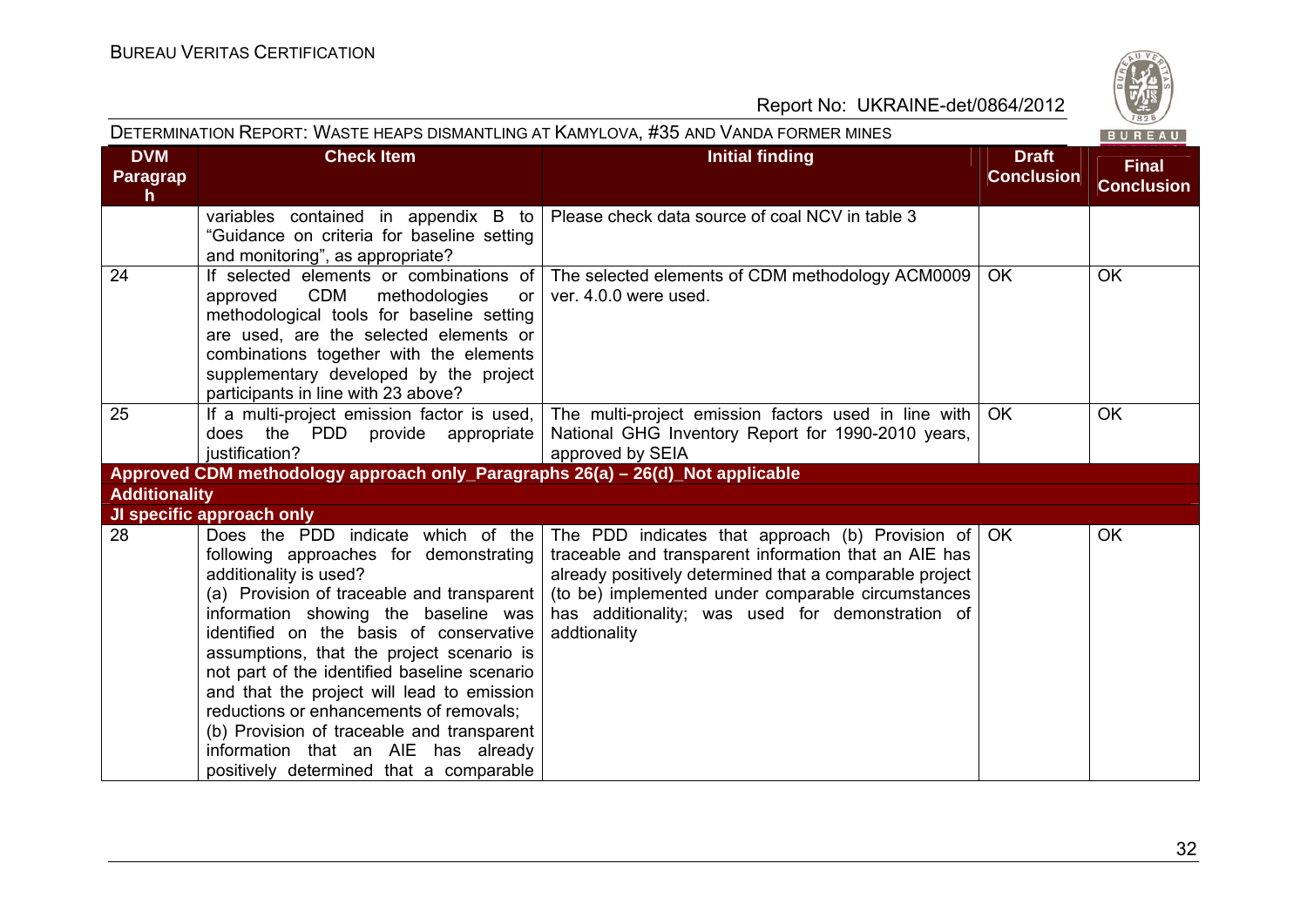| DVM Paragraph | Check Item | Initial finding | Draft Conclusion | Final Conclusion |
|---|---|---|---|---|
| | variables contained in appendix B to "Guidance on criteria for baseline setting and monitoring", as appropriate? | Please check data source of coal NCV in table 3 | | |
| 24 | If selected elements or combinations of approved CDM methodologies or methodological tools for baseline setting are used, are the selected elements or combinations together with the elements supplementary developed by the project participants in line with 23 above? | The selected elements of CDM methodology ACM0009 ver. 4.0.0 were used. | OK | OK |
| 25 | If a multi-project emission factor is used, does the PDD provide appropriate justification? | The multi-project emission factors used in line with National GHG Inventory Report for 1990-2010 years, approved by SEIA | OK | OK |
| **Approved CDM methodology approach only_Paragraphs 26(a) – 26(d)_Not applicable** | | | | |
| **Additionality** | | | | |
| **JI specific approach only** | | | | |
| 28 | Does the PDD indicate which of the following approaches for demonstrating additionality is used?<br>(a) Provision of traceable and transparent information showing the baseline was identified on the basis of conservative assumptions, that the project scenario is not part of the identified baseline scenario and that the project will lead to emission reductions or enhancements of removals;<br>(b) Provision of traceable and transparent information that an AIE has already positively determined that a comparable | The PDD indicates that approach (b) Provision of traceable and transparent information that an AIE has already positively determined that a comparable project (to be) implemented under comparable circumstances has additionality; was used for demonstration of addtionality | OK | OK |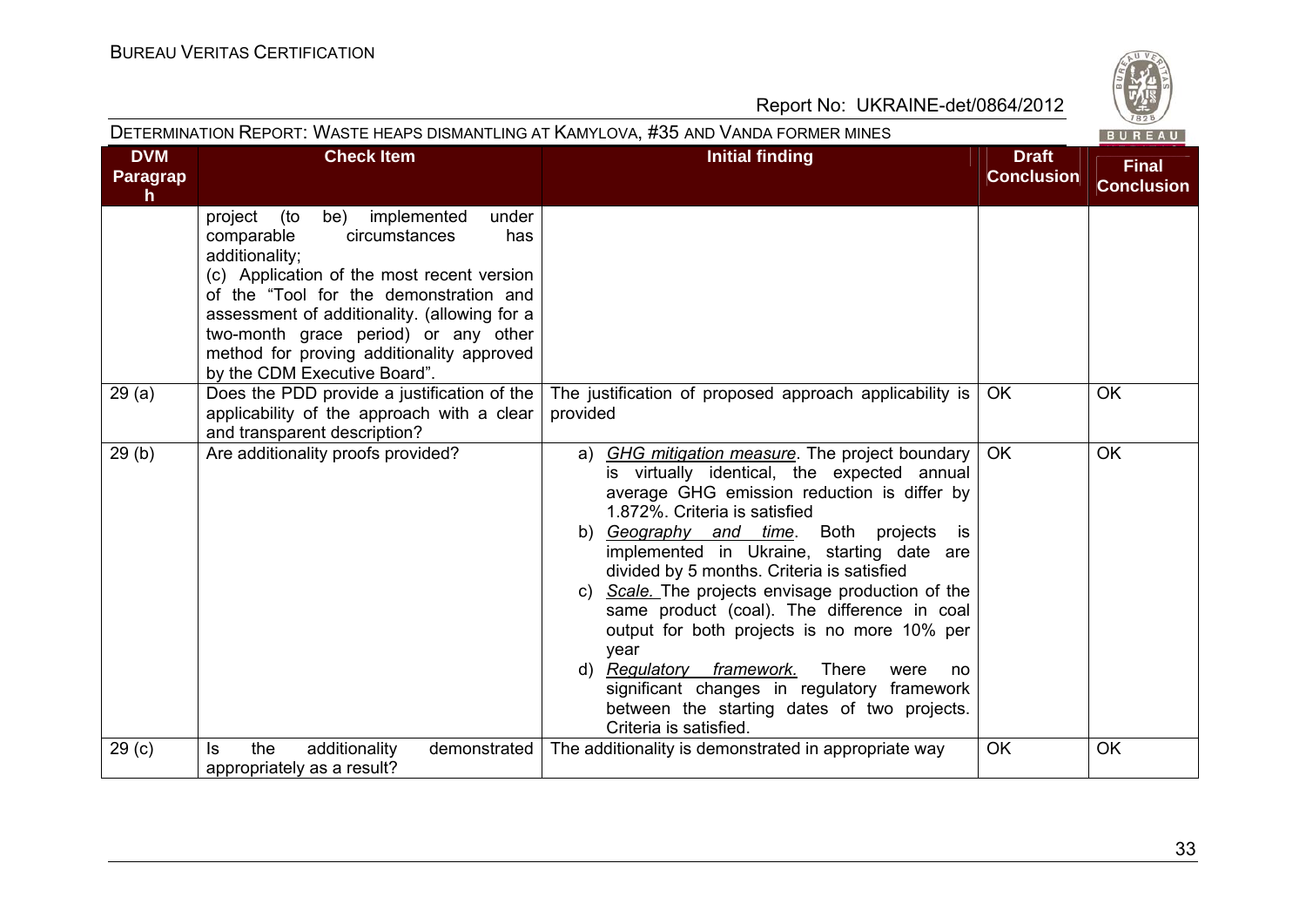| DVM Paragraph | Check Item | Initial finding | Draft Conclusion | Final Conclusion |
|---|---|---|---|---|
| | project (to be) implemented under comparable circumstances has additionality;<br>(c) Application of the most recent version of the "Tool for the demonstration and assessment of additionality. (allowing for a two-month grace period) or any other method for proving additionality approved by the CDM Executive Board". | | | |
| 29 (a) | Does the PDD provide a justification of the applicability of the approach with a clear and transparent description? | The justification of proposed approach applicability is provided | OK | OK |
| 29 (b) | Are additionality proofs provided? | a) *GHG mitigation measure*. The project boundary is virtually identical, the expected annual average GHG emission reduction is differ by 1.872%. Criteria is satisfied<br>b) *Geography and time*. Both projects is implemented in Ukraine, starting date are divided by 5 months. Criteria is satisfied<br>c) *Scale.* The projects envisage production of the same product (coal). The difference in coal output for both projects is no more 10% per year<br>d) *Regulatory framework.* There were no significant changes in regulatory framework between the starting dates of two projects. Criteria is satisfied. | OK | OK |
| 29 (c) | Is the additionality demonstrated appropriately as a result? | The additionality is demonstrated in appropriate way | OK | OK |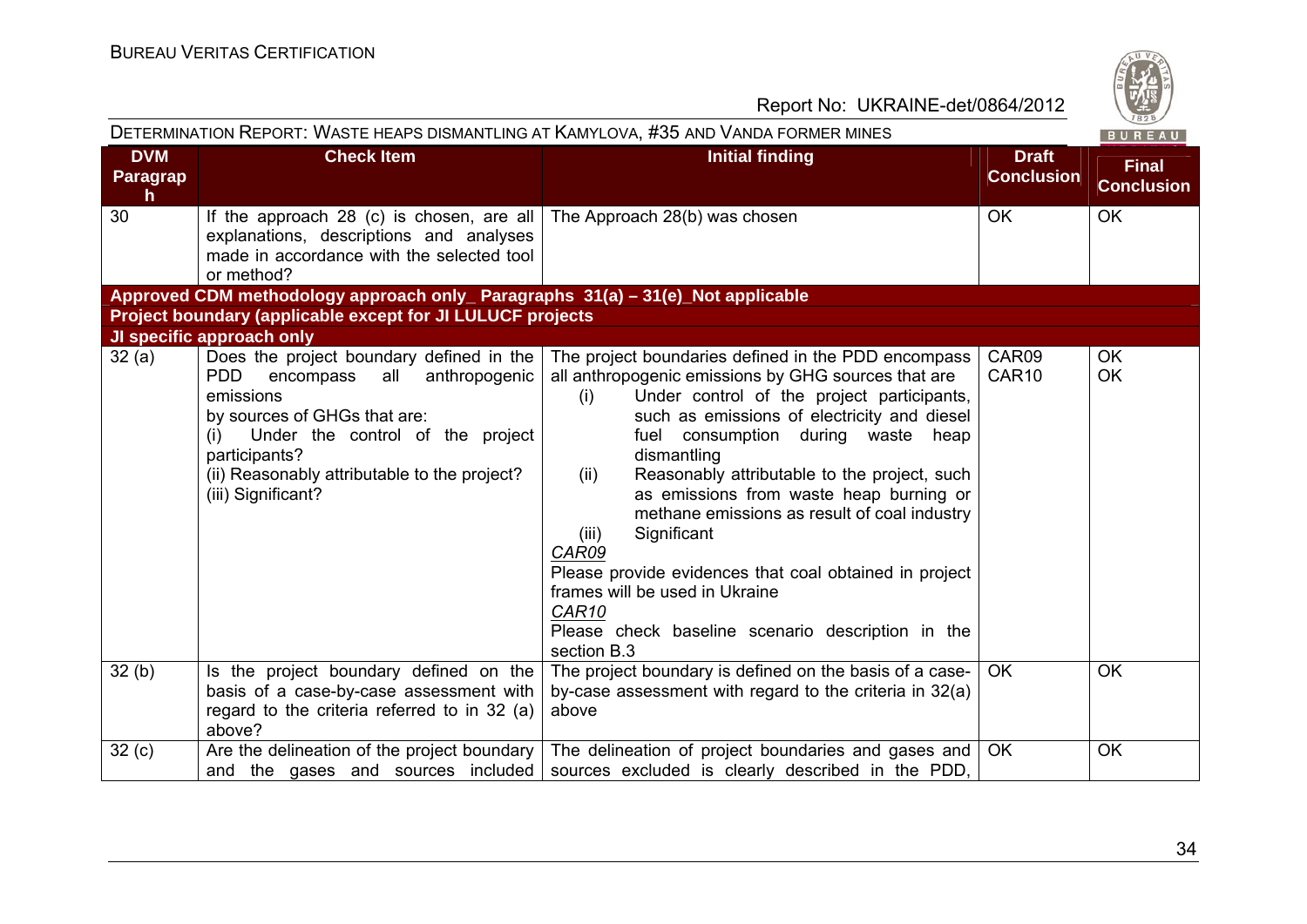| DVM Paragraph | Check Item | Initial finding | Draft Conclusion | Final Conclusion |
|---|---|---|---|---|
| 30 | If the approach 28 (c) is chosen, are all explanations, descriptions and analyses made in accordance with the selected tool or method? | The Approach 28(b) was chosen | OK | OK |
| **Approved CDM methodology approach only_ Paragraphs 31(a) – 31(e)_Not applicable** | | | | |
| **Project boundary (applicable except for JI LULUCF projects** | | | | |
| **JI specific approach only** | | | | |
| 32 (a) | Does the project boundary defined in the PDD encompass all anthropogenic emissions by sources of GHGs that are: (i) Under the control of the project participants? (ii) Reasonably attributable to the project? (iii) Significant? | The project boundaries defined in the PDD encompass all anthropogenic emissions by GHG sources that are (i) Under control of the project participants, such as emissions of electricity and diesel fuel consumption during waste heap dismantling (ii) Reasonably attributable to the project, such as emissions from waste heap burning or methane emissions as result of coal industry (iii) Significant *CAR09* Please provide evidences that coal obtained in project frames will be used in Ukraine *CAR10* Please check baseline scenario description in the section B.3 | CAR09 CAR10 | OK OK |
| 32 (b) | Is the project boundary defined on the basis of a case-by-case assessment with regard to the criteria referred to in 32 (a) above? | The project boundary is defined on the basis of a case-by-case assessment with regard to the criteria in 32(a) above | OK | OK |
| 32 (c) | Are the delineation of the project boundary and the gases and sources included | The delineation of project boundaries and gases and sources excluded is clearly described in the PDD, | OK | OK |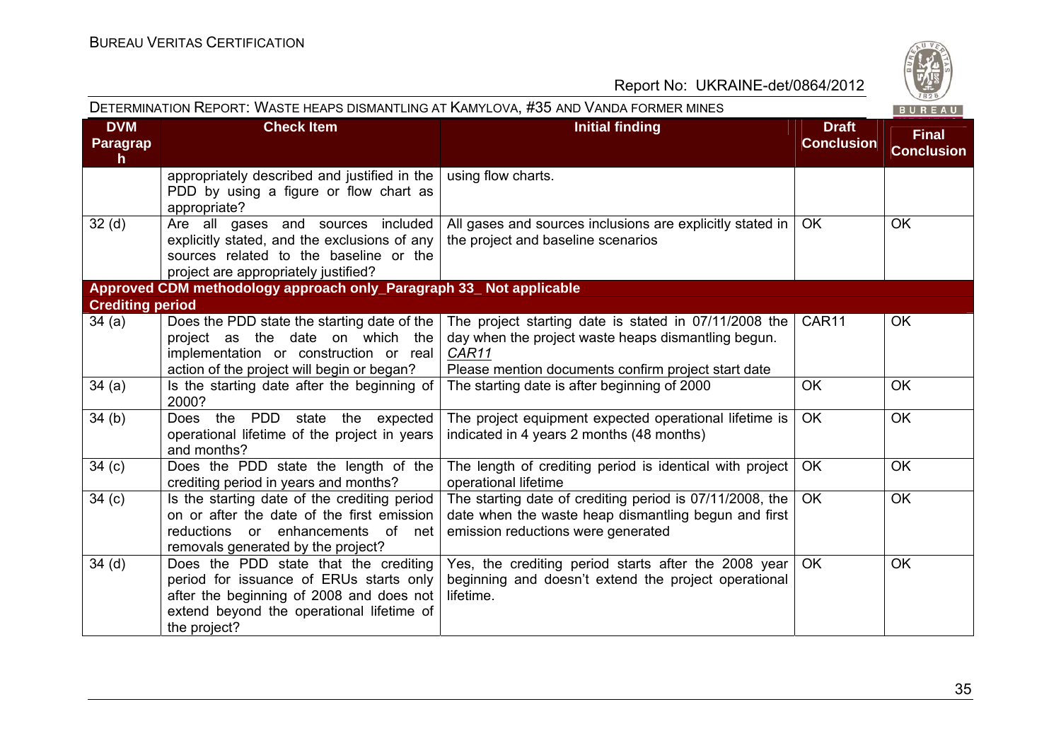| DVM Paragraph | Check Item | Initial finding | Draft Conclusion | Final Conclusion |
|---|---|---|---|---|
| | appropriately described and justified in the PDD by using a figure or flow chart as appropriate? | using flow charts. | | |
| 32 (d) | Are all gases and sources included explicitly stated, and the exclusions of any sources related to the baseline or the project are appropriately justified? | All gases and sources inclusions are explicitly stated in the project and baseline scenarios | OK | OK |
| **Approved CDM methodology approach only_Paragraph 33_ Not applicable** | | | | |
| **Crediting period** | | | | |
| 34 (a) | Does the PDD state the starting date of the project as the date on which the implementation or construction or real action of the project will begin or began? | The project starting date is stated in 07/11/2008 the day when the project waste heaps dismantling begun. *CAR11* Please mention documents confirm project start date | CAR11 | OK |
| 34 (a) | Is the starting date after the beginning of 2000? | The starting date is after beginning of 2000 | OK | OK |
| 34 (b) | Does the PDD state the expected operational lifetime of the project in years and months? | The project equipment expected operational lifetime is indicated in 4 years 2 months (48 months) | OK | OK |
| 34 (c) | Does the PDD state the length of the crediting period in years and months? | The length of crediting period is identical with project operational lifetime | OK | OK |
| 34 (c) | Is the starting date of the crediting period on or after the date of the first emission reductions or enhancements of net removals generated by the project? | The starting date of crediting period is 07/11/2008, the date when the waste heap dismantling begun and first emission reductions were generated | OK | OK |
| 34 (d) | Does the PDD state that the crediting period for issuance of ERUs starts only after the beginning of 2008 and does not extend beyond the operational lifetime of the project? | Yes, the crediting period starts after the 2008 year beginning and doesn't extend the project operational lifetime. | OK | OK |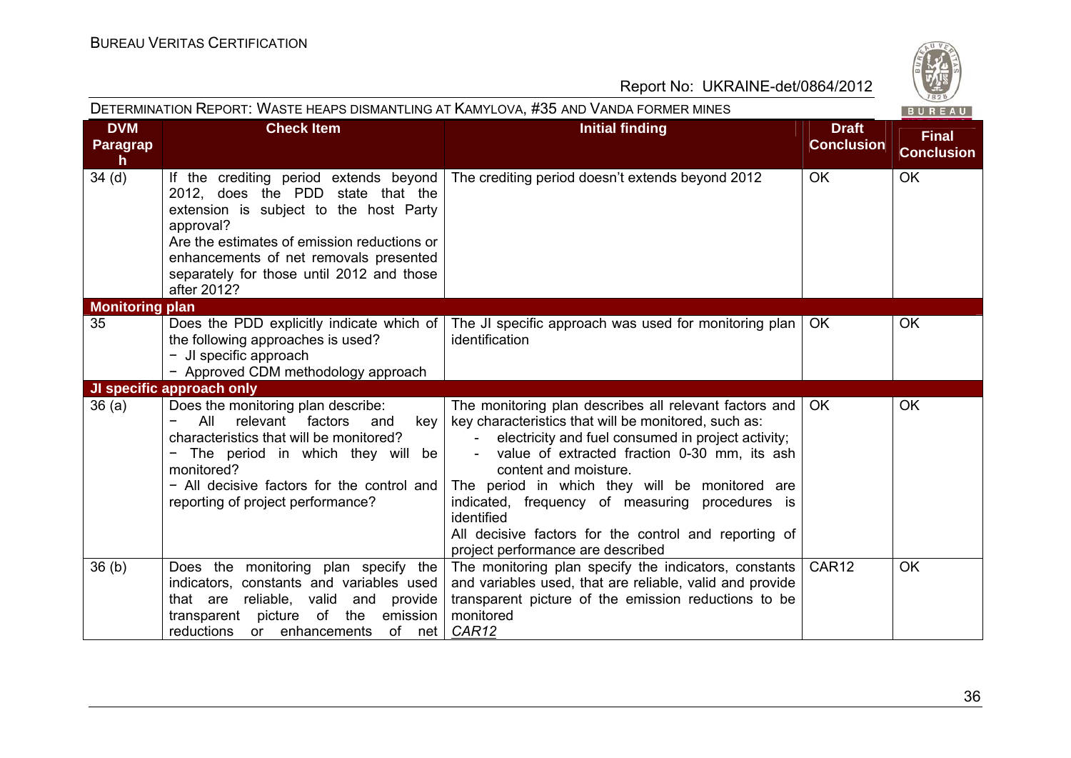DETERMINATION REPORT: WASTE HEAPS DISMANTLING AT KAMYLOVA, #35 AND VANDA FORMER MINES

| DVM Paragraph | Check Item | Initial finding | Draft Conclusion | Final Conclusion |
|---|---|---|---|---|
| 34 (d) | If the crediting period extends beyond 2012, does the PDD state that the extension is subject to the host Party approval?<br>Are the estimates of emission reductions or enhancements of net removals presented separately for those until 2012 and those after 2012? | The crediting period doesn't extends beyond 2012 | OK | OK |
| **Monitoring plan** | | | | |
| 35 | Does the PDD explicitly indicate which of the following approaches is used?<br>− JI specific approach<br>− Approved CDM methodology approach | The JI specific approach was used for monitoring plan identification | OK | OK |
| **JI specific approach only** | | | | |
| 36 (a) | Does the monitoring plan describe:<br>− All relevant factors and key characteristics that will be monitored?<br>− The period in which they will be monitored?<br>− All decisive factors for the control and reporting of project performance? | The monitoring plan describes all relevant factors and key characteristics that will be monitored, such as:<br>- electricity and fuel consumed in project activity;<br>- value of extracted fraction 0-30 mm, its ash content and moisture.<br>The period in which they will be monitored are indicated, frequency of measuring procedures is identified<br>All decisive factors for the control and reporting of project performance are described | OK | OK |
| 36 (b) | Does the monitoring plan specify the indicators, constants and variables used that are reliable, valid and provide transparent picture of the emission reductions or enhancements of net | The monitoring plan specify the indicators, constants and variables used, that are reliable, valid and provide transparent picture of the emission reductions to be monitored<br>*CAR12* | CAR12 | OK |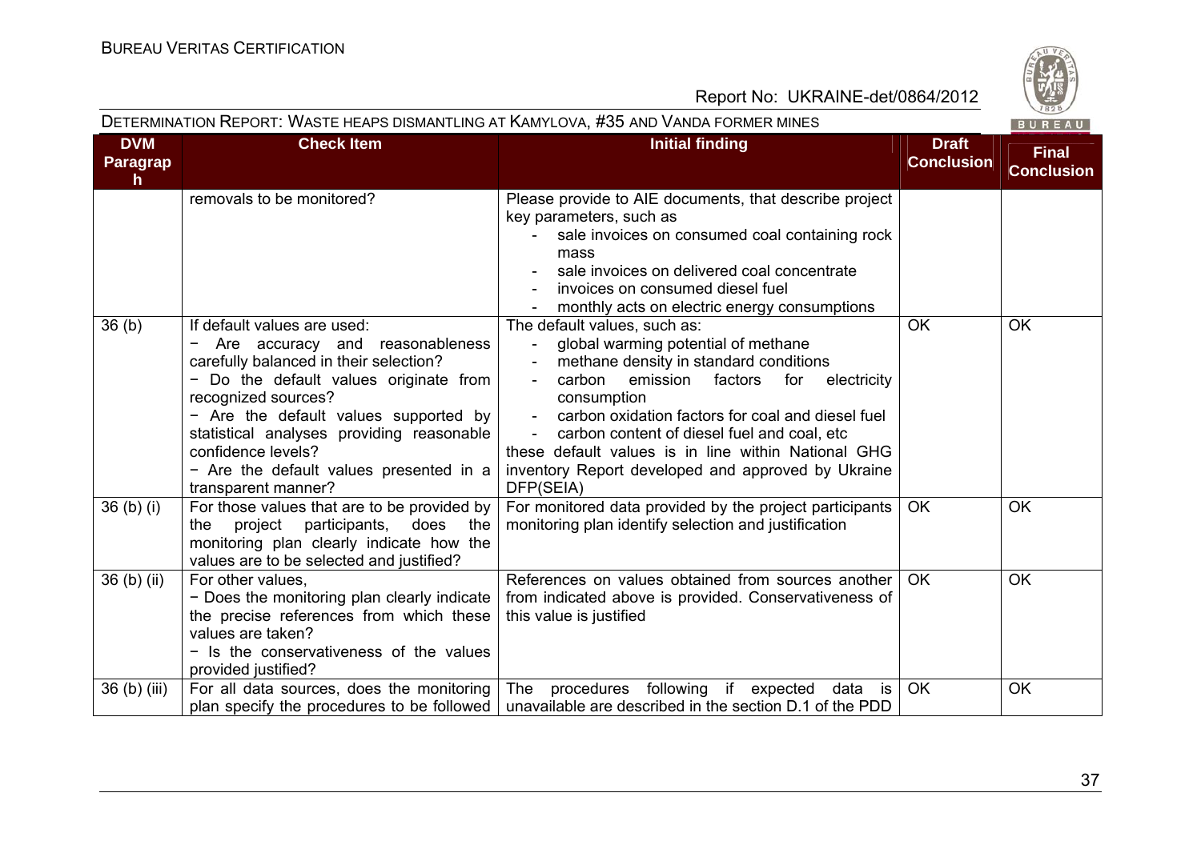| DVM Paragraph | Check Item | Initial finding | Draft Conclusion | Final Conclusion |
|---|---|---|---|---|
| | removals to be monitored? | Please provide to AIE documents, that describe project key parameters, such as<br>- sale invoices on consumed coal containing rock mass<br>- sale invoices on delivered coal concentrate<br>- invoices on consumed diesel fuel<br>- monthly acts on electric energy consumptions | | |
| 36 (b) | If default values are used:<br>− Are accuracy and reasonableness carefully balanced in their selection?<br>− Do the default values originate from recognized sources?<br>− Are the default values supported by statistical analyses providing reasonable confidence levels?<br>− Are the default values presented in a transparent manner? | The default values, such as:<br>- global warming potential of methane<br>- methane density in standard conditions<br>- carbon emission factors for electricity consumption<br>- carbon oxidation factors for coal and diesel fuel<br>- carbon content of diesel fuel and coal, etc<br>these default values is in line within National GHG inventory Report developed and approved by Ukraine DFP(SEIA) | OK | OK |
| 36 (b) (i) | For those values that are to be provided by the project participants, does the monitoring plan clearly indicate how the values are to be selected and justified? | For monitored data provided by the project participants monitoring plan identify selection and justification | OK | OK |
| 36 (b) (ii) | For other values,<br>− Does the monitoring plan clearly indicate the precise references from which these values are taken?<br>− Is the conservativeness of the values provided justified? | References on values obtained from sources another from indicated above is provided. Conservativeness of this value is justified | OK | OK |
| 36 (b) (iii) | For all data sources, does the monitoring plan specify the procedures to be followed | The procedures following if expected data is unavailable are described in the section D.1 of the PDD | OK | OK |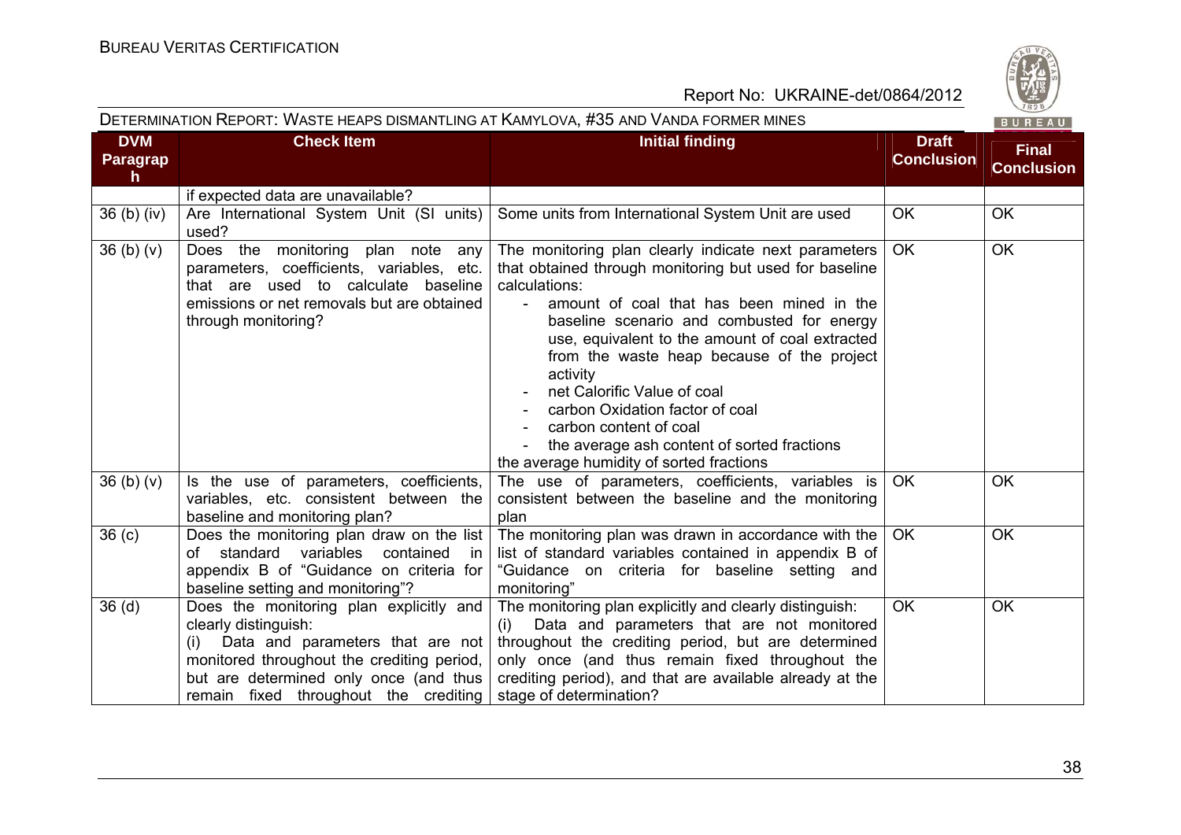| DVM Paragraph | Check Item | Initial finding | Draft Conclusion | Final Conclusion |
|---|---|---|---|---|
| | if expected data are unavailable? | | | |
| 36 (b) (iv) | Are International System Unit (SI units) used? | Some units from International System Unit are used | OK | OK |
| 36 (b) (v) | Does the monitoring plan note any parameters, coefficients, variables, etc. that are used to calculate baseline emissions or net removals but are obtained through monitoring? | The monitoring plan clearly indicate next parameters that obtained through monitoring but used for baseline calculations:<br>- amount of coal that has been mined in the baseline scenario and combusted for energy use, equivalent to the amount of coal extracted from the waste heap because of the project activity<br>- net Calorific Value of coal<br>- carbon Oxidation factor of coal<br>- carbon content of coal<br>- the average ash content of sorted fractions<br>the average humidity of sorted fractions | OK | OK |
| 36 (b) (v) | Is the use of parameters, coefficients, variables, etc. consistent between the baseline and monitoring plan? | The use of parameters, coefficients, variables is consistent between the baseline and the monitoring plan | OK | OK |
| 36 (c) | Does the monitoring plan draw on the list of standard variables contained in appendix B of "Guidance on criteria for baseline setting and monitoring"? | The monitoring plan was drawn in accordance with the list of standard variables contained in appendix B of "Guidance on criteria for baseline setting and monitoring" | OK | OK |
| 36 (d) | Does the monitoring plan explicitly and clearly distinguish:<br>(i) Data and parameters that are not monitored throughout the crediting period, but are determined only once (and thus remain fixed throughout the crediting | The monitoring plan explicitly and clearly distinguish:<br>(i) Data and parameters that are not monitored throughout the crediting period, but are determined only once (and thus remain fixed throughout the crediting period), and that are available already at the stage of determination? | OK | OK |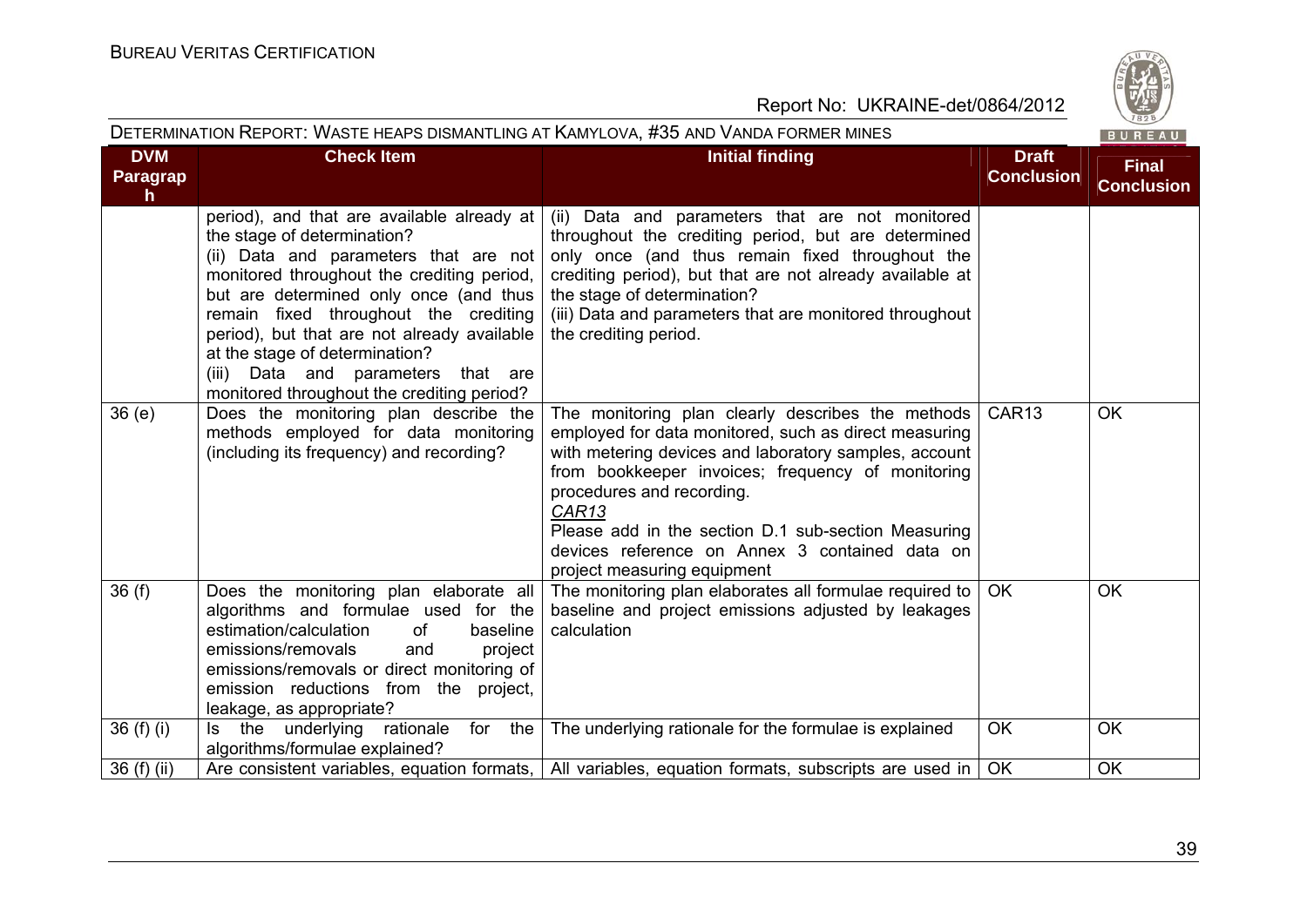DETERMINATION REPORT: WASTE HEAPS DISMANTLING AT KAMYLOVA, #35 AND VANDA FORMER MINES

| DVM Paragraph | Check Item | Initial finding | Draft Conclusion | Final Conclusion |
|---|---|---|---|---|
| | period), and that are available already at the stage of determination?<br>(ii) Data and parameters that are not monitored throughout the crediting period, but are determined only once (and thus remain fixed throughout the crediting period), but that are not already available at the stage of determination?<br>(iii) Data and parameters that are monitored throughout the crediting period? | (ii) Data and parameters that are not monitored throughout the crediting period, but are determined only once (and thus remain fixed throughout the crediting period), but that are not already available at the stage of determination?<br>(iii) Data and parameters that are monitored throughout the crediting period. | | |
| 36 (e) | Does the monitoring plan describe the methods employed for data monitoring (including its frequency) and recording? | The monitoring plan clearly describes the methods employed for data monitored, such as direct measuring with metering devices and laboratory samples, account from bookkeeper invoices; frequency of monitoring procedures and recording.<br>*CAR13*<br>Please add in the section D.1 sub-section Measuring devices reference on Annex 3 contained data on project measuring equipment | CAR13 | OK |
| 36 (f) | Does the monitoring plan elaborate all algorithms and formulae used for the estimation/calculation of baseline emissions/removals and project emissions/removals or direct monitoring of emission reductions from the project, leakage, as appropriate? | The monitoring plan elaborates all formulae required to baseline and project emissions adjusted by leakages calculation | OK | OK |
| 36 (f) (i) | Is the underlying rationale for the algorithms/formulae explained? | The underlying rationale for the formulae is explained | OK | OK |
| 36 (f) (ii) | Are consistent variables, equation formats, | All variables, equation formats, subscripts are used in | OK | OK |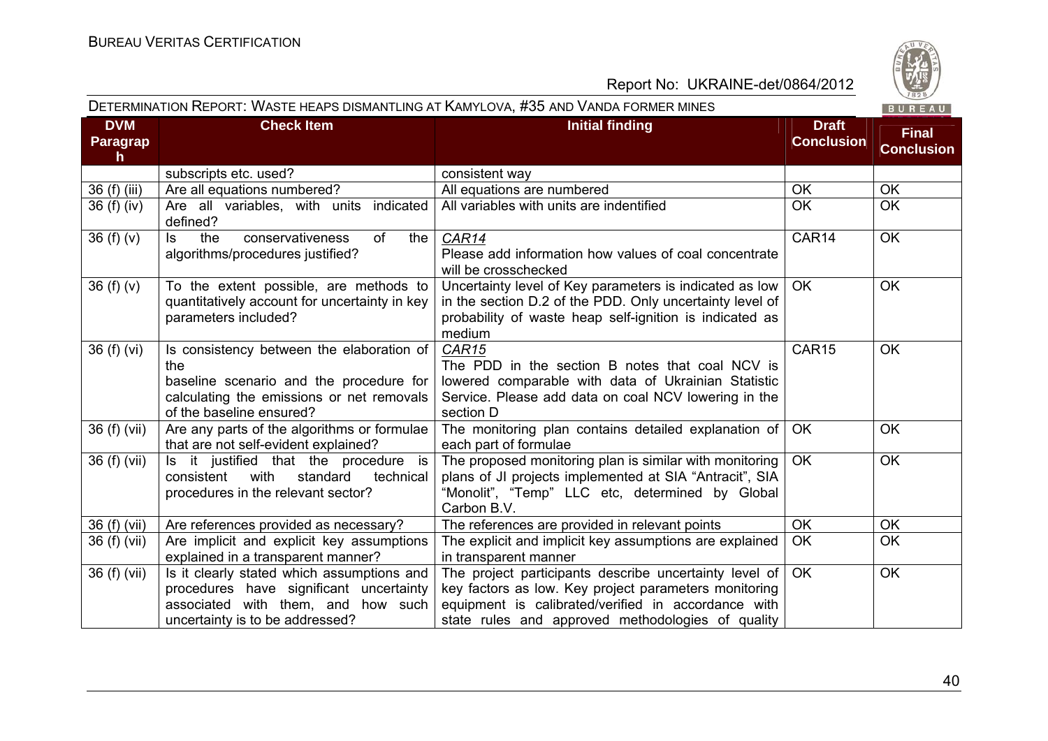| DVM Paragraph | Check Item | Initial finding | Draft Conclusion | Final Conclusion |
|---|---|---|---|---|
| | subscripts etc. used? | consistent way | | |
| 36 (f) (iii) | Are all equations numbered? | All equations are numbered | OK | OK |
| 36 (f) (iv) | Are all variables, with units indicated defined? | All variables with units are indentified | OK | OK |
| 36 (f) (v) | Is the conservativeness of the algorithms/procedures justified? | *CAR14*<br>Please add information how values of coal concentrate will be crosschecked | CAR14 | OK |
| 36 (f) (v) | To the extent possible, are methods to quantitatively account for uncertainty in key parameters included? | Uncertainty level of Key parameters is indicated as low in the section D.2 of the PDD. Only uncertainty level of probability of waste heap self-ignition is indicated as medium | OK | OK |
| 36 (f) (vi) | Is consistency between the elaboration of the baseline scenario and the procedure for calculating the emissions or net removals of the baseline ensured? | *CAR15*<br>The PDD in the section B notes that coal NCV is lowered comparable with data of Ukrainian Statistic Service. Please add data on coal NCV lowering in the section D | CAR15 | OK |
| 36 (f) (vii) | Are any parts of the algorithms or formulae that are not self-evident explained? | The monitoring plan contains detailed explanation of each part of formulae | OK | OK |
| 36 (f) (vii) | Is it justified that the procedure is consistent with standard technical procedures in the relevant sector? | The proposed monitoring plan is similar with monitoring plans of JI projects implemented at SIA "Antracit", SIA "Monolit", "Temp" LLC etc, determined by Global Carbon B.V. | OK | OK |
| 36 (f) (vii) | Are references provided as necessary? | The references are provided in relevant points | OK | OK |
| 36 (f) (vii) | Are implicit and explicit key assumptions explained in a transparent manner? | The explicit and implicit key assumptions are explained in transparent manner | OK | OK |
| 36 (f) (vii) | Is it clearly stated which assumptions and procedures have significant uncertainty associated with them, and how such uncertainty is to be addressed? | The project participants describe uncertainty level of key factors as low. Key project parameters monitoring equipment is calibrated/verified in accordance with state rules and approved methodologies of quality | OK | OK |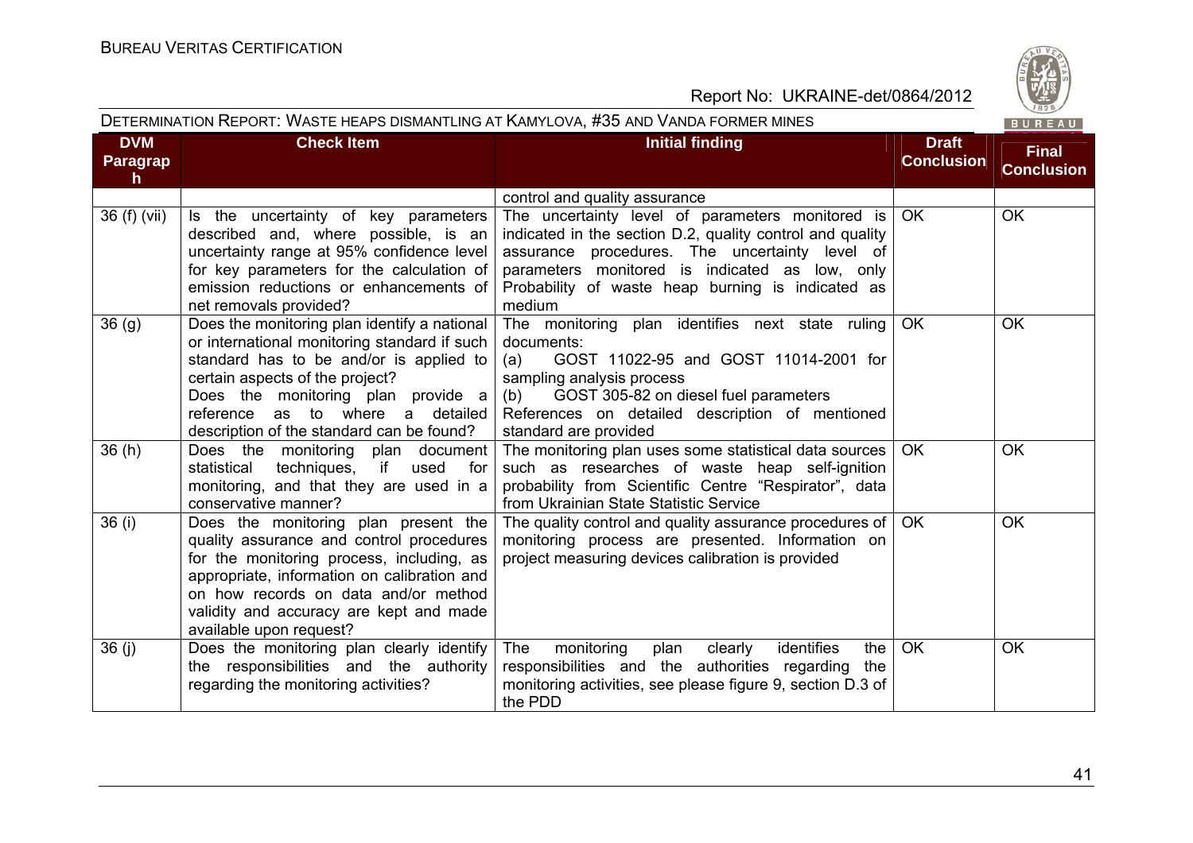| DVM Paragraph | Check Item | Initial finding | Draft Conclusion | Final Conclusion |
|---|---|---|---|---|
| | | control and quality assurance | | |
| 36 (f) (vii) | Is the uncertainty of key parameters described and, where possible, is an uncertainty range at 95% confidence level for key parameters for the calculation of emission reductions or enhancements of net removals provided? | The uncertainty level of parameters monitored is indicated in the section D.2, quality control and quality assurance procedures. The uncertainty level of parameters monitored is indicated as low, only Probability of waste heap burning is indicated as medium | OK | OK |
| 36 (g) | Does the monitoring plan identify a national or international monitoring standard if such standard has to be and/or is applied to certain aspects of the project? Does the monitoring plan provide a reference as to where a detailed description of the standard can be found? | The monitoring plan identifies next state ruling documents: (a) GOST 11022-95 and GOST 11014-2001 for sampling analysis process (b) GOST 305-82 on diesel fuel parameters References on detailed description of mentioned standard are provided | OK | OK |
| 36 (h) | Does the monitoring plan document statistical techniques, if used for monitoring, and that they are used in a conservative manner? | The monitoring plan uses some statistical data sources such as researches of waste heap self-ignition probability from Scientific Centre "Respirator", data from Ukrainian State Statistic Service | OK | OK |
| 36 (i) | Does the monitoring plan present the quality assurance and control procedures for the monitoring process, including, as appropriate, information on calibration and on how records on data and/or method validity and accuracy are kept and made available upon request? | The quality control and quality assurance procedures of monitoring process are presented. Information on project measuring devices calibration is provided | OK | OK |
| 36 (j) | Does the monitoring plan clearly identify the responsibilities and the authority regarding the monitoring activities? | The monitoring plan clearly identifies the responsibilities and the authorities regarding the monitoring activities, see please figure 9, section D.3 of the PDD | OK | OK |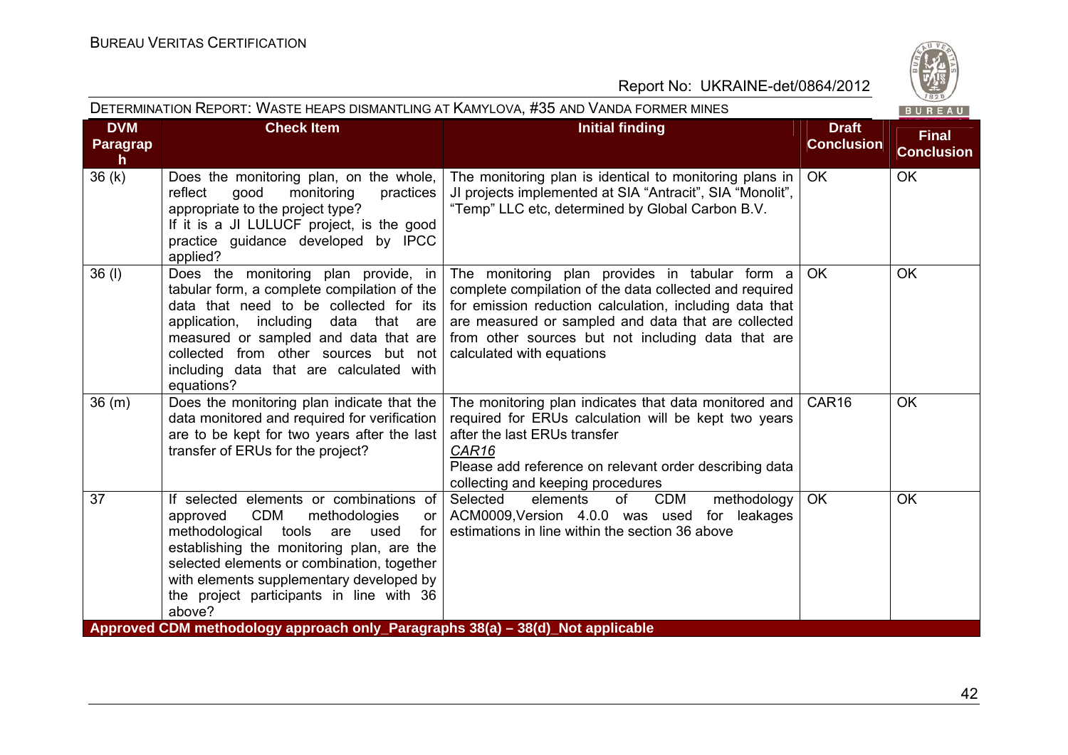| DVM Paragraph | Check Item | Initial finding | Draft Conclusion | Final Conclusion |
|---|---|---|---|---|
| 36 (k) | Does the monitoring plan, on the whole, reflect good monitoring practices appropriate to the project type?<br>If it is a JI LULUCF project, is the good practice guidance developed by IPCC applied? | The monitoring plan is identical to monitoring plans in JI projects implemented at SIA "Antracit", SIA "Monolit", "Temp" LLC etc, determined by Global Carbon B.V. | OK | OK |
| 36 (l) | Does the monitoring plan provide, in tabular form, a complete compilation of the data that need to be collected for its application, including data that are measured or sampled and data that are collected from other sources but not including data that are calculated with equations? | The monitoring plan provides in tabular form a complete compilation of the data collected and required for emission reduction calculation, including data that are measured or sampled and data that are collected from other sources but not including data that are calculated with equations | OK | OK |
| 36 (m) | Does the monitoring plan indicate that the data monitored and required for verification are to be kept for two years after the last transfer of ERUs for the project? | The monitoring plan indicates that data monitored and required for ERUs calculation will be kept two years after the last ERUs transfer<br>*CAR16*<br>Please add reference on relevant order describing data collecting and keeping procedures | CAR16 | OK |
| 37 | If selected elements or combinations of approved CDM methodologies or methodological tools are used for establishing the monitoring plan, are the selected elements or combination, together with elements supplementary developed by the project participants in line with 36 above? | Selected elements of CDM methodology ACM0009,Version 4.0.0 was used for leakages estimations in line within the section 36 above | OK | OK |
| **Approved CDM methodology approach only_Paragraphs 38(a) – 38(d)_Not applicable** | | | | |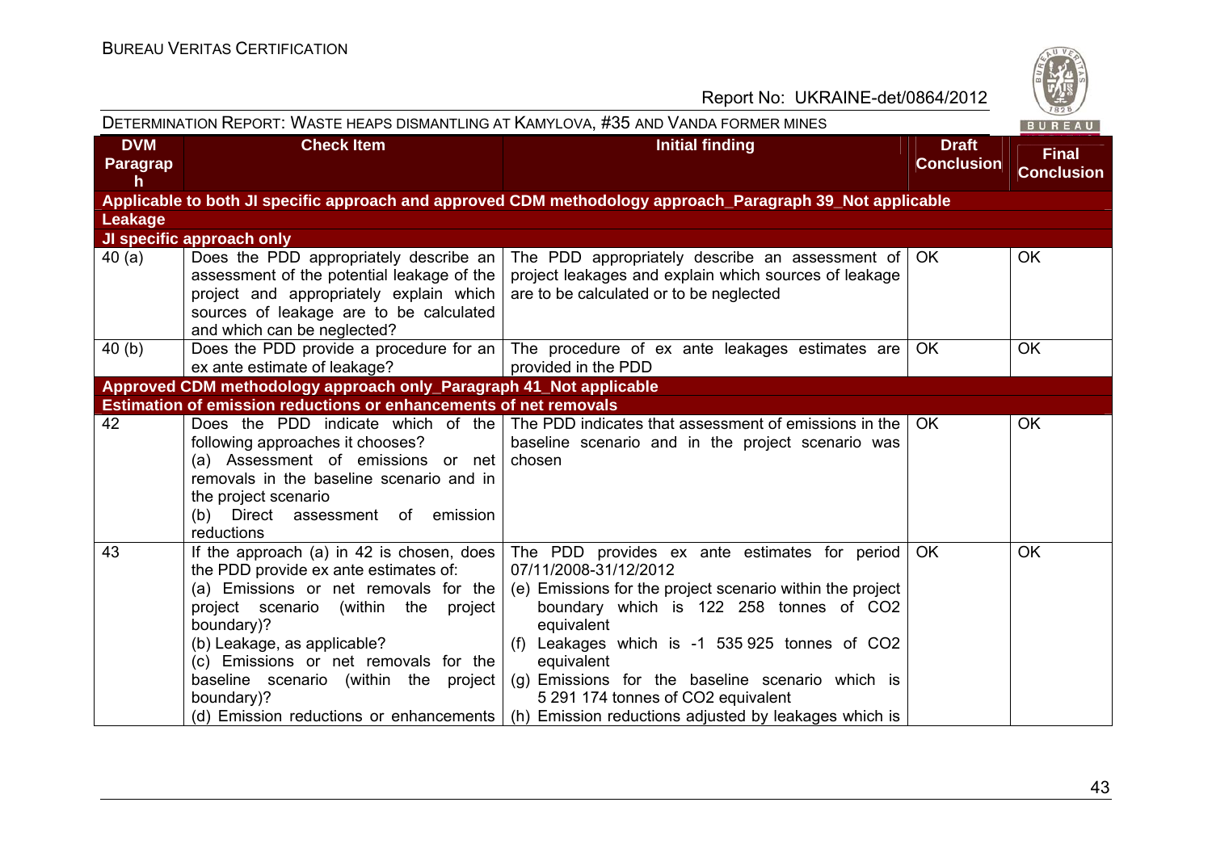| DVM Paragraph | Check Item | Initial finding | Draft Conclusion | Final Conclusion |
|---|---|---|---|---|
| **Applicable to both JI specific approach and approved CDM methodology approach_Paragraph 39_Not applicable** | | | | |
| **Leakage** | | | | |
| **JI specific approach only** | | | | |
| 40 (a) | Does the PDD appropriately describe an assessment of the potential leakage of the project and appropriately explain which sources of leakage are to be calculated and which can be neglected? | The PDD appropriately describe an assessment of project leakages and explain which sources of leakage are to be calculated or to be neglected | OK | OK |
| 40 (b) | Does the PDD provide a procedure for an ex ante estimate of leakage? | The procedure of ex ante leakages estimates are provided in the PDD | OK | OK |
| **Approved CDM methodology approach only_Paragraph 41_Not applicable** | | | | |
| **Estimation of emission reductions or enhancements of net removals** | | | | |
| 42 | Does the PDD indicate which of the following approaches it chooses?<br>(a) Assessment of emissions or net removals in the baseline scenario and in the project scenario<br>(b) Direct assessment of emission reductions | The PDD indicates that assessment of emissions in the baseline scenario and in the project scenario was chosen | OK | OK |
| 43 | If the approach (a) in 42 is chosen, does the PDD provide ex ante estimates of:<br>(a) Emissions or net removals for the project scenario (within the project boundary)?<br>(b) Leakage, as applicable?<br>(c) Emissions or net removals for the baseline scenario (within the project boundary)?<br>(d) Emission reductions or enhancements | The PDD provides ex ante estimates for period 07/11/2008-31/12/2012<br>(e) Emissions for the project scenario within the project boundary which is 122 258 tonnes of CO2 equivalent<br>(f) Leakages which is -1 535 925 tonnes of CO2 equivalent<br>(g) Emissions for the baseline scenario which is 5 291 174 tonnes of CO2 equivalent<br>(h) Emission reductions adjusted by leakages which is | OK | OK |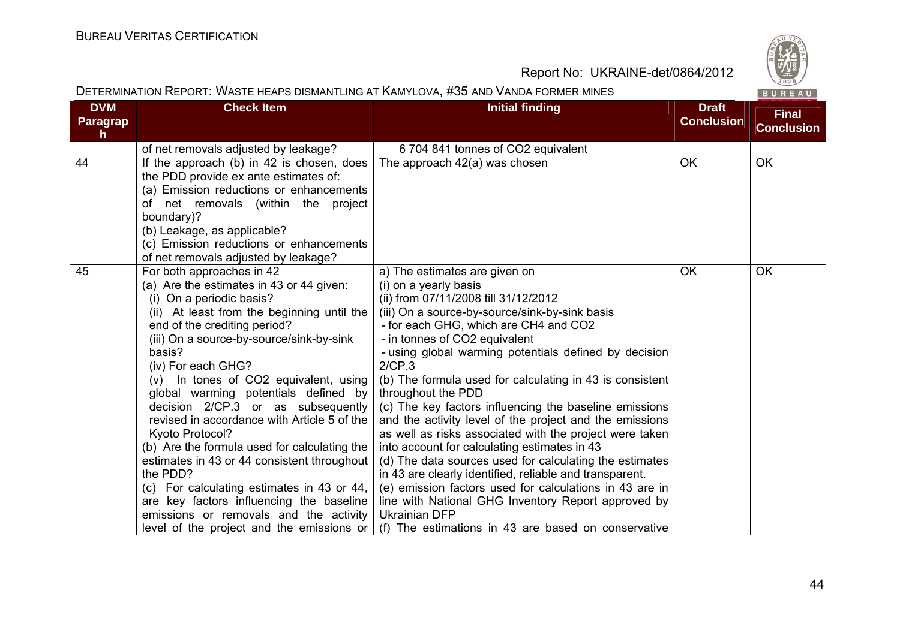| DVM Paragraph | Check Item | Initial finding | Draft Conclusion | Final Conclusion |
|---|---|---|---|---|
| | of net removals adjusted by leakage? | 6 704 841 tonnes of $CO_2$ equivalent | | |
| 44 | If the approach (b) in 42 is chosen, does the PDD provide ex ante estimates of:<br>(a) Emission reductions or enhancements of net removals (within the project boundary)?<br>(b) Leakage, as applicable?<br>(c) Emission reductions or enhancements of net removals adjusted by leakage? | The approach 42(a) was chosen | OK | OK |
| 45 | For both approaches in 42<br>(a) Are the estimates in 43 or 44 given:<br>(i) On a periodic basis?<br>(ii) At least from the beginning until the end of the crediting period?<br>(iii) On a source-by-source/sink-by-sink basis?<br>(iv) For each GHG?<br>(v) In tones of $CO_2$ equivalent, using global warming potentials defined by decision 2/CP.3 or as subsequently revised in accordance with Article 5 of the Kyoto Protocol?<br>(b) Are the formula used for calculating the estimates in 43 or 44 consistent throughout the PDD?<br>(c) For calculating estimates in 43 or 44, are key factors influencing the baseline emissions or removals and the activity level of the project and the emissions or | a) The estimates are given on<br>(i) on a yearly basis<br>(ii) from 07/11/2008 till 31/12/2012<br>(iii) On a source-by-source/sink-by-sink basis<br>- for each GHG, which are $CH_4$ and $CO_2$<br>- in tonnes of $CO_2$ equivalent<br>- using global warming potentials defined by decision 2/CP.3<br>(b) The formula used for calculating in 43 is consistent throughout the PDD<br>(c) The key factors influencing the baseline emissions and the activity level of the project and the emissions as well as risks associated with the project were taken into account for calculating estimates in 43<br>(d) The data sources used for calculating the estimates in 43 are clearly identified, reliable and transparent.<br>(e) emission factors used for calculations in 43 are in line with National GHG Inventory Report approved by Ukrainian DFP<br>(f) The estimations in 43 are based on conservative | OK | OK |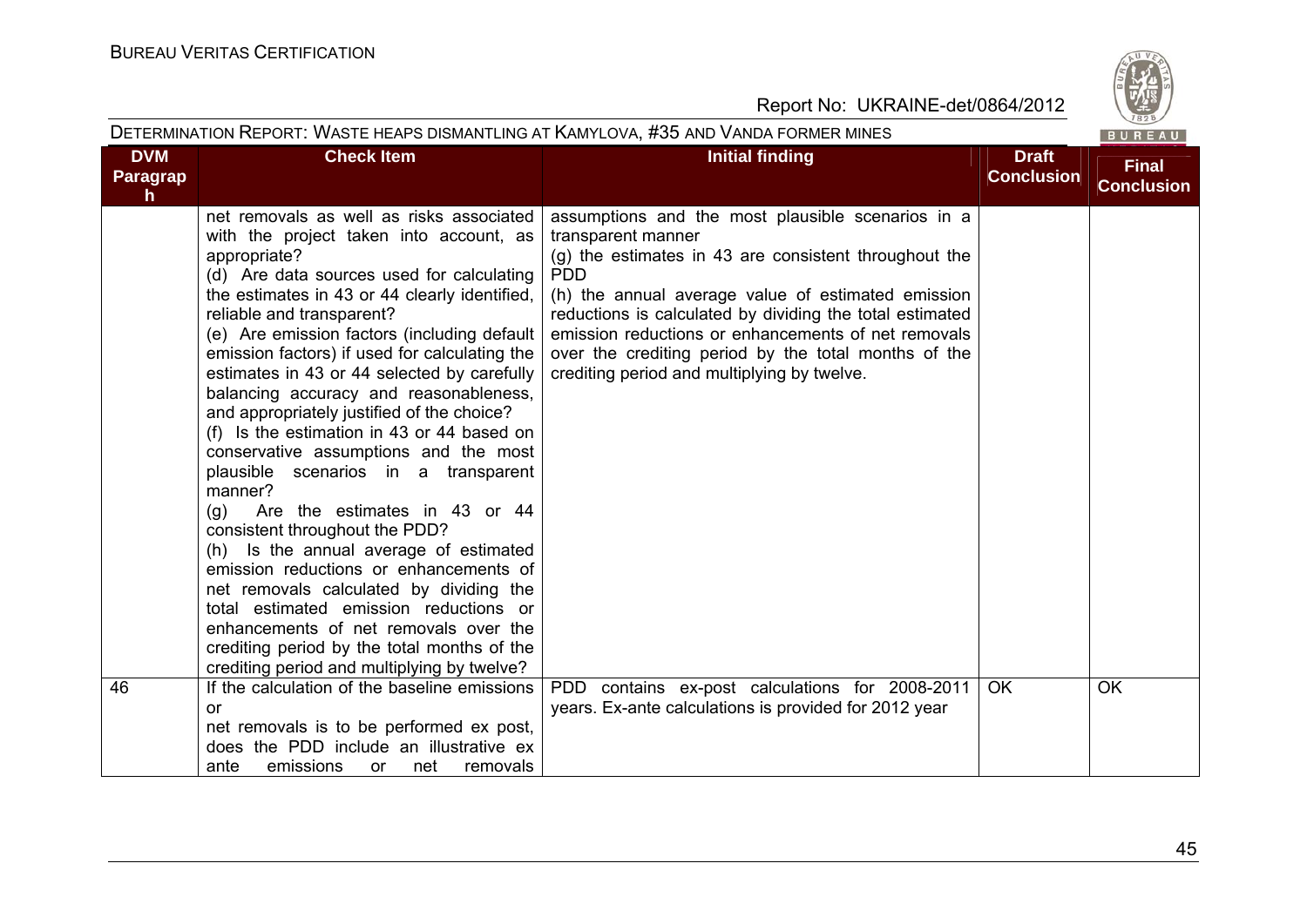| DVM Paragraph | Check Item | Initial finding | Draft Conclusion | Final Conclusion |
|---|---|---|---|---|
| | net removals as well as risks associated with the project taken into account, as appropriate?<br>(d) Are data sources used for calculating the estimates in 43 or 44 clearly identified, reliable and transparent?<br>(e) Are emission factors (including default emission factors) if used for calculating the estimates in 43 or 44 selected by carefully balancing accuracy and reasonableness, and appropriately justified of the choice?<br>(f) Is the estimation in 43 or 44 based on conservative assumptions and the most plausible scenarios in a transparent manner?<br>(g) Are the estimates in 43 or 44 consistent throughout the PDD?<br>(h) Is the annual average of estimated emission reductions or enhancements of net removals calculated by dividing the total estimated emission reductions or enhancements of net removals over the crediting period by the total months of the crediting period and multiplying by twelve? | assumptions and the most plausible scenarios in a transparent manner<br>(g) the estimates in 43 are consistent throughout the PDD<br>(h) the annual average value of estimated emission reductions is calculated by dividing the total estimated emission reductions or enhancements of net removals over the crediting period by the total months of the crediting period and multiplying by twelve. | | |
| 46 | If the calculation of the baseline emissions or net removals is to be performed ex post, does the PDD include an illustrative ex ante emissions or net removals | PDD contains ex-post calculations for 2008-2011 years. Ex-ante calculations is provided for 2012 year | OK | OK |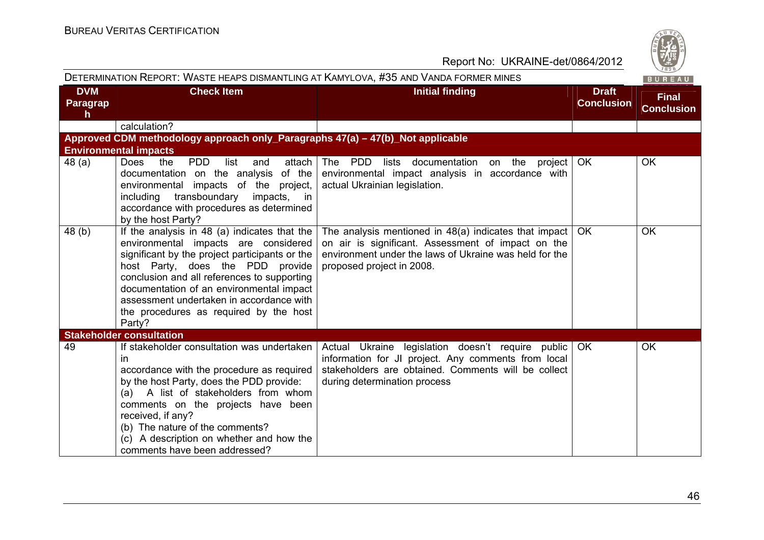| DVM Paragraph | Check Item | Initial finding | Draft Conclusion | Final Conclusion |
|---|---|---|---|---|
| | calculation? | | | |
| **Approved CDM methodology approach only_Paragraphs 47(a) – 47(b)_Not applicable** | | | | |
| **Environmental impacts** | | | | |
| 48 (a) | Does the PDD list and attach documentation on the analysis of the environmental impacts of the project, including transboundary impacts, in accordance with procedures as determined by the host Party? | The PDD lists documentation on the project environmental impact analysis in accordance with actual Ukrainian legislation. | OK | OK |
| 48 (b) | If the analysis in 48 (a) indicates that the environmental impacts are considered significant by the project participants or the host Party, does the PDD provide conclusion and all references to supporting documentation of an environmental impact assessment undertaken in accordance with the procedures as required by the host Party? | The analysis mentioned in 48(a) indicates that impact on air is significant. Assessment of impact on the environment under the laws of Ukraine was held for the proposed project in 2008. | OK | OK |
| **Stakeholder consultation** | | | | |
| 49 | If stakeholder consultation was undertaken in accordance with the procedure as required by the host Party, does the PDD provide: (a) A list of stakeholders from whom comments on the projects have been received, if any? (b) The nature of the comments? (c) A description on whether and how the comments have been addressed? | Actual Ukraine legislation doesn't require public information for JI project. Any comments from local stakeholders are obtained. Comments will be collect during determination process | OK | OK |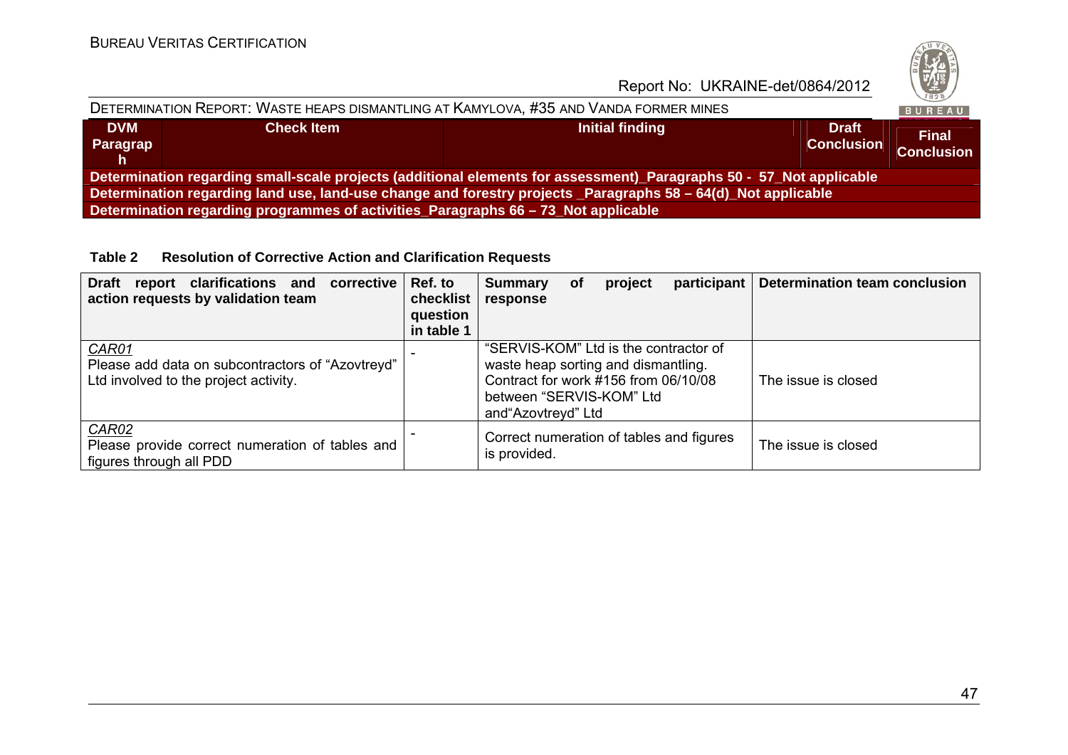| DVM Paragraph | Check Item | Initial finding | Draft Conclusion | Final Conclusion |
|---|---|---|---|---|
| **Determination regarding small-scale projects (additional elements for assessment)_Paragraphs 50 - 57_Not applicable** | | | | |
| **Determination regarding land use, land-use change and forestry projects _Paragraphs 58 – 64(d)_Not applicable** | | | | |
| **Determination regarding programmes of activities_Paragraphs 66 – 73_Not applicable** | | | | |

**Table 2 Resolution of Corrective Action and Clarification Requests**

| Draft report clarifications and corrective action requests by validation team | Ref. to checklist question in table 1 | Summary of project participant response | Determination team conclusion |
|---|---|---|---|
| *CAR01*<br>Please add data on subcontractors of "Azovtreyd" Ltd involved to the project activity. | - | "SERVIS-KOM" Ltd is the contractor of waste heap sorting and dismantling. Contract for work #156 from 06/10/08 between "SERVIS-KOM" Ltd and"Azovtreyd" Ltd | The issue is closed |
| *CAR02*<br>Please provide correct numeration of tables and figures through all PDD | - | Correct numeration of tables and figures is provided. | The issue is closed |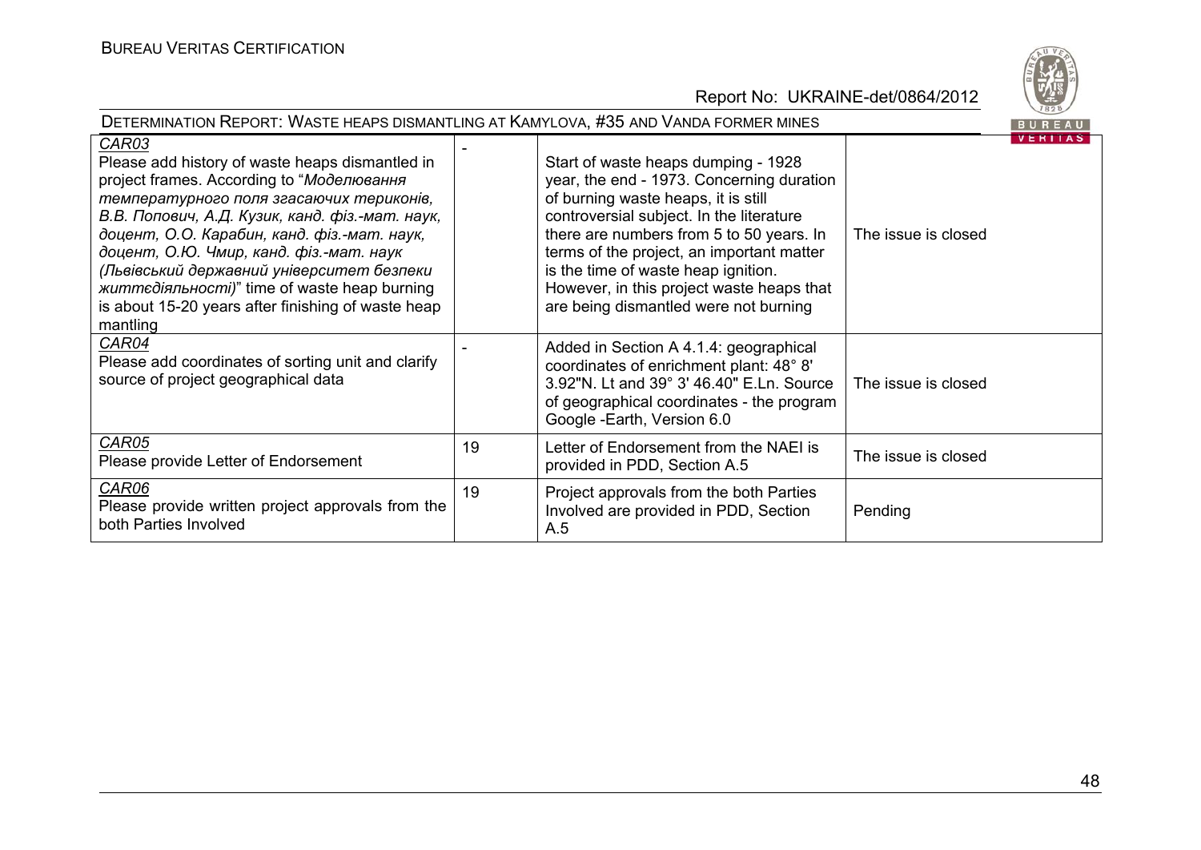| | | | |
|---|---|---|---|
| *CAR03*<br>Please add history of waste heaps dismantled in project frames. According to "*Моделювання температурного поля згасаючих териконів, В.В. Попович, А.Д. Кузик, канд. фіз.-мат. наук, доцент, О.О. Карабин, канд. фіз.-мат. наук, доцент, О.Ю. Чмир, канд. фіз.-мат. наук (Львівський державний університет безпеки життєдіяльності)*" time of waste heap burning is about 15-20 years after finishing of waste heap mantling | - | Start of waste heaps dumping - 1928 year, the end - 1973. Concerning duration of burning waste heaps, it is still controversial subject. In the literature there are numbers from 5 to 50 years. In terms of the project, an important matter is the time of waste heap ignition. However, in this project waste heaps that are being dismantled were not burning | The issue is closed |
| *CAR04*<br>Please add coordinates of sorting unit and clarify source of project geographical data | - | Added in Section A 4.1.4: geographical coordinates of enrichment plant: 48° 8' 3.92"N. Lt and 39° 3' 46.40" E.Ln. Source of geographical coordinates - the program Google -Earth, Version 6.0 | The issue is closed |
| *CAR05*<br>Please provide Letter of Endorsement | 19 | Letter of Endorsement from the NAEI is provided in PDD, Section A.5 | The issue is closed |
| *CAR06*<br>Please provide written project approvals from the both Parties Involved | 19 | Project approvals from the both Parties Involved are provided in PDD, Section A.5 | Pending |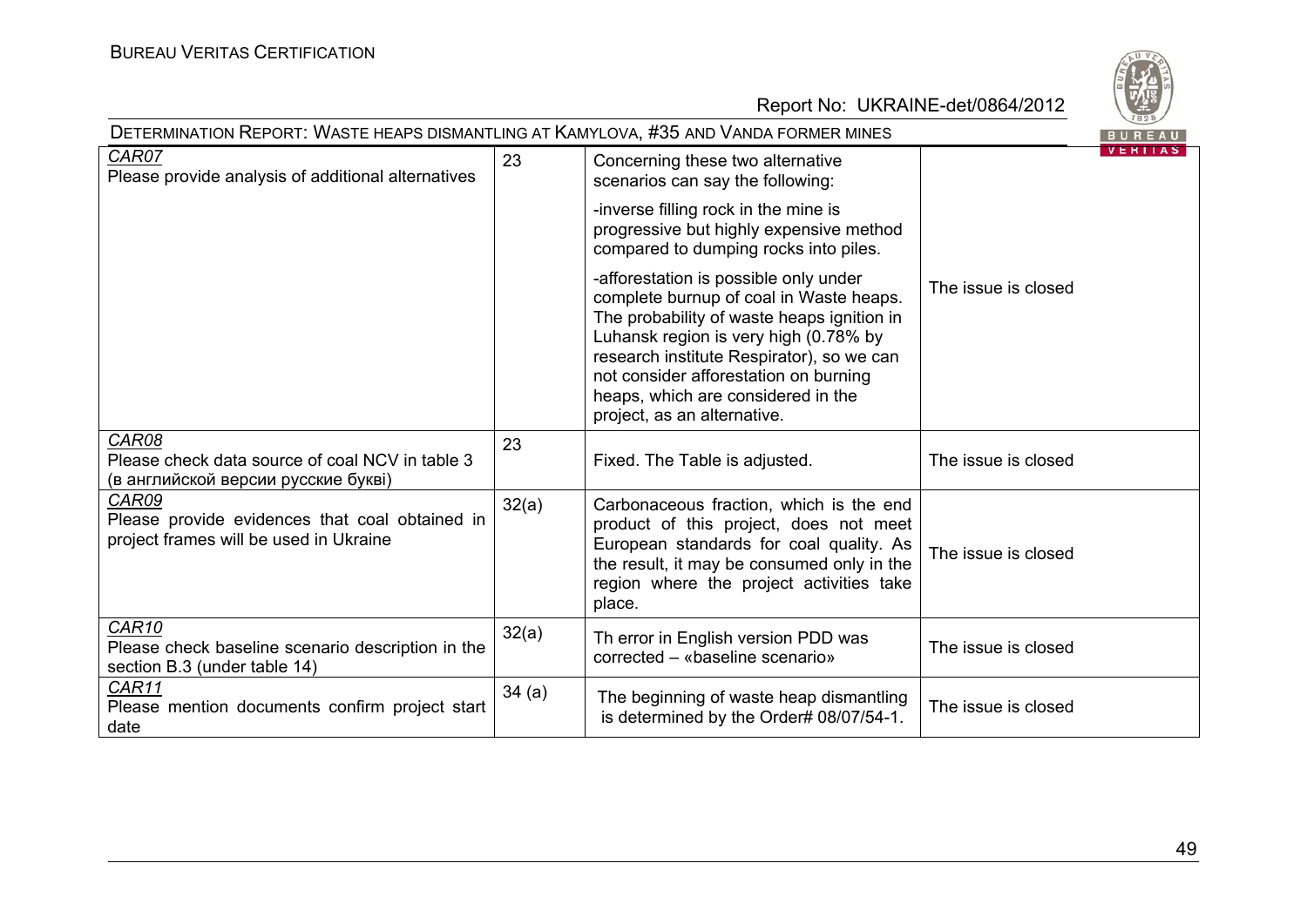| CAR07<br>Please provide analysis of additional alternatives | 23 | Concerning these two alternative scenarios can say the following:<br><br>-inverse filling rock in the mine is progressive but highly expensive method compared to dumping rocks into piles.<br><br>-afforestation is possible only under complete burnup of coal in Waste heaps. The probability of waste heaps ignition in Luhansk region is very high (0.78% by research institute Respirator), so we can not consider afforestation on burning heaps, which are considered in the project, as an alternative. | The issue is closed |
|---|---|---|---|
| CAR08<br>Please check data source of coal NCV in table 3 (в английской версии русские букві) | 23 | Fixed. The Table is adjusted. | The issue is closed |
| CAR09<br>Please provide evidences that coal obtained in project frames will be used in Ukraine | 32(a) | Carbonaceous fraction, which is the end product of this project, does not meet European standards for coal quality. As the result, it may be consumed only in the region where the project activities take place. | The issue is closed |
| CAR10<br>Please check baseline scenario description in the section B.3 (under table 14) | 32(a) | Th error in English version PDD was corrected – «baseline scenario» | The issue is closed |
| CAR11<br>Please mention documents confirm project start date | 34 (a) | The beginning of waste heap dismantling is determined by the Order# 08/07/54-1. | The issue is closed |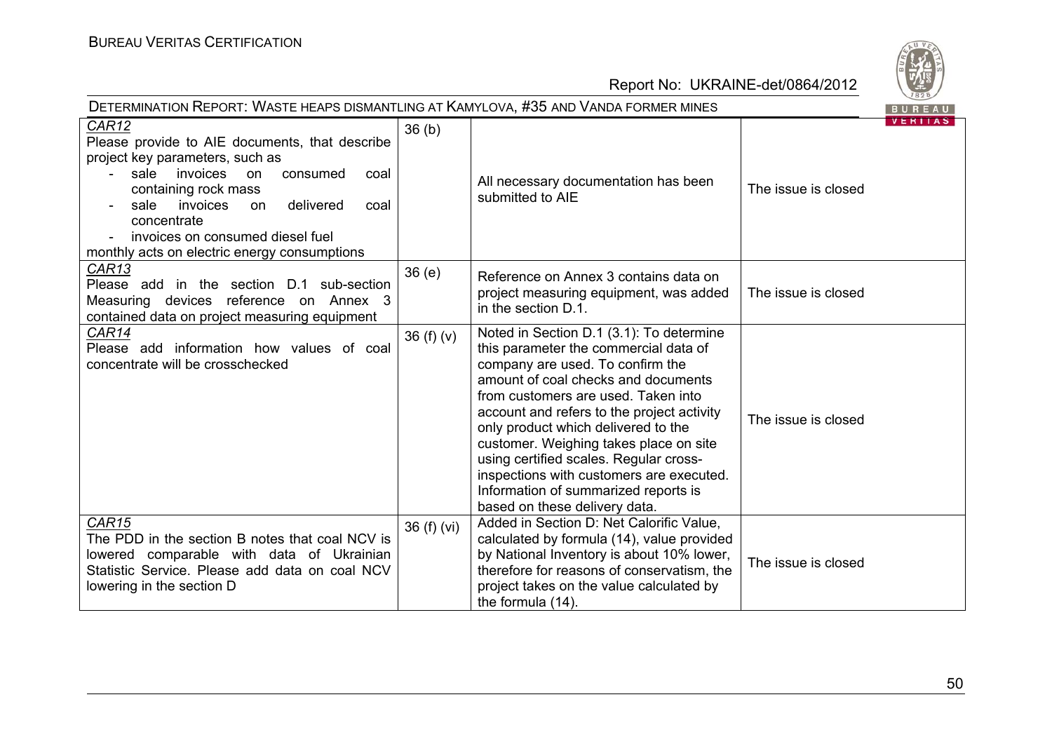| | | | |
|---|---|---|---|
| *CAR12*<br>Please provide to AIE documents, that describe project key parameters, such as<br>- sale invoices on consumed coal containing rock mass<br>- sale invoices on delivered coal concentrate<br>- invoices on consumed diesel fuel<br>monthly acts on electric energy consumptions | 36 (b) | All necessary documentation has been submitted to AIE | The issue is closed |
| *CAR13*<br>Please add in the section D.1 sub-section Measuring devices reference on Annex 3 contained data on project measuring equipment | 36 (e) | Reference on Annex 3 contains data on project measuring equipment, was added in the section D.1. | The issue is closed |
| *CAR14*<br>Please add information how values of coal concentrate will be crosschecked | 36 (f) (v) | Noted in Section D.1 (3.1): To determine this parameter the commercial data of company are used. To confirm the amount of coal checks and documents from customers are used. Taken into account and refers to the project activity only product which delivered to the customer. Weighing takes place on site using certified scales. Regular cross-inspections with customers are executed. Information of summarized reports is based on these delivery data. | The issue is closed |
| *CAR15*<br>The PDD in the section B notes that coal NCV is lowered comparable with data of Ukrainian Statistic Service. Please add data on coal NCV lowering in the section D | 36 (f) (vi) | Added in Section D: Net Calorific Value, calculated by formula (14), value provided by National Inventory is about 10% lower, therefore for reasons of conservatism, the project takes on the value calculated by the formula (14). | The issue is closed |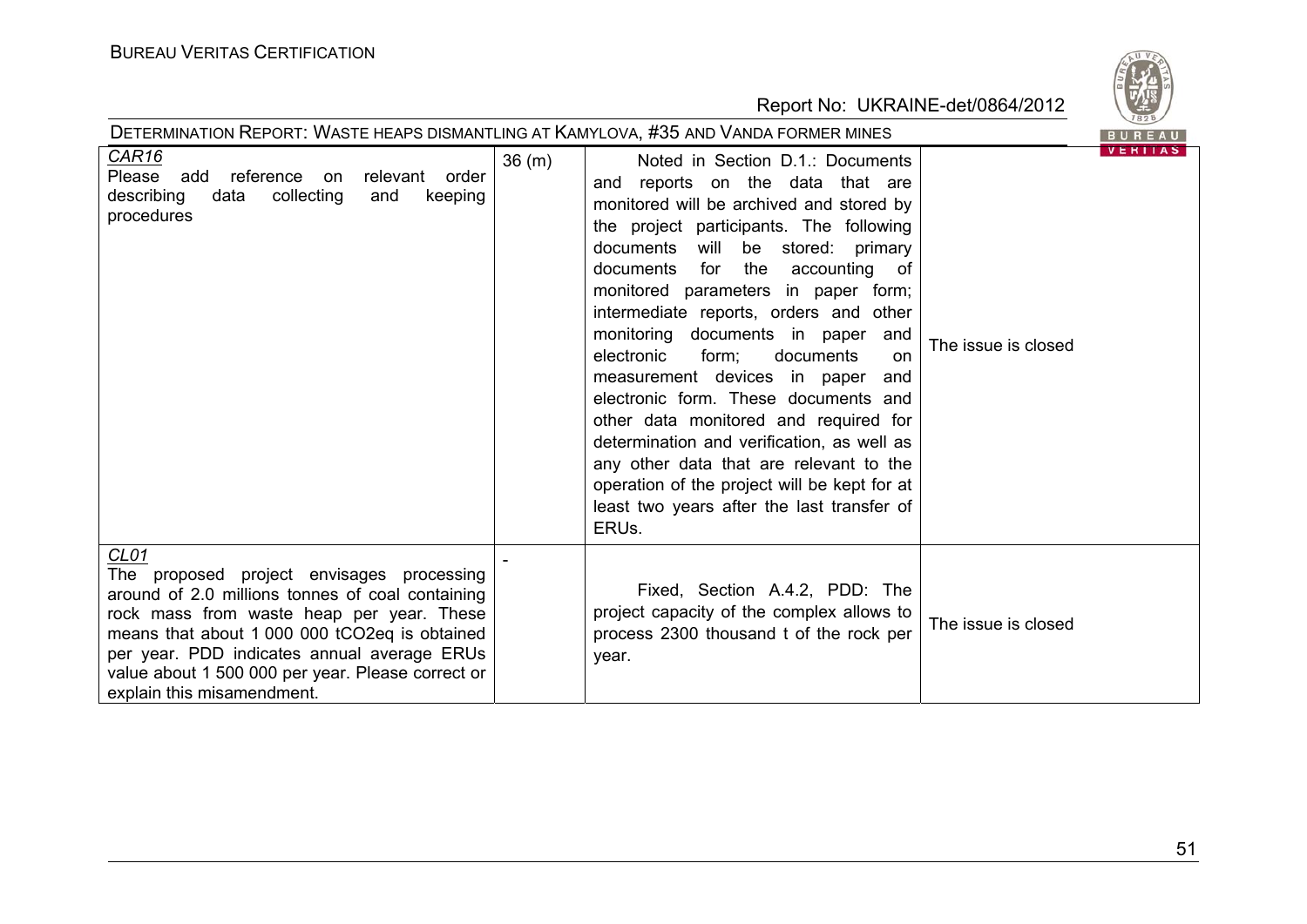| | | | |
|---|---|---|---|
| *CAR16*<br>Please add reference on relevant order describing data collecting and keeping procedures | 36 (m) | Noted in Section D.1.: Documents and reports on the data that are monitored will be archived and stored by the project participants. The following documents will be stored: primary documents for the accounting of monitored parameters in paper form; intermediate reports, orders and other monitoring documents in paper and electronic form; documents on measurement devices in paper and electronic form. These documents and other data monitored and required for determination and verification, as well as any other data that are relevant to the operation of the project will be kept for at least two years after the last transfer of ERUs. | The issue is closed |
| *CL01*<br>The proposed project envisages processing around of 2.0 millions tonnes of coal containing rock mass from waste heap per year. These means that about 1 000 000 tCO2eq is obtained per year. PDD indicates annual average ERUs value about 1 500 000 per year. Please correct or explain this misamendment. | - | Fixed, Section A.4.2, PDD: The project capacity of the complex allows to process 2300 thousand t of the rock per year. | The issue is closed |